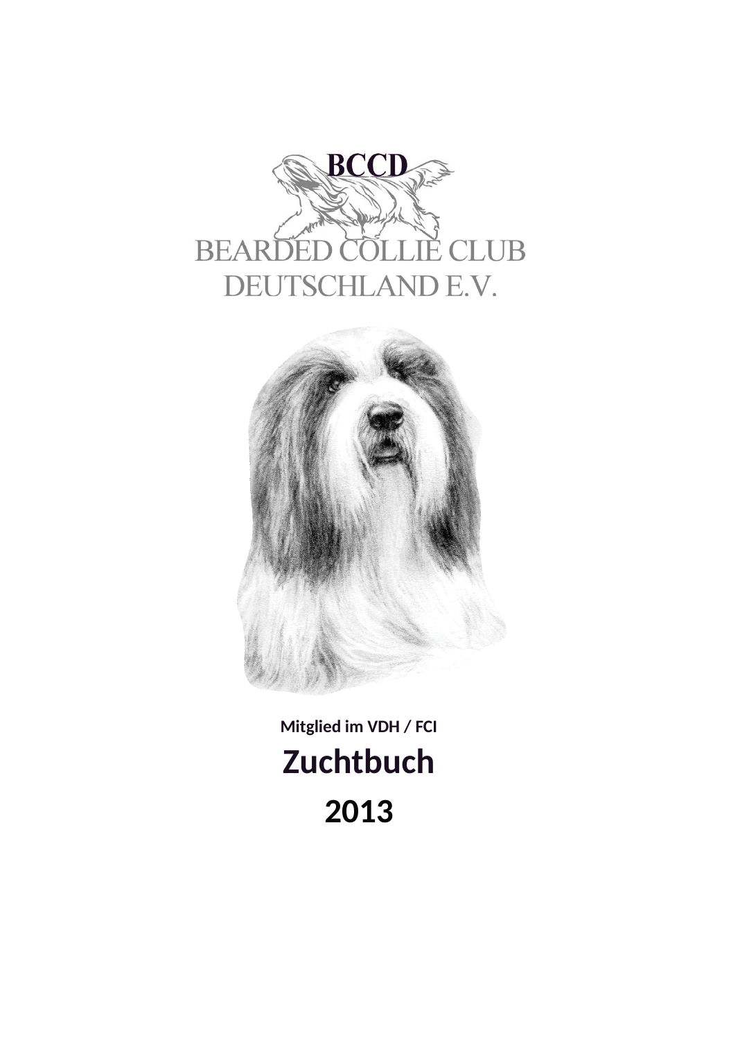BCCD

BEARDED COLLIE CLUB
DEUTSCHLAND E.V.

**Mitglied im VDH / FCI**

# Zuchtbuch

# 2013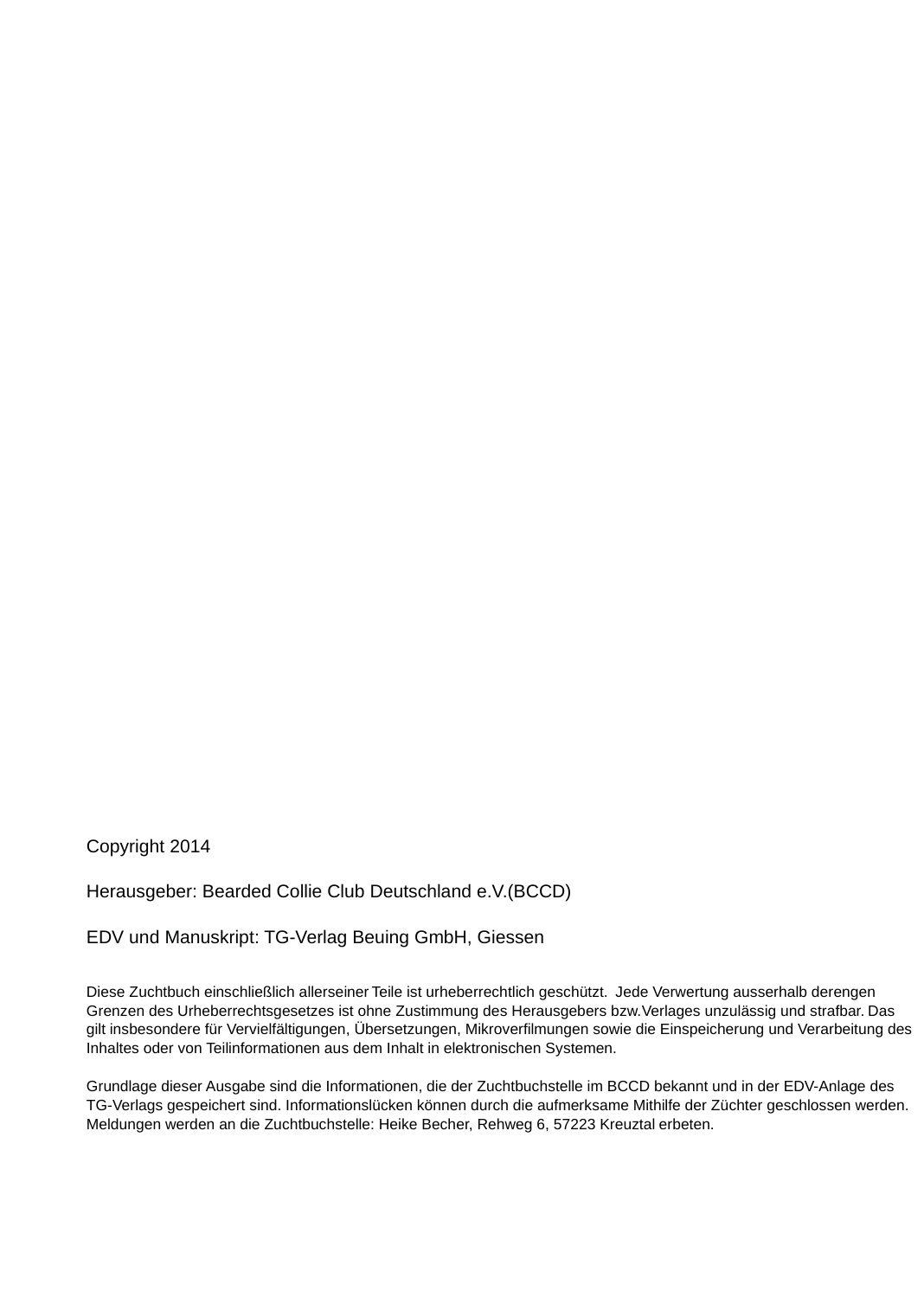Copyright 2014

Herausgeber: Bearded Collie Club Deutschland e.V.(BCCD)

EDV und Manuskript: TG-Verlag Beuing GmbH, Giessen

Diese Zuchtbuch einschließlich allerseiner Teile ist urheberrechtlich geschützt. Jede Verwertung ausserhalb derengen Grenzen des Urheberrechtsgesetzes ist ohne Zustimmung des Herausgebers bzw.Verlages unzulässig und strafbar. Das gilt insbesondere für Vervielfältigungen, Übersetzungen, Mikroverfilmungen sowie die Einspeicherung und Verarbeitung des Inhaltes oder von Teilinformationen aus dem Inhalt in elektronischen Systemen.

Grundlage dieser Ausgabe sind die Informationen, die der Zuchtbuchstelle im BCCD bekannt und in der EDV-Anlage des TG-Verlags gespeichert sind. Informationslücken können durch die aufmerksame Mithilfe der Züchter geschlossen werden. Meldungen werden an die Zuchtbuchstelle: Heike Becher, Rehweg 6, 57223 Kreuztal erbeten.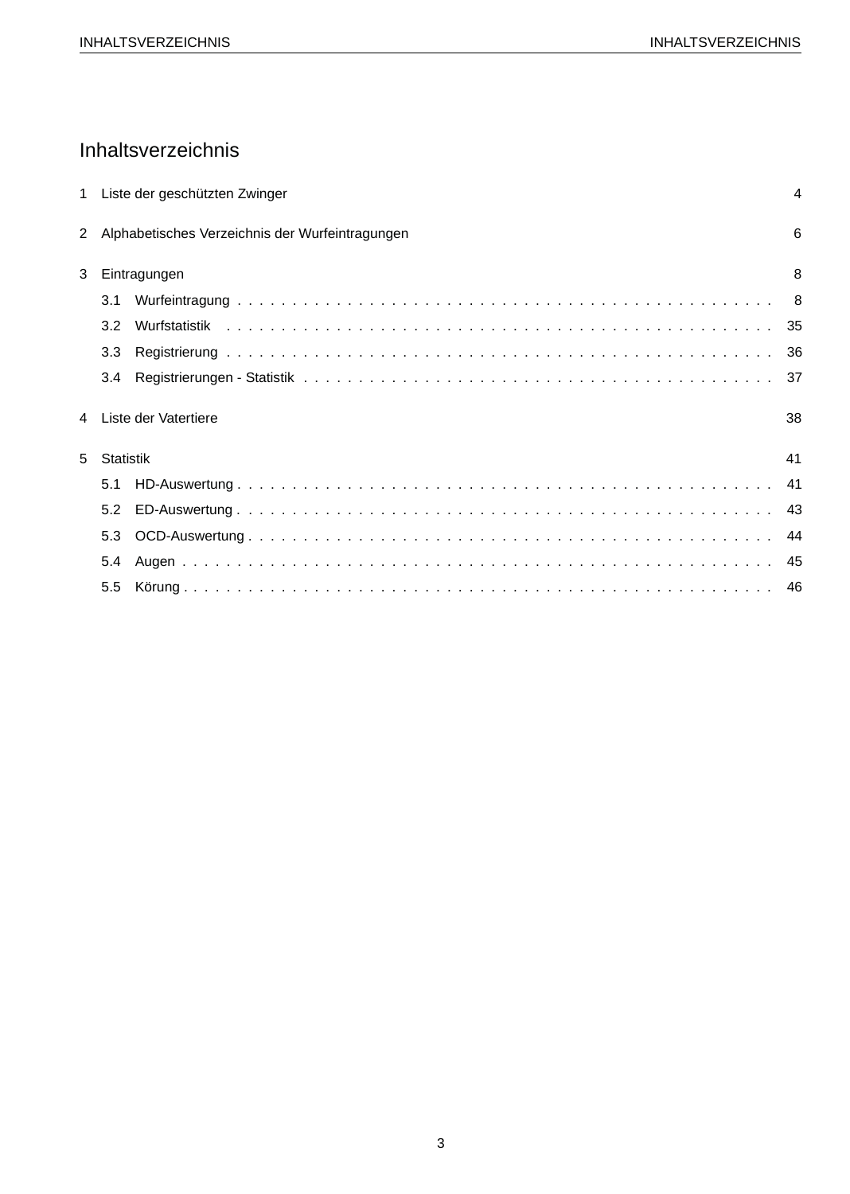# Inhaltsverzeichnis

1 Liste der geschützten Zwinger . . . 4

2 Alphabetisches Verzeichnis der Wurfeintragungen . . . 6

3 Eintragungen . . . 8

- 3.1 Wurfeintragung . . . 8
- 3.2 Wurfstatistik . . . 35
- 3.3 Registrierung . . . 36
- 3.4 Registrierungen - Statistik . . . 37

4 Liste der Vatertiere . . . 38

5 Statistik . . . 41

- 5.1 HD-Auswertung . . . 41
- 5.2 ED-Auswertung . . . 43
- 5.3 OCD-Auswertung . . . 44
- 5.4 Augen . . . 45
- 5.5 Körung . . . 46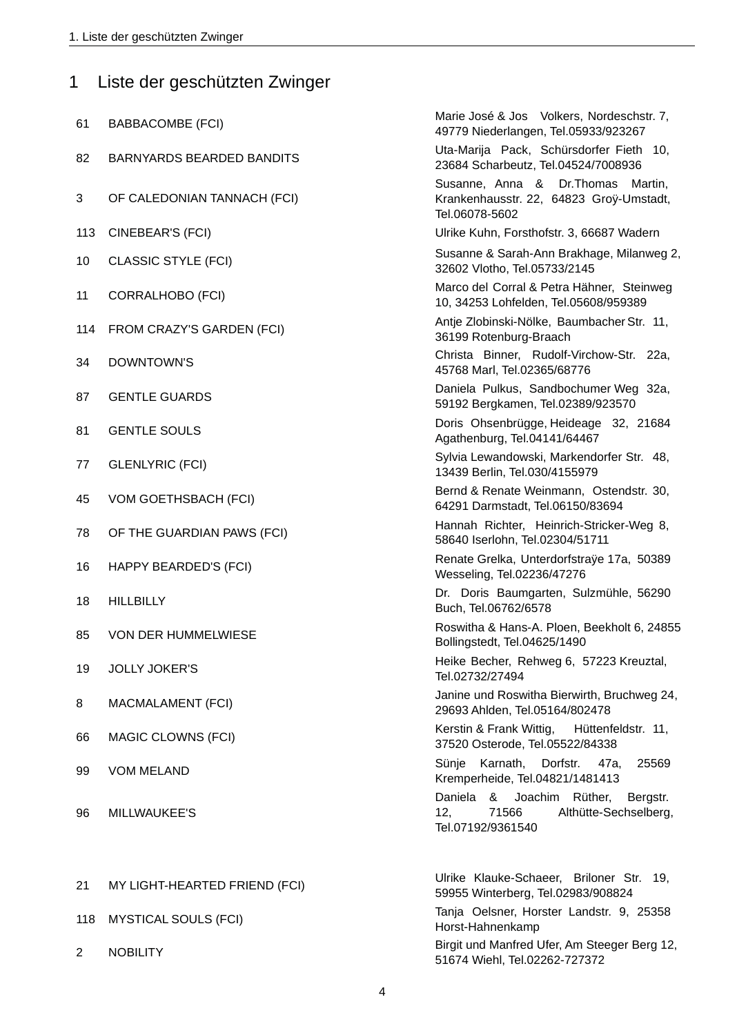# 1 Liste der geschützten Zwinger

| | | |
|---|---|---|
| 61 | BABBACOMBE (FCI) | Marie José & Jos Volkers, Nordeschstr. 7, 49779 Niederlangen, Tel.05933/923267 |
| 82 | BARNYARDS BEARDED BANDITS | Uta-Marija Pack, Schürsdorfer Fieth 10, 23684 Scharbeutz, Tel.04524/7008936 |
| 3 | OF CALEDONIAN TANNACH (FCI) | Susanne, Anna & Dr.Thomas Martin, Krankenhausstr. 22, 64823 Groÿ-Umstadt, Tel.06078-5602 |
| 113 | CINEBEAR'S (FCI) | Ulrike Kuhn, Forsthofstr. 3, 66687 Wadern |
| 10 | CLASSIC STYLE (FCI) | Susanne & Sarah-Ann Brakhage, Milanweg 2, 32602 Vlotho, Tel.05733/2145 |
| 11 | CORRALHOBO (FCI) | Marco del Corral & Petra Hähner, Steinweg 10, 34253 Lohfelden, Tel.05608/959389 |
| 114 | FROM CRAZY'S GARDEN (FCI) | Antje Zlobinski-Nölke, Baumbacher Str. 11, 36199 Rotenburg-Braach |
| 34 | DOWNTOWN'S | Christa Binner, Rudolf-Virchow-Str. 22a, 45768 Marl, Tel.02365/68776 |
| 87 | GENTLE GUARDS | Daniela Pulkus, Sandbochumer Weg 32a, 59192 Bergkamen, Tel.02389/923570 |
| 81 | GENTLE SOULS | Doris Ohsenbrügge, Heideage 32, 21684 Agathenburg, Tel.04141/64467 |
| 77 | GLENLYRIC (FCI) | Sylvia Lewandowski, Markendorfer Str. 48, 13439 Berlin, Tel.030/4155979 |
| 45 | VOM GOETHSBACH (FCI) | Bernd & Renate Weinmann, Ostendstr. 30, 64291 Darmstadt, Tel.06150/83694 |
| 78 | OF THE GUARDIAN PAWS (FCI) | Hannah Richter, Heinrich-Stricker-Weg 8, 58640 Iserlohn, Tel.02304/51711 |
| 16 | HAPPY BEARDED'S (FCI) | Renate Grelka, Unterdorfstraÿe 17a, 50389 Wesseling, Tel.02236/47276 |
| 18 | HILLBILLY | Dr. Doris Baumgarten, Sulzmühle, 56290 Buch, Tel.06762/6578 |
| 85 | VON DER HUMMELWIESE | Roswitha & Hans-A. Ploen, Beekholt 6, 24855 Bollingstedt, Tel.04625/1490 |
| 19 | JOLLY JOKER'S | Heike Becher, Rehweg 6, 57223 Kreuztal, Tel.02732/27494 |
| 8 | MACMALAMENT (FCI) | Janine und Roswitha Bierwirth, Bruchweg 24, 29693 Ahlden, Tel.05164/802478 |
| 66 | MAGIC CLOWNS (FCI) | Kerstin & Frank Wittig, Hüttenfeldstr. 11, 37520 Osterode, Tel.05522/84338 |
| 99 | VOM MELAND | Sünje Karnath, Dorfstr. 47a, 25569 Kremperheide, Tel.04821/1481413 |
| 96 | MILLWAUKEE'S | Daniela & Joachim Rüther, Bergstr. 12, 71566 Althütte-Sechselberg, Tel.07192/9361540 |
| 21 | MY LIGHT-HEARTED FRIEND (FCI) | Ulrike Klauke-Schaeer, Briloner Str. 19, 59955 Winterberg, Tel.02983/908824 |
| 118 | MYSTICAL SOULS (FCI) | Tanja Oelsner, Horster Landstr. 9, 25358 Horst-Hahnenkamp |
| 2 | NOBILITY | Birgit und Manfred Ufer, Am Steeger Berg 12, 51674 Wiehl, Tel.02262-727372 |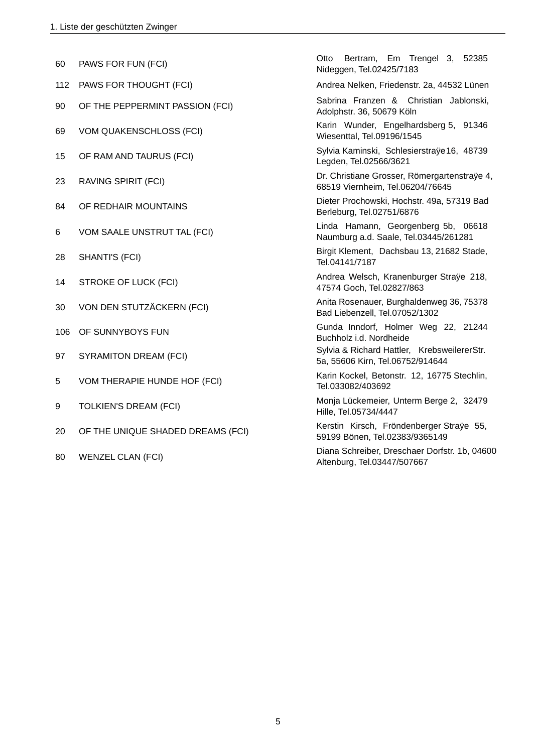| | | |
|---|---|---|
| 60 | PAWS FOR FUN (FCI) | Otto Bertram, Em Trengel 3, 52385 Nideggen, Tel.02425/7183 |
| 112 | PAWS FOR THOUGHT (FCI) | Andrea Nelken, Friedenstr. 2a, 44532 Lünen |
| 90 | OF THE PEPPERMINT PASSION (FCI) | Sabrina Franzen & Christian Jablonski, Adolphstr. 36, 50679 Köln |
| 69 | VOM QUAKENSCHLOSS (FCI) | Karin Wunder, Engelhardsberg 5, 91346 Wiesenttal, Tel.09196/1545 |
| 15 | OF RAM AND TAURUS (FCI) | Sylvia Kaminski, Schlesierstraÿe16, 48739 Legden, Tel.02566/3621 |
| 23 | RAVING SPIRIT (FCI) | Dr. Christiane Grosser, Römergartenstraÿe 4, 68519 Viernheim, Tel.06204/76645 |
| 84 | OF REDHAIR MOUNTAINS | Dieter Prochowski, Hochstr. 49a, 57319 Bad Berleburg, Tel.02751/6876 |
| 6 | VOM SAALE UNSTRUT TAL (FCI) | Linda Hamann, Georgenberg 5b, 06618 Naumburg a.d. Saale, Tel.03445/261281 |
| 28 | SHANTI'S (FCI) | Birgit Klement, Dachsbau 13, 21682 Stade, Tel.04141/7187 |
| 14 | STROKE OF LUCK (FCI) | Andrea Welsch, Kranenburger Straÿe 218, 47574 Goch, Tel.02827/863 |
| 30 | VON DEN STUTZÄCKERN (FCI) | Anita Rosenauer, Burghaldenweg 36, 75378 Bad Liebenzell, Tel.07052/1302 |
| 106 | OF SUNNYBOYS FUN | Gunda Inndorf, Holmer Weg 22, 21244 Buchholz i.d. Nordheide |
| 97 | SYRAMITON DREAM (FCI) | Sylvia & Richard Hattler, KrebsweilererStr. 5a, 55606 Kirn, Tel.06752/914644 |
| 5 | VOM THERAPIE HUNDE HOF (FCI) | Karin Kockel, Betonstr. 12, 16775 Stechlin, Tel.033082/403692 |
| 9 | TOLKIEN'S DREAM (FCI) | Monja Lückemeier, Unterm Berge 2, 32479 Hille, Tel.05734/4447 |
| 20 | OF THE UNIQUE SHADED DREAMS (FCI) | Kerstin Kirsch, Fröndenberger Straÿe 55, 59199 Bönen, Tel.02383/9365149 |
| 80 | WENZEL CLAN (FCI) | Diana Schreiber, Dreschaer Dorfstr. 1b, 04600 Altenburg, Tel.03447/507667 |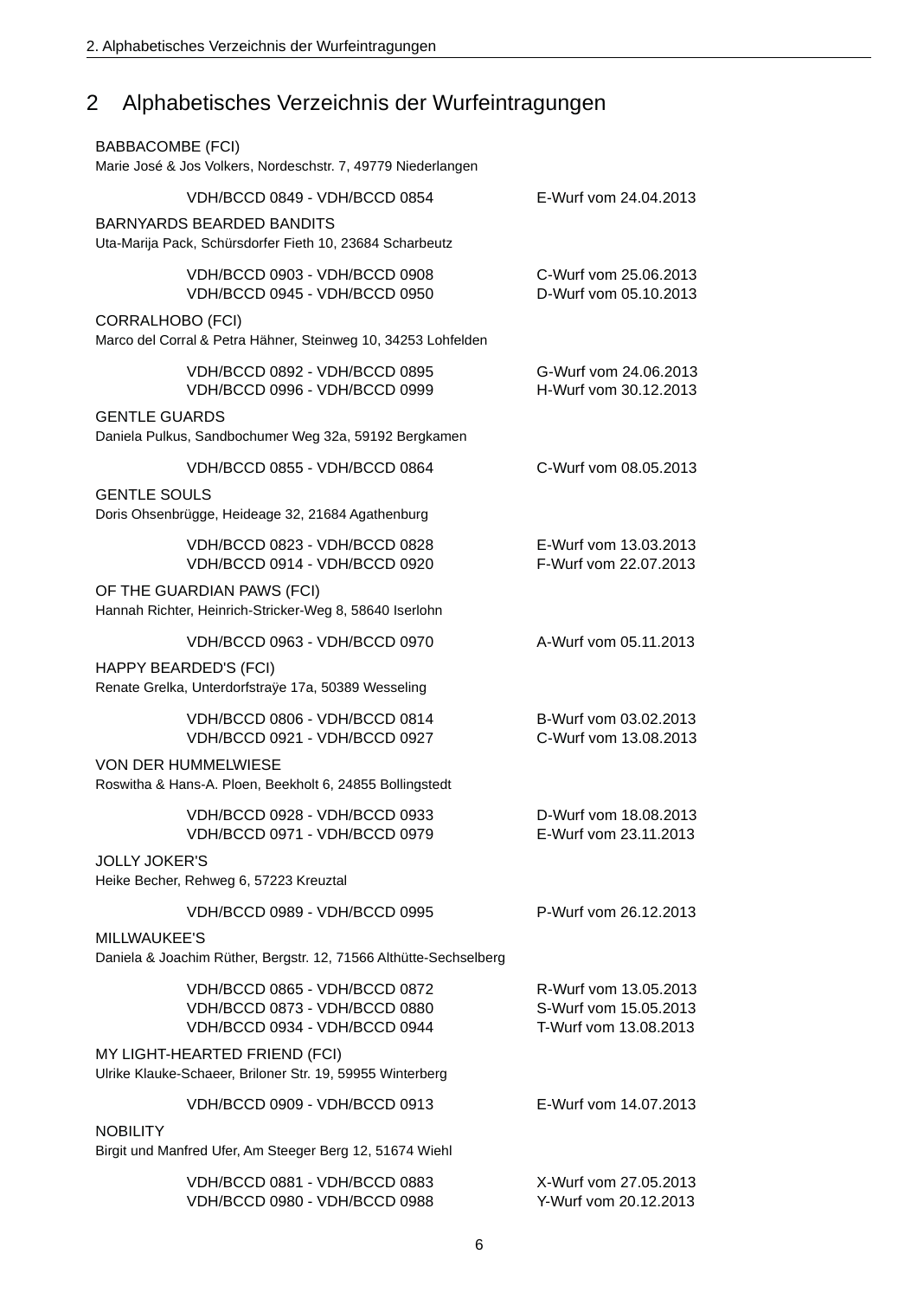# 2 Alphabetisches Verzeichnis der Wurfeintragungen

BABBACOMBE (FCI)
Marie José & Jos Volkers, Nordeschstr. 7, 49779 Niederlangen

| | |
|---|---|
| VDH/BCCD 0849 - VDH/BCCD 0854 | E-Wurf vom 24.04.2013 |

BARNYARDS BEARDED BANDITS
Uta-Marija Pack, Schürsdorfer Fieth 10, 23684 Scharbeutz

| | |
|---|---|
| VDH/BCCD 0903 - VDH/BCCD 0908 | C-Wurf vom 25.06.2013 |
| VDH/BCCD 0945 - VDH/BCCD 0950 | D-Wurf vom 05.10.2013 |

CORRALHOBO (FCI)
Marco del Corral & Petra Hähner, Steinweg 10, 34253 Lohfelden

| | |
|---|---|
| VDH/BCCD 0892 - VDH/BCCD 0895 | G-Wurf vom 24.06.2013 |
| VDH/BCCD 0996 - VDH/BCCD 0999 | H-Wurf vom 30.12.2013 |

GENTLE GUARDS
Daniela Pulkus, Sandbochumer Weg 32a, 59192 Bergkamen

| | |
|---|---|
| VDH/BCCD 0855 - VDH/BCCD 0864 | C-Wurf vom 08.05.2013 |

GENTLE SOULS
Doris Ohsenbrügge, Heideage 32, 21684 Agathenburg

| | |
|---|---|
| VDH/BCCD 0823 - VDH/BCCD 0828 | E-Wurf vom 13.03.2013 |
| VDH/BCCD 0914 - VDH/BCCD 0920 | F-Wurf vom 22.07.2013 |

OF THE GUARDIAN PAWS (FCI)
Hannah Richter, Heinrich-Stricker-Weg 8, 58640 Iserlohn

| | |
|---|---|
| VDH/BCCD 0963 - VDH/BCCD 0970 | A-Wurf vom 05.11.2013 |

HAPPY BEARDED'S (FCI)
Renate Grelka, Unterdorfstraÿe 17a, 50389 Wesseling

| | |
|---|---|
| VDH/BCCD 0806 - VDH/BCCD 0814 | B-Wurf vom 03.02.2013 |
| VDH/BCCD 0921 - VDH/BCCD 0927 | C-Wurf vom 13.08.2013 |

VON DER HUMMELWIESE
Roswitha & Hans-A. Ploen, Beekholt 6, 24855 Bollingstedt

| | |
|---|---|
| VDH/BCCD 0928 - VDH/BCCD 0933 | D-Wurf vom 18.08.2013 |
| VDH/BCCD 0971 - VDH/BCCD 0979 | E-Wurf vom 23.11.2013 |

JOLLY JOKER'S
Heike Becher, Rehweg 6, 57223 Kreuztal

| | |
|---|---|
| VDH/BCCD 0989 - VDH/BCCD 0995 | P-Wurf vom 26.12.2013 |

MILLWAUKEE'S
Daniela & Joachim Rüther, Bergstr. 12, 71566 Althütte-Sechselberg

| | |
|---|---|
| VDH/BCCD 0865 - VDH/BCCD 0872 | R-Wurf vom 13.05.2013 |
| VDH/BCCD 0873 - VDH/BCCD 0880 | S-Wurf vom 15.05.2013 |
| VDH/BCCD 0934 - VDH/BCCD 0944 | T-Wurf vom 13.08.2013 |

MY LIGHT-HEARTED FRIEND (FCI)
Ulrike Klauke-Schaeer, Briloner Str. 19, 59955 Winterberg

| | |
|---|---|
| VDH/BCCD 0909 - VDH/BCCD 0913 | E-Wurf vom 14.07.2013 |

NOBILITY
Birgit und Manfred Ufer, Am Steeger Berg 12, 51674 Wiehl

| | |
|---|---|
| VDH/BCCD 0881 - VDH/BCCD 0883 | X-Wurf vom 27.05.2013 |
| VDH/BCCD 0980 - VDH/BCCD 0988 | Y-Wurf vom 20.12.2013 |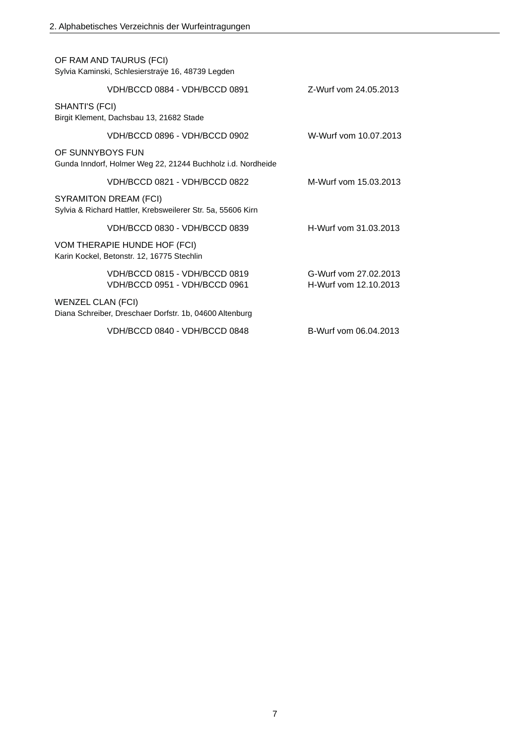OF RAM AND TAURUS (FCI)
Sylvia Kaminski, Schlesierstraÿe 16, 48739 Legden

| | |
|---|---|
| VDH/BCCD 0884 - VDH/BCCD 0891 | Z-Wurf vom 24.05.2013 |

SHANTI'S (FCI)
Birgit Klement, Dachsbau 13, 21682 Stade

| | |
|---|---|
| VDH/BCCD 0896 - VDH/BCCD 0902 | W-Wurf vom 10.07.2013 |

OF SUNNYBOYS FUN
Gunda Inndorf, Holmer Weg 22, 21244 Buchholz i.d. Nordheide

| | |
|---|---|
| VDH/BCCD 0821 - VDH/BCCD 0822 | M-Wurf vom 15.03.2013 |

SYRAMITON DREAM (FCI)
Sylvia & Richard Hattler, Krebsweilerer Str. 5a, 55606 Kirn

| | |
|---|---|
| VDH/BCCD 0830 - VDH/BCCD 0839 | H-Wurf vom 31.03.2013 |

VOM THERAPIE HUNDE HOF (FCI)
Karin Kockel, Betonstr. 12, 16775 Stechlin

| | |
|---|---|
| VDH/BCCD 0815 - VDH/BCCD 0819 | G-Wurf vom 27.02.2013 |
| VDH/BCCD 0951 - VDH/BCCD 0961 | H-Wurf vom 12.10.2013 |

WENZEL CLAN (FCI)
Diana Schreiber, Dreschaer Dorfstr. 1b, 04600 Altenburg

| | |
|---|---|
| VDH/BCCD 0840 - VDH/BCCD 0848 | B-Wurf vom 06.04.2013 |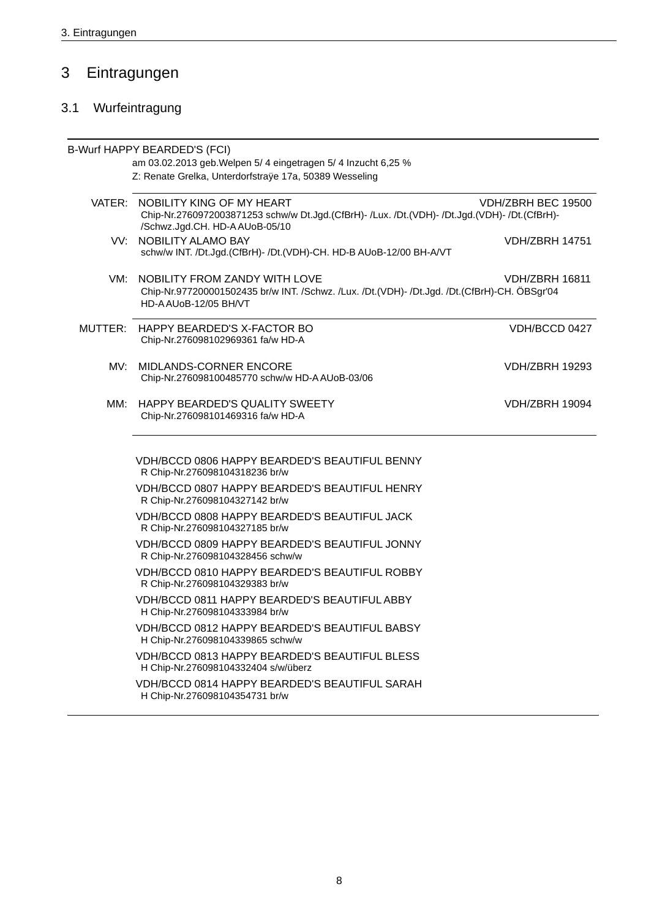# 3 Eintragungen

## 3.1 Wurfeintragung

B-Wurf HAPPY BEARDED'S (FCI)
am 03.02.2013 geb.Welpen 5/ 4 eingetragen 5/ 4 Inzucht 6,25 %
Z: Renate Grelka, Unterdorfstraÿe 17a, 50389 Wesseling

VATER: NOBILITY KING OF MY HEART — VDH/ZBRH BEC 19500
Chip-Nr.2760972003871253 schw/w Dt.Jgd.(CfBrH)- /Lux. /Dt.(VDH)- /Dt.Jgd.(VDH)- /Dt.(CfBrH)- /Schwz.Jgd.CH. HD-A AUoB-05/10

VV: NOBILITY ALAMO BAY — VDH/ZBRH 14751
schw/w INT. /Dt.Jgd.(CfBrH)- /Dt.(VDH)-CH. HD-B AUoB-12/00 BH-A/VT

VM: NOBILITY FROM ZANDY WITH LOVE — VDH/ZBRH 16811
Chip-Nr.977200001502435 br/w INT. /Schwz. /Lux. /Dt.(VDH)- /Dt.Jgd. /Dt.(CfBrH)-CH. ÖBSgr'04 HD-A AUoB-12/05 BH/VT

MUTTER: HAPPY BEARDED'S X-FACTOR BO — VDH/BCCD 0427
Chip-Nr.276098102969361 fa/w HD-A

MV: MIDLANDS-CORNER ENCORE — VDH/ZBRH 19293
Chip-Nr.276098100485770 schw/w HD-A AUoB-03/06

MM: HAPPY BEARDED'S QUALITY SWEETY — VDH/ZBRH 19094
Chip-Nr.276098101469316 fa/w HD-A

VDH/BCCD 0806 HAPPY BEARDED'S BEAUTIFUL BENNY
R Chip-Nr.276098104318236 br/w

VDH/BCCD 0807 HAPPY BEARDED'S BEAUTIFUL HENRY
R Chip-Nr.276098104327142 br/w

VDH/BCCD 0808 HAPPY BEARDED'S BEAUTIFUL JACK
R Chip-Nr.276098104327185 br/w

VDH/BCCD 0809 HAPPY BEARDED'S BEAUTIFUL JONNY
R Chip-Nr.276098104328456 schw/w

VDH/BCCD 0810 HAPPY BEARDED'S BEAUTIFUL ROBBY
R Chip-Nr.276098104329383 br/w

VDH/BCCD 0811 HAPPY BEARDED'S BEAUTIFUL ABBY
H Chip-Nr.276098104333984 br/w

VDH/BCCD 0812 HAPPY BEARDED'S BEAUTIFUL BABSY
H Chip-Nr.276098104339865 schw/w

VDH/BCCD 0813 HAPPY BEARDED'S BEAUTIFUL BLESS
H Chip-Nr.276098104332404 s/w/überz

VDH/BCCD 0814 HAPPY BEARDED'S BEAUTIFUL SARAH
H Chip-Nr.276098104354731 br/w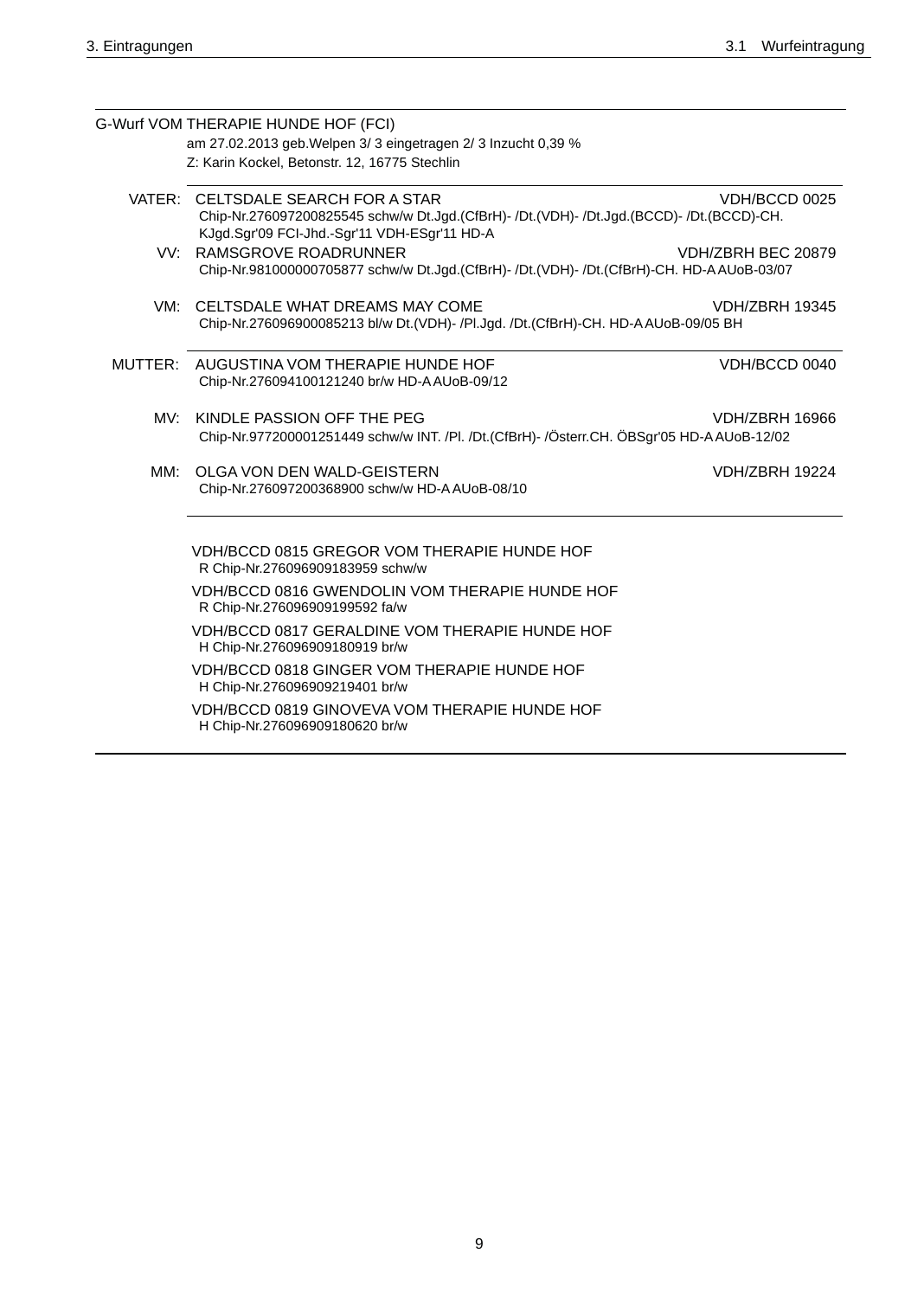G-Wurf VOM THERAPIE HUNDE HOF (FCI)

am 27.02.2013 geb.Welpen 3/ 3 eingetragen 2/ 3 Inzucht 0,39 %

Z: Karin Kockel, Betonstr. 12, 16775 Stechlin

---

VATER: CELTSDALE SEARCH FOR A STAR — VDH/BCCD 0025
Chip-Nr.276097200825545 schw/w Dt.Jgd.(CfBrH)- /Dt.(VDH)- /Dt.Jgd.(BCCD)- /Dt.(BCCD)-CH. KJgd.Sgr'09 FCI-Jhd.-Sgr'11 VDH-ESgr'11 HD-A

VV: RAMSGROVE ROADRUNNER — VDH/ZBRH BEC 20879
Chip-Nr.981000000705877 schw/w Dt.Jgd.(CfBrH)- /Dt.(VDH)- /Dt.(CfBrH)-CH. HD-A AUoB-03/07

VM: CELTSDALE WHAT DREAMS MAY COME — VDH/ZBRH 19345
Chip-Nr.276096900085213 bl/w Dt.(VDH)- /Pl.Jgd. /Dt.(CfBrH)-CH. HD-A AUoB-09/05 BH

---

MUTTER: AUGUSTINA VOM THERAPIE HUNDE HOF — VDH/BCCD 0040
Chip-Nr.276094100121240 br/w HD-A AUoB-09/12

MV: KINDLE PASSION OFF THE PEG — VDH/ZBRH 16966
Chip-Nr.977200001251449 schw/w INT. /Pl. /Dt.(CfBrH)- /Österr.CH. ÖBSgr'05 HD-A AUoB-12/02

MM: OLGA VON DEN WALD-GEISTERN — VDH/ZBRH 19224
Chip-Nr.276097200368900 schw/w HD-A AUoB-08/10

---

VDH/BCCD 0815 GREGOR VOM THERAPIE HUNDE HOF
R Chip-Nr.276096909183959 schw/w

VDH/BCCD 0816 GWENDOLIN VOM THERAPIE HUNDE HOF
R Chip-Nr.276096909199592 fa/w

VDH/BCCD 0817 GERALDINE VOM THERAPIE HUNDE HOF
H Chip-Nr.276096909180919 br/w

VDH/BCCD 0818 GINGER VOM THERAPIE HUNDE HOF
H Chip-Nr.276096909219401 br/w

VDH/BCCD 0819 GINOVEVA VOM THERAPIE HUNDE HOF
H Chip-Nr.276096909180620 br/w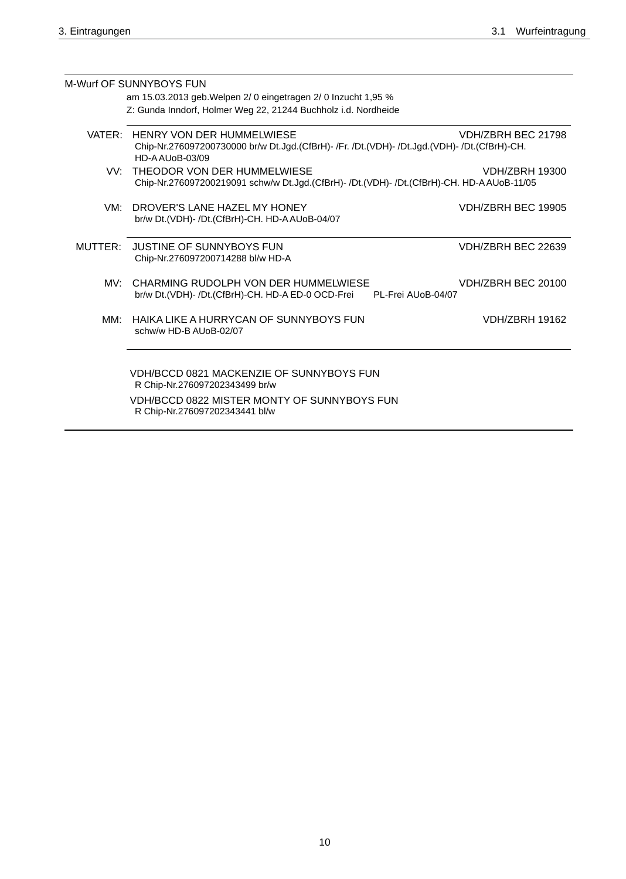M-Wurf OF SUNNYBOYS FUN

am 15.03.2013 geb.Welpen 2/ 0 eingetragen 2/ 0 Inzucht 1,95 %

Z: Gunda Inndorf, Holmer Weg 22, 21244 Buchholz i.d. Nordheide

VATER: HENRY VON DER HUMMELWIESE — VDH/ZBRH BEC 21798
Chip-Nr.276097200730000 br/w Dt.Jgd.(CfBrH)- /Fr. /Dt.(VDH)- /Dt.Jgd.(VDH)- /Dt.(CfBrH)-CH. HD-A AUoB-03/09

VV: THEODOR VON DER HUMMELWIESE — VDH/ZBRH 19300
Chip-Nr.276097200219091 schw/w Dt.Jgd.(CfBrH)- /Dt.(VDH)- /Dt.(CfBrH)-CH. HD-A AUoB-11/05

VM: DROVER'S LANE HAZEL MY HONEY — VDH/ZBRH BEC 19905
br/w Dt.(VDH)- /Dt.(CfBrH)-CH. HD-A AUoB-04/07

MUTTER: JUSTINE OF SUNNYBOYS FUN — VDH/ZBRH BEC 22639
Chip-Nr.276097200714288 bl/w HD-A

MV: CHARMING RUDOLPH VON DER HUMMELWIESE — VDH/ZBRH BEC 20100
br/w Dt.(VDH)- /Dt.(CfBrH)-CH. HD-A ED-0 OCD-Frei PL-Frei AUoB-04/07

MM: HAIKA LIKE A HURRYCAN OF SUNNYBOYS FUN — VDH/ZBRH 19162
schw/w HD-B AUoB-02/07

VDH/BCCD 0821 MACKENZIE OF SUNNYBOYS FUN
R Chip-Nr.276097202343499 br/w

VDH/BCCD 0822 MISTER MONTY OF SUNNYBOYS FUN
R Chip-Nr.276097202343441 bl/w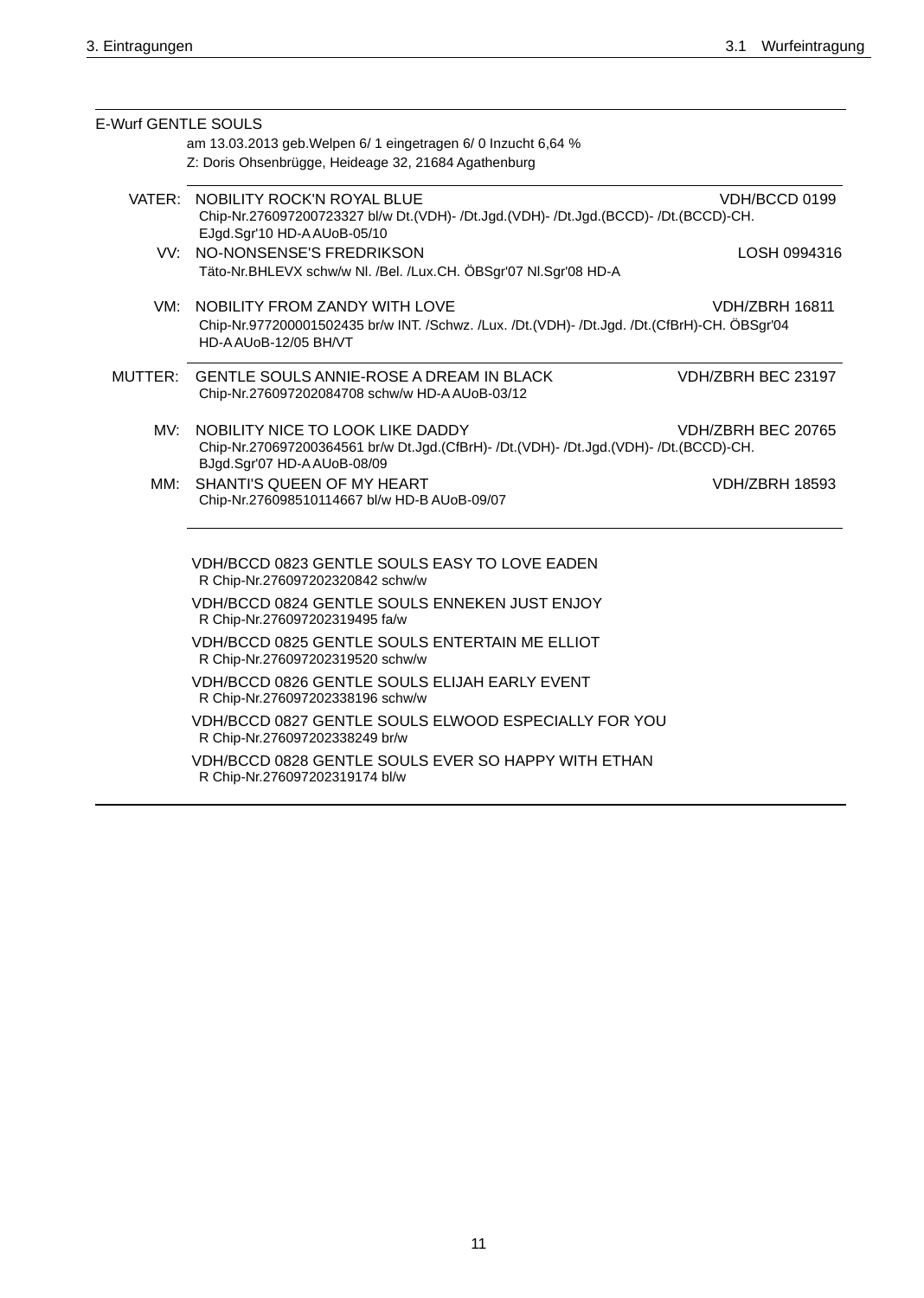E-Wurf GENTLE SOULS

am 13.03.2013 geb.Welpen 6/ 1 eingetragen 6/ 0 Inzucht 6,64 %
Z: Doris Ohsenbrügge, Heideage 32, 21684 Agathenburg

VATER: NOBILITY ROCK'N ROYAL BLUE — VDH/BCCD 0199
Chip-Nr.276097200723327 bl/w Dt.(VDH)- /Dt.Jgd.(VDH)- /Dt.Jgd.(BCCD)- /Dt.(BCCD)-CH. EJgd.Sgr'10 HD-A AUoB-05/10

VV: NO-NONSENSE'S FREDRIKSON — LOSH 0994316
Täto-Nr.BHLEVX schw/w Nl. /Bel. /Lux.CH. ÖBSgr'07 Nl.Sgr'08 HD-A

VM: NOBILITY FROM ZANDY WITH LOVE — VDH/ZBRH 16811
Chip-Nr.977200001502435 br/w INT. /Schwz. /Lux. /Dt.(VDH)- /Dt.Jgd. /Dt.(CfBrH)-CH. ÖBSgr'04 HD-A AUoB-12/05 BH/VT

MUTTER: GENTLE SOULS ANNIE-ROSE A DREAM IN BLACK — VDH/ZBRH BEC 23197
Chip-Nr.276097202084708 schw/w HD-A AUoB-03/12

MV: NOBILITY NICE TO LOOK LIKE DADDY — VDH/ZBRH BEC 20765
Chip-Nr.270697200364561 br/w Dt.Jgd.(CfBrH)- /Dt.(VDH)- /Dt.Jgd.(VDH)- /Dt.(BCCD)-CH. BJgd.Sgr'07 HD-A AUoB-08/09

MM: SHANTI'S QUEEN OF MY HEART — VDH/ZBRH 18593
Chip-Nr.276098510114667 bl/w HD-B AUoB-09/07

VDH/BCCD 0823 GENTLE SOULS EASY TO LOVE EADEN
R Chip-Nr.276097202320842 schw/w

VDH/BCCD 0824 GENTLE SOULS ENNEKEN JUST ENJOY
R Chip-Nr.276097202319495 fa/w

VDH/BCCD 0825 GENTLE SOULS ENTERTAIN ME ELLIOT
R Chip-Nr.276097202319520 schw/w

VDH/BCCD 0826 GENTLE SOULS ELIJAH EARLY EVENT
R Chip-Nr.276097202338196 schw/w

VDH/BCCD 0827 GENTLE SOULS ELWOOD ESPECIALLY FOR YOU
R Chip-Nr.276097202338249 br/w

VDH/BCCD 0828 GENTLE SOULS EVER SO HAPPY WITH ETHAN
R Chip-Nr.276097202319174 bl/w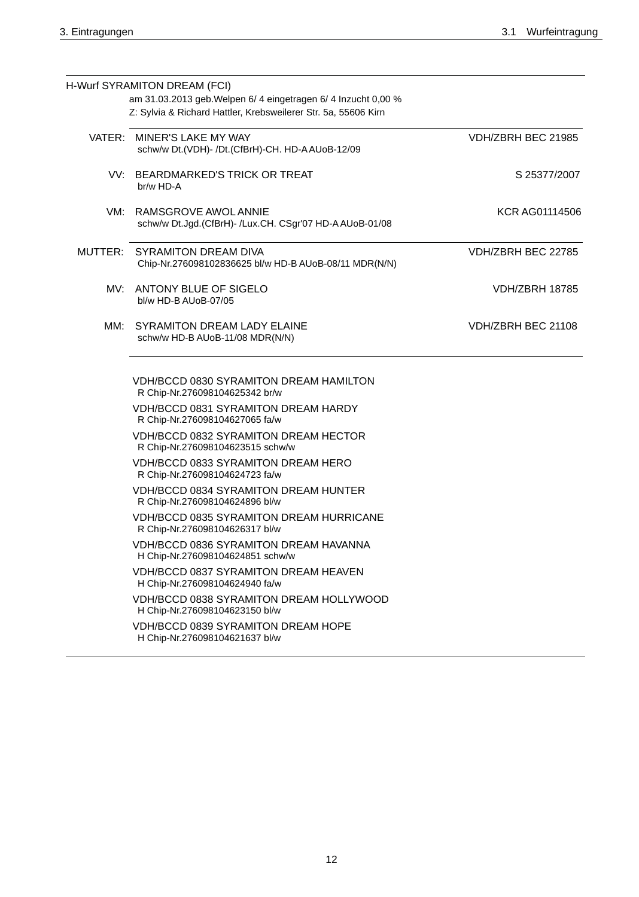H-Wurf SYRAMITON DREAM (FCI)

am 31.03.2013 geb.Welpen 6/ 4 eingetragen 6/ 4 Inzucht 0,00 %

Z: Sylvia & Richard Hattler, Krebsweilerer Str. 5a, 55606 Kirn

| | | |
|---|---|---|
| VATER: | MINER'S LAKE MY WAY<br>schw/w Dt.(VDH)- /Dt.(CfBrH)-CH. HD-A AUoB-12/09 | VDH/ZBRH BEC 21985 |
| VV: | BEARDMARKED'S TRICK OR TREAT<br>br/w HD-A | S 25377/2007 |
| VM: | RAMSGROVE AWOL ANNIE<br>schw/w Dt.Jgd.(CfBrH)- /Lux.CH. CSgr'07 HD-A AUoB-01/08 | KCR AG01114506 |
| MUTTER: | SYRAMITON DREAM DIVA<br>Chip-Nr.276098102836625 bl/w HD-B AUoB-08/11 MDR(N/N) | VDH/ZBRH BEC 22785 |
| MV: | ANTONY BLUE OF SIGELO<br>bl/w HD-B AUoB-07/05 | VDH/ZBRH 18785 |
| MM: | SYRAMITON DREAM LADY ELAINE<br>schw/w HD-B AUoB-11/08 MDR(N/N) | VDH/ZBRH BEC 21108 |

VDH/BCCD 0830 SYRAMITON DREAM HAMILTON
R Chip-Nr.276098104625342 br/w

VDH/BCCD 0831 SYRAMITON DREAM HARDY
R Chip-Nr.276098104627065 fa/w

VDH/BCCD 0832 SYRAMITON DREAM HECTOR
R Chip-Nr.276098104623515 schw/w

VDH/BCCD 0833 SYRAMITON DREAM HERO
R Chip-Nr.276098104624723 fa/w

VDH/BCCD 0834 SYRAMITON DREAM HUNTER
R Chip-Nr.276098104624896 bl/w

VDH/BCCD 0835 SYRAMITON DREAM HURRICANE
R Chip-Nr.276098104626317 bl/w

VDH/BCCD 0836 SYRAMITON DREAM HAVANNA
H Chip-Nr.276098104624851 schw/w

VDH/BCCD 0837 SYRAMITON DREAM HEAVEN
H Chip-Nr.276098104624940 fa/w

VDH/BCCD 0838 SYRAMITON DREAM HOLLYWOOD
H Chip-Nr.276098104623150 bl/w

VDH/BCCD 0839 SYRAMITON DREAM HOPE
H Chip-Nr.276098104621637 bl/w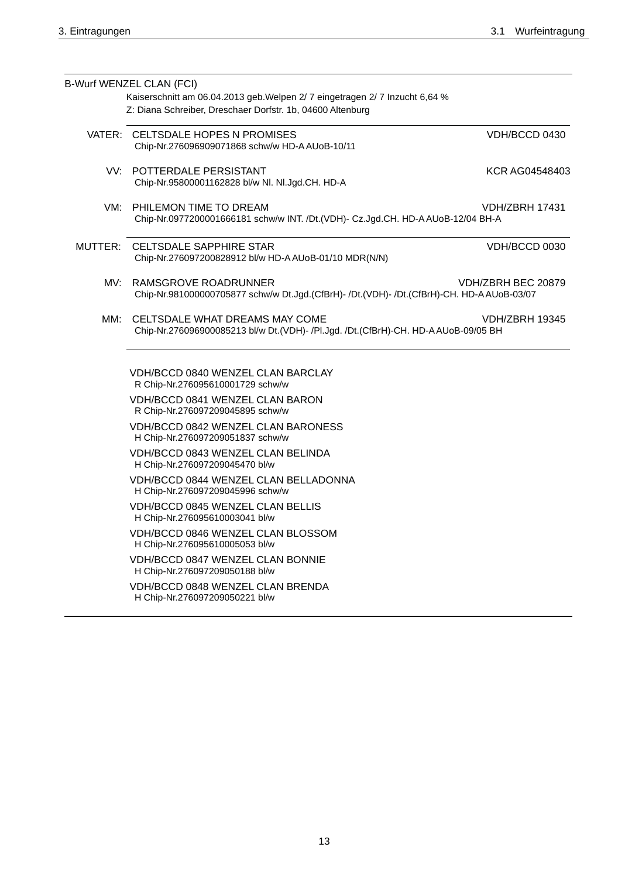B-Wurf WENZEL CLAN (FCI)

Kaiserschnitt am 06.04.2013 geb.Welpen 2/ 7 eingetragen 2/ 7 Inzucht 6,64 %
Z: Diana Schreiber, Dreschaer Dorfstr. 1b, 04600 Altenburg

VATER: CELTSDALE HOPES N PROMISES — VDH/BCCD 0430
Chip-Nr.276096909071868 schw/w HD-A AUoB-10/11

VV: POTTERDALE PERSISTANT — KCR AG04548403
Chip-Nr.95800001162828 bl/w Nl. Nl.Jgd.CH. HD-A

VM: PHILEMON TIME TO DREAM — VDH/ZBRH 17431
Chip-Nr.0977200001666181 schw/w INT. /Dt.(VDH)- Cz.Jgd.CH. HD-A AUoB-12/04 BH-A

MUTTER: CELTSDALE SAPPHIRE STAR — VDH/BCCD 0030
Chip-Nr.276097200828912 bl/w HD-A AUoB-01/10 MDR(N/N)

MV: RAMSGROVE ROADRUNNER — VDH/ZBRH BEC 20879
Chip-Nr.981000000705877 schw/w Dt.Jgd.(CfBrH)- /Dt.(VDH)- /Dt.(CfBrH)-CH. HD-A AUoB-03/07

MM: CELTSDALE WHAT DREAMS MAY COME — VDH/ZBRH 19345
Chip-Nr.276096900085213 bl/w Dt.(VDH)- /Pl.Jgd. /Dt.(CfBrH)-CH. HD-A AUoB-09/05 BH

---

VDH/BCCD 0840 WENZEL CLAN BARCLAY
R Chip-Nr.276095610001729 schw/w

VDH/BCCD 0841 WENZEL CLAN BARON
R Chip-Nr.276097209045895 schw/w

VDH/BCCD 0842 WENZEL CLAN BARONESS
H Chip-Nr.276097209051837 schw/w

VDH/BCCD 0843 WENZEL CLAN BELINDA
H Chip-Nr.276097209045470 bl/w

VDH/BCCD 0844 WENZEL CLAN BELLADONNA
H Chip-Nr.276097209045996 schw/w

VDH/BCCD 0845 WENZEL CLAN BELLIS
H Chip-Nr.276095610003041 bl/w

VDH/BCCD 0846 WENZEL CLAN BLOSSOM
H Chip-Nr.276095610005053 bl/w

VDH/BCCD 0847 WENZEL CLAN BONNIE
H Chip-Nr.276097209050188 bl/w

VDH/BCCD 0848 WENZEL CLAN BRENDA
H Chip-Nr.276097209050221 bl/w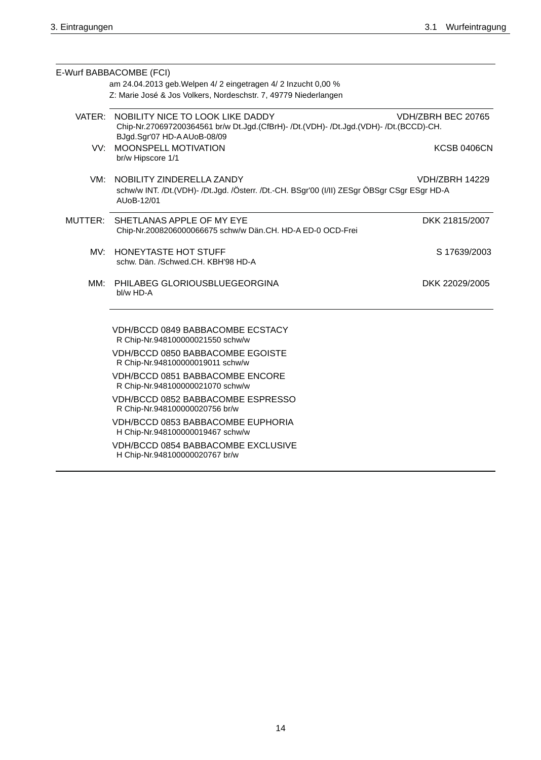E-Wurf BABBACOMBE (FCI)

am 24.04.2013 geb.Welpen 4/ 2 eingetragen 4/ 2 Inzucht 0,00 %

Z: Marie José & Jos Volkers, Nordeschstr. 7, 49779 Niederlangen

VATER: NOBILITY NICE TO LOOK LIKE DADDY — VDH/ZBRH BEC 20765
Chip-Nr.270697200364561 br/w Dt.Jgd.(CfBrH)- /Dt.(VDH)- /Dt.Jgd.(VDH)- /Dt.(BCCD)-CH. BJgd.Sgr'07 HD-A AUoB-08/09

VV: MOONSPELL MOTIVATION — KCSB 0406CN
br/w Hipscore 1/1

VM: NOBILITY ZINDERELLA ZANDY — VDH/ZBRH 14229
schw/w INT. /Dt.(VDH)- /Dt.Jgd. /Österr. /Dt.-CH. BSgr'00 (I/II) ZESgr ÖBSgr CSgr ESgr HD-A AUoB-12/01

MUTTER: SHETLANAS APPLE OF MY EYE — DKK 21815/2007
Chip-Nr.2008206000066675 schw/w Dän.CH. HD-A ED-0 OCD-Frei

MV: HONEYTASTE HOT STUFF — S 17639/2003
schw. Dän. /Schwed.CH. KBH'98 HD-A

MM: PHILABEG GLORIOUSBLUEGEORGINA — DKK 22029/2005
bl/w HD-A

VDH/BCCD 0849 BABBACOMBE ECSTACY
R Chip-Nr.948100000021550 schw/w

VDH/BCCD 0850 BABBACOMBE EGOISTE
R Chip-Nr.948100000019011 schw/w

VDH/BCCD 0851 BABBACOMBE ENCORE
R Chip-Nr.948100000021070 schw/w

VDH/BCCD 0852 BABBACOMBE ESPRESSO
R Chip-Nr.948100000020756 br/w

VDH/BCCD 0853 BABBACOMBE EUPHORIA
H Chip-Nr.948100000019467 schw/w

VDH/BCCD 0854 BABBACOMBE EXCLUSIVE
H Chip-Nr.948100000020767 br/w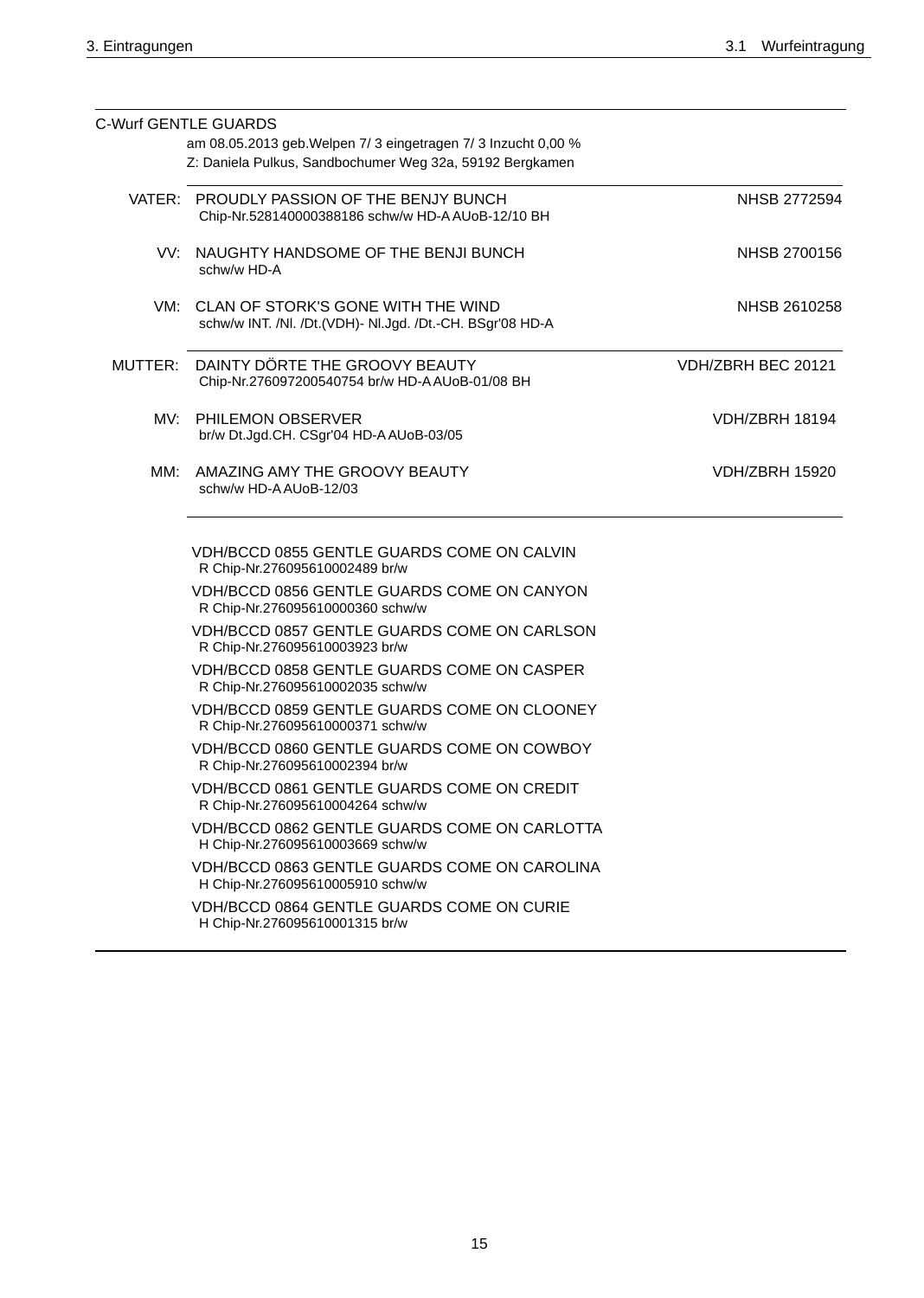C-Wurf GENTLE GUARDS

am 08.05.2013 geb.Welpen 7/ 3 eingetragen 7/ 3 Inzucht 0,00 %
Z: Daniela Pulkus, Sandbochumer Weg 32a, 59192 Bergkamen

| | | |
|---|---|---|
| VATER: | PROUDLY PASSION OF THE BENJY BUNCH<br>Chip-Nr.528140000388186 schw/w HD-A AUoB-12/10 BH | NHSB 2772594 |
| VV: | NAUGHTY HANDSOME OF THE BENJI BUNCH<br>schw/w HD-A | NHSB 2700156 |
| VM: | CLAN OF STORK'S GONE WITH THE WIND<br>schw/w INT. /Nl. /Dt.(VDH)- Nl.Jgd. /Dt.-CH. BSgr'08 HD-A | NHSB 2610258 |
| MUTTER: | DAINTY DÖRTE THE GROOVY BEAUTY<br>Chip-Nr.276097200540754 br/w HD-A AUoB-01/08 BH | VDH/ZBRH BEC 20121 |
| MV: | PHILEMON OBSERVER<br>br/w Dt.Jgd.CH. CSgr'04 HD-A AUoB-03/05 | VDH/ZBRH 18194 |
| MM: | AMAZING AMY THE GROOVY BEAUTY<br>schw/w HD-A AUoB-12/03 | VDH/ZBRH 15920 |

VDH/BCCD 0855 GENTLE GUARDS COME ON CALVIN
R Chip-Nr.276095610002489 br/w

VDH/BCCD 0856 GENTLE GUARDS COME ON CANYON
R Chip-Nr.276095610000360 schw/w

VDH/BCCD 0857 GENTLE GUARDS COME ON CARLSON
R Chip-Nr.276095610003923 br/w

VDH/BCCD 0858 GENTLE GUARDS COME ON CASPER
R Chip-Nr.276095610002035 schw/w

VDH/BCCD 0859 GENTLE GUARDS COME ON CLOONEY
R Chip-Nr.276095610000371 schw/w

VDH/BCCD 0860 GENTLE GUARDS COME ON COWBOY
R Chip-Nr.276095610002394 br/w

VDH/BCCD 0861 GENTLE GUARDS COME ON CREDIT
R Chip-Nr.276095610004264 schw/w

VDH/BCCD 0862 GENTLE GUARDS COME ON CARLOTTA
H Chip-Nr.276095610003669 schw/w

VDH/BCCD 0863 GENTLE GUARDS COME ON CAROLINA
H Chip-Nr.276095610005910 schw/w

VDH/BCCD 0864 GENTLE GUARDS COME ON CURIE
H Chip-Nr.276095610001315 br/w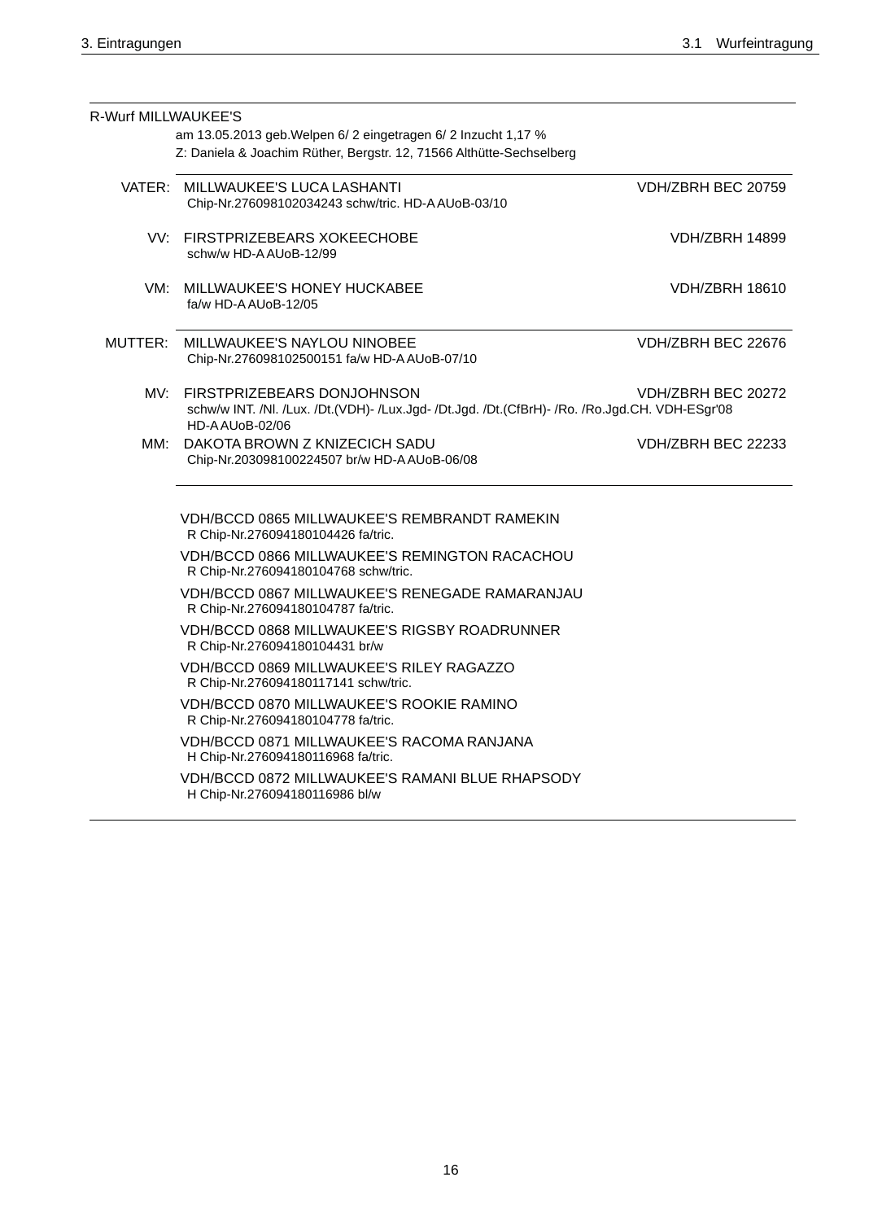R-Wurf MILLWAUKEE'S

am 13.05.2013 geb.Welpen 6/ 2 eingetragen 6/ 2 Inzucht 1,17 %
Z: Daniela & Joachim Rüther, Bergstr. 12, 71566 Althütte-Sechselberg

| | | |
|---|---|---|
| VATER: | MILLWAUKEE'S LUCA LASHANTI<br>Chip-Nr.276098102034243 schw/tric. HD-A AUoB-03/10 | VDH/ZBRH BEC 20759 |
| VV: | FIRSTPRIZEBEARS XOKEECHOBE<br>schw/w HD-A AUoB-12/99 | VDH/ZBRH 14899 |
| VM: | MILLWAUKEE'S HONEY HUCKABEE<br>fa/w HD-A AUoB-12/05 | VDH/ZBRH 18610 |
| MUTTER: | MILLWAUKEE'S NAYLOU NINOBEE<br>Chip-Nr.276098102500151 fa/w HD-A AUoB-07/10 | VDH/ZBRH BEC 22676 |
| MV: | FIRSTPRIZEBEARS DONJOHNSON<br>schw/w INT. /Nl. /Lux. /Dt.(VDH)- /Lux.Jgd- /Dt.Jgd. /Dt.(CfBrH)- /Ro. /Ro.Jgd.CH. VDH-ESgr'08<br>HD-A AUoB-02/06 | VDH/ZBRH BEC 20272 |
| MM: | DAKOTA BROWN Z KNIZECICH SADU<br>Chip-Nr.203098100224507 br/w HD-A AUoB-06/08 | VDH/ZBRH BEC 22233 |

VDH/BCCD 0865 MILLWAUKEE'S REMBRANDT RAMEKIN
R Chip-Nr.276094180104426 fa/tric.

VDH/BCCD 0866 MILLWAUKEE'S REMINGTON RACACHOU
R Chip-Nr.276094180104768 schw/tric.

VDH/BCCD 0867 MILLWAUKEE'S RENEGADE RAMARANJAU
R Chip-Nr.276094180104787 fa/tric.

VDH/BCCD 0868 MILLWAUKEE'S RIGSBY ROADRUNNER
R Chip-Nr.276094180104431 br/w

VDH/BCCD 0869 MILLWAUKEE'S RILEY RAGAZZO
R Chip-Nr.276094180117141 schw/tric.

VDH/BCCD 0870 MILLWAUKEE'S ROOKIE RAMINO
R Chip-Nr.276094180104778 fa/tric.

VDH/BCCD 0871 MILLWAUKEE'S RACOMA RANJANA
H Chip-Nr.276094180116968 fa/tric.

VDH/BCCD 0872 MILLWAUKEE'S RAMANI BLUE RHAPSODY
H Chip-Nr.276094180116986 bl/w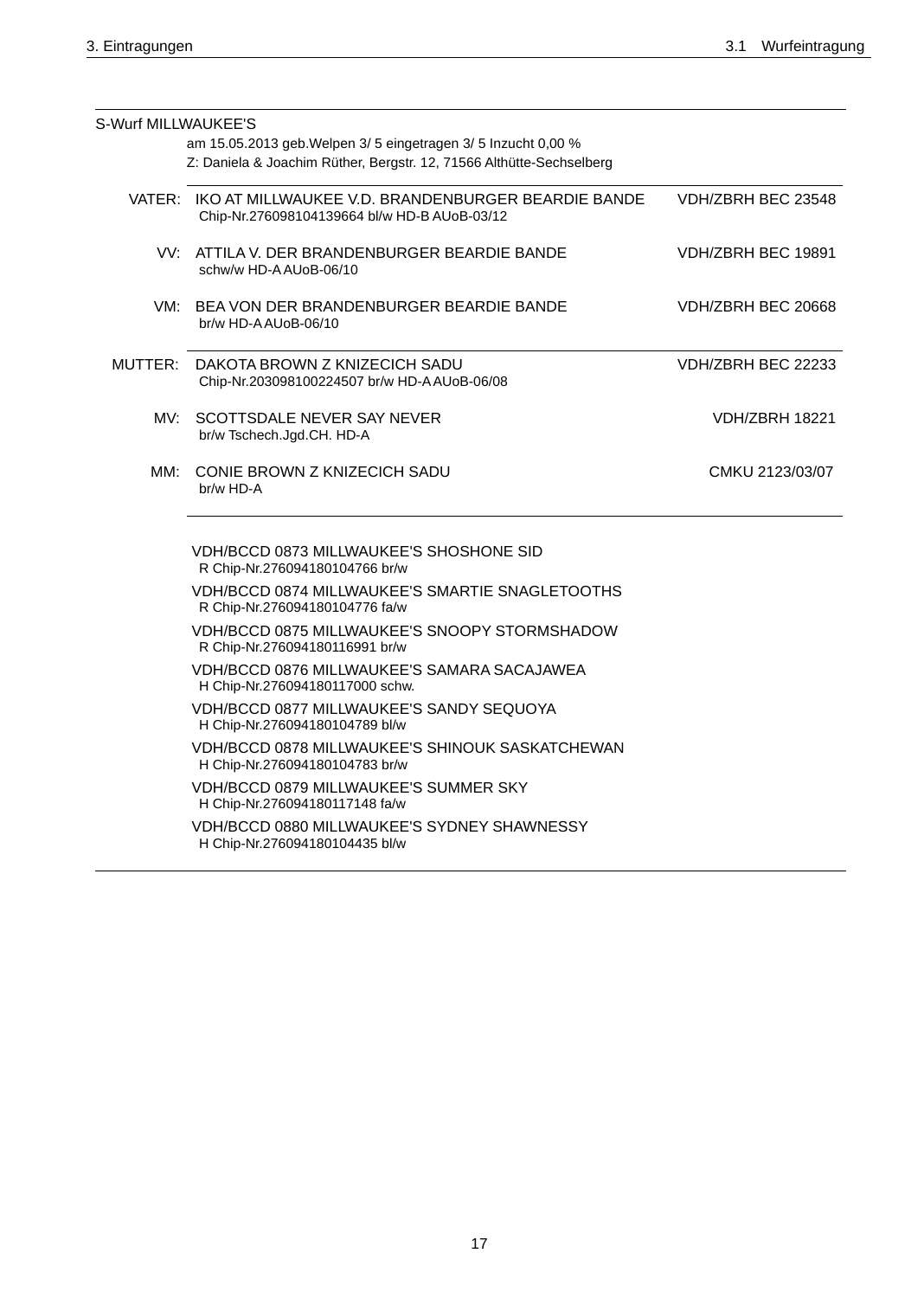S-Wurf MILLWAUKEE'S

am 15.05.2013 geb.Welpen 3/ 5 eingetragen 3/ 5 Inzucht 0,00 %
Z: Daniela & Joachim Rüther, Bergstr. 12, 71566 Althütte-Sechselberg

| | | |
|---|---|---|
| VATER: | IKO AT MILLWAUKEE V.D. BRANDENBURGER BEARDIE BANDE<br>Chip-Nr.276098104139664 bl/w HD-B AUoB-03/12 | VDH/ZBRH BEC 23548 |
| VV: | ATTILA V. DER BRANDENBURGER BEARDIE BANDE<br>schw/w HD-A AUoB-06/10 | VDH/ZBRH BEC 19891 |
| VM: | BEA VON DER BRANDENBURGER BEARDIE BANDE<br>br/w HD-A AUoB-06/10 | VDH/ZBRH BEC 20668 |
| MUTTER: | DAKOTA BROWN Z KNIZECICH SADU<br>Chip-Nr.203098100224507 br/w HD-A AUoB-06/08 | VDH/ZBRH BEC 22233 |
| MV: | SCOTTSDALE NEVER SAY NEVER<br>br/w Tschech.Jgd.CH. HD-A | VDH/ZBRH 18221 |
| MM: | CONIE BROWN Z KNIZECICH SADU<br>br/w HD-A | CMKU 2123/03/07 |

VDH/BCCD 0873 MILLWAUKEE'S SHOSHONE SID
R Chip-Nr.276094180104766 br/w

VDH/BCCD 0874 MILLWAUKEE'S SMARTIE SNAGLETOOTHS
R Chip-Nr.276094180104776 fa/w

VDH/BCCD 0875 MILLWAUKEE'S SNOOPY STORMSHADOW
R Chip-Nr.276094180116991 br/w

VDH/BCCD 0876 MILLWAUKEE'S SAMARA SACAJAWEA
H Chip-Nr.276094180117000 schw.

VDH/BCCD 0877 MILLWAUKEE'S SANDY SEQUOYA
H Chip-Nr.276094180104789 bl/w

VDH/BCCD 0878 MILLWAUKEE'S SHINOUK SASKATCHEWAN
H Chip-Nr.276094180104783 br/w

VDH/BCCD 0879 MILLWAUKEE'S SUMMER SKY
H Chip-Nr.276094180117148 fa/w

VDH/BCCD 0880 MILLWAUKEE'S SYDNEY SHAWNESSY
H Chip-Nr.276094180104435 bl/w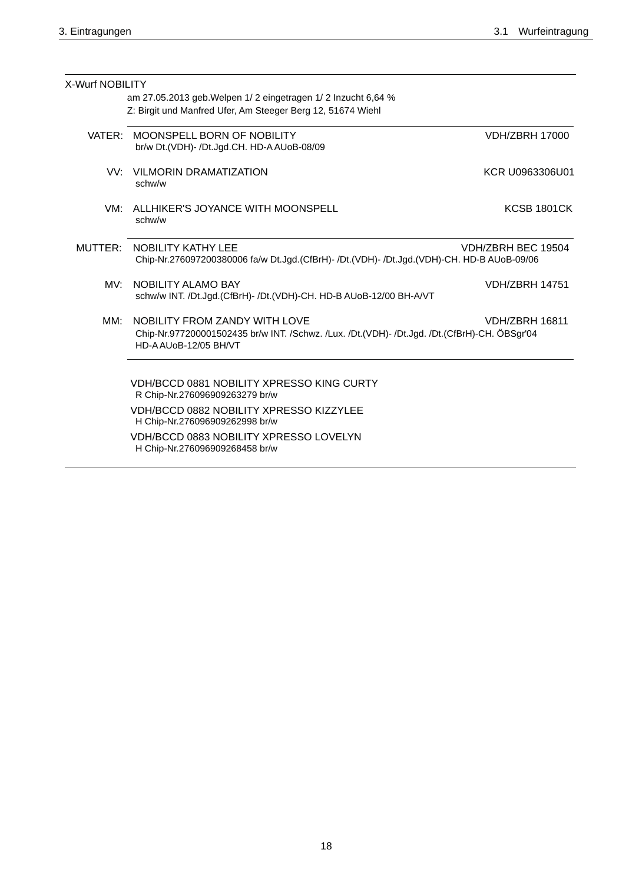X-Wurf NOBILITY

am 27.05.2013 geb.Welpen 1/ 2 eingetragen 1/ 2 Inzucht 6,64 %
Z: Birgit und Manfred Ufer, Am Steeger Berg 12, 51674 Wiehl

VATER: MOONSPELL BORN OF NOBILITY — VDH/ZBRH 17000
br/w Dt.(VDH)- /Dt.Jgd.CH. HD-A AUoB-08/09

VV: VILMORIN DRAMATIZATION — KCR U0963306U01
schw/w

VM: ALLHIKER'S JOYANCE WITH MOONSPELL — KCSB 1801CK
schw/w

MUTTER: NOBILITY KATHY LEE — VDH/ZBRH BEC 19504
Chip-Nr.276097200380006 fa/w Dt.Jgd.(CfBrH)- /Dt.(VDH)- /Dt.Jgd.(VDH)-CH. HD-B AUoB-09/06

MV: NOBILITY ALAMO BAY — VDH/ZBRH 14751
schw/w INT. /Dt.Jgd.(CfBrH)- /Dt.(VDH)-CH. HD-B AUoB-12/00 BH-A/VT

MM: NOBILITY FROM ZANDY WITH LOVE — VDH/ZBRH 16811
Chip-Nr.977200001502435 br/w INT. /Schwz. /Lux. /Dt.(VDH)- /Dt.Jgd. /Dt.(CfBrH)-CH. ÖBSgr'04
HD-A AUoB-12/05 BH/VT

VDH/BCCD 0881 NOBILITY XPRESSO KING CURTY
R Chip-Nr.276096909263279 br/w

VDH/BCCD 0882 NOBILITY XPRESSO KIZZYLEE
H Chip-Nr.276096909262998 br/w

VDH/BCCD 0883 NOBILITY XPRESSO LOVELYN
H Chip-Nr.276096909268458 br/w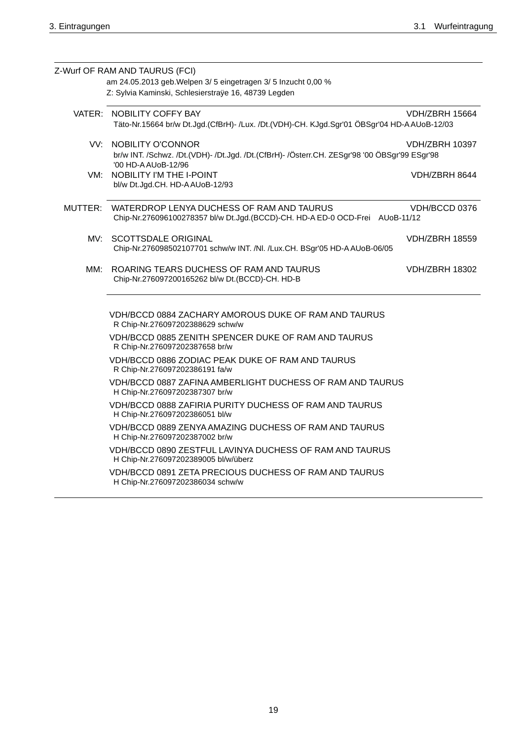Z-Wurf OF RAM AND TAURUS (FCI)

am 24.05.2013 geb.Welpen 3/ 5 eingetragen 3/ 5 Inzucht 0,00 %
Z: Sylvia Kaminski, Schlesierstraÿe 16, 48739 Legden

---

VATER: NOBILITY COFFY BAY — VDH/ZBRH 15664
Täto-Nr.15664 br/w Dt.Jgd.(CfBrH)- /Lux. /Dt.(VDH)-CH. KJgd.Sgr'01 ÖBSgr'04 HD-A AUoB-12/03

VV: NOBILITY O'CONNOR — VDH/ZBRH 10397
br/w INT. /Schwz. /Dt.(VDH)- /Dt.Jgd. /Dt.(CfBrH)- /Österr.CH. ZESgr'98 '00 ÖBSgr'99 ESgr'98 '00 HD-A AUoB-12/96

VM: NOBILITY I'M THE I-POINT — VDH/ZBRH 8644
bl/w Dt.Jgd.CH. HD-A AUoB-12/93

---

MUTTER: WATERDROP LENYA DUCHESS OF RAM AND TAURUS — VDH/BCCD 0376
Chip-Nr.276096100278357 bl/w Dt.Jgd.(BCCD)-CH. HD-A ED-0 OCD-Frei AUoB-11/12

MV: SCOTTSDALE ORIGINAL — VDH/ZBRH 18559
Chip-Nr.276098502107701 schw/w INT. /Nl. /Lux.CH. BSgr'05 HD-A AUoB-06/05

MM: ROARING TEARS DUCHESS OF RAM AND TAURUS — VDH/ZBRH 18302
Chip-Nr.276097200165262 bl/w Dt.(BCCD)-CH. HD-B

---

VDH/BCCD 0884 ZACHARY AMOROUS DUKE OF RAM AND TAURUS
R Chip-Nr.276097202388629 schw/w

VDH/BCCD 0885 ZENITH SPENCER DUKE OF RAM AND TAURUS
R Chip-Nr.276097202387658 br/w

VDH/BCCD 0886 ZODIAC PEAK DUKE OF RAM AND TAURUS
R Chip-Nr.276097202386191 fa/w

VDH/BCCD 0887 ZAFINA AMBERLIGHT DUCHESS OF RAM AND TAURUS
H Chip-Nr.276097202387307 br/w

VDH/BCCD 0888 ZAFIRIA PURITY DUCHESS OF RAM AND TAURUS
H Chip-Nr.276097202386051 bl/w

VDH/BCCD 0889 ZENYA AMAZING DUCHESS OF RAM AND TAURUS
H Chip-Nr.276097202387002 br/w

VDH/BCCD 0890 ZESTFUL LAVINYA DUCHESS OF RAM AND TAURUS
H Chip-Nr.276097202389005 bl/w/überz

VDH/BCCD 0891 ZETA PRECIOUS DUCHESS OF RAM AND TAURUS
H Chip-Nr.276097202386034 schw/w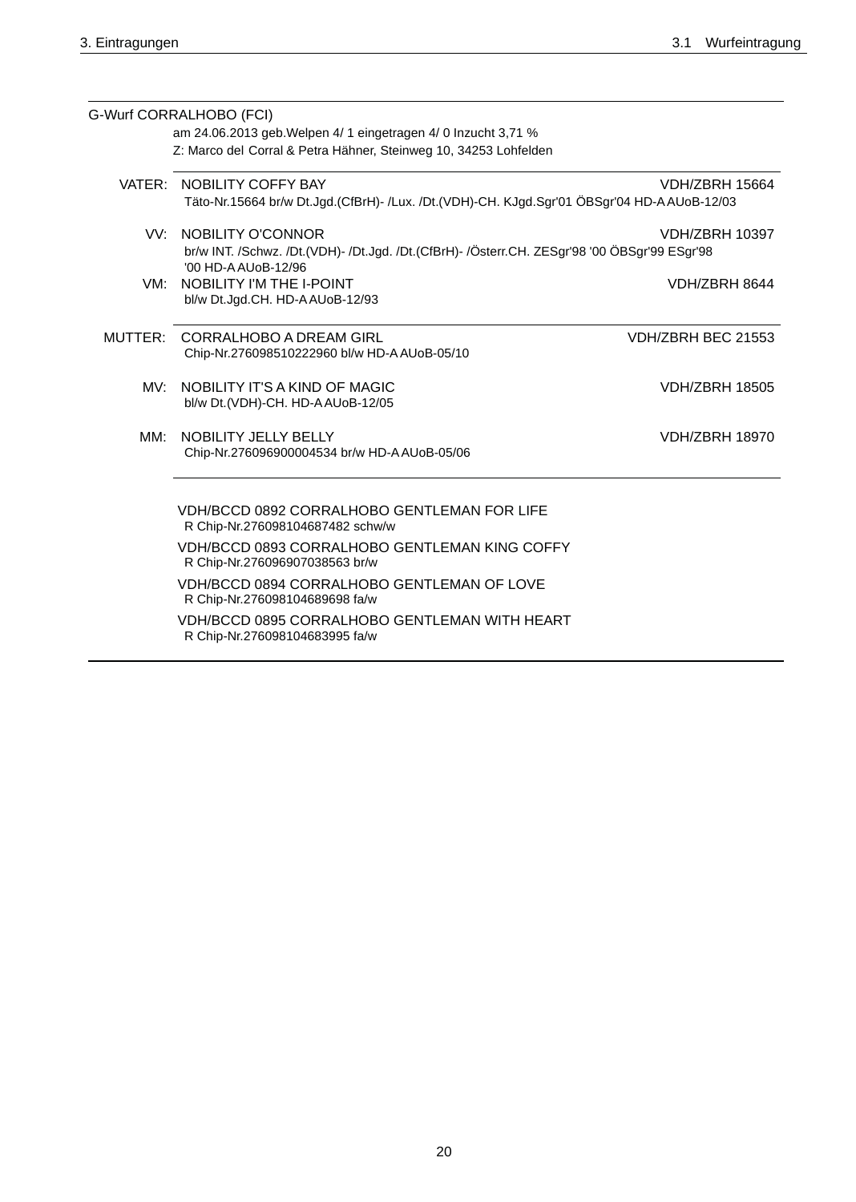G-Wurf CORRALHOBO (FCI)

am 24.06.2013 geb.Welpen 4/ 1 eingetragen 4/ 0 Inzucht 3,71 %

Z: Marco del Corral & Petra Hähner, Steinweg 10, 34253 Lohfelden

| | | |
|---|---|---|
| VATER: | NOBILITY COFFY BAY<br>Täto-Nr.15664 br/w Dt.Jgd.(CfBrH)- /Lux. /Dt.(VDH)-CH. KJgd.Sgr'01 ÖBSgr'04 HD-A AUoB-12/03 | VDH/ZBRH 15664 |
| VV: | NOBILITY O'CONNOR<br>br/w INT. /Schwz. /Dt.(VDH)- /Dt.Jgd. /Dt.(CfBrH)- /Österr.CH. ZESgr'98 '00 ÖBSgr'99 ESgr'98 '00 HD-A AUoB-12/96 | VDH/ZBRH 10397 |
| VM: | NOBILITY I'M THE I-POINT<br>bl/w Dt.Jgd.CH. HD-A AUoB-12/93 | VDH/ZBRH 8644 |
| MUTTER: | CORRALHOBO A DREAM GIRL<br>Chip-Nr.276098510222960 bl/w HD-A AUoB-05/10 | VDH/ZBRH BEC 21553 |
| MV: | NOBILITY IT'S A KIND OF MAGIC<br>bl/w Dt.(VDH)-CH. HD-A AUoB-12/05 | VDH/ZBRH 18505 |
| MM: | NOBILITY JELLY BELLY<br>Chip-Nr.276096900004534 br/w HD-A AUoB-05/06 | VDH/ZBRH 18970 |

VDH/BCCD 0892 CORRALHOBO GENTLEMAN FOR LIFE
R Chip-Nr.276098104687482 schw/w

VDH/BCCD 0893 CORRALHOBO GENTLEMAN KING COFFY
R Chip-Nr.276096907038563 br/w

VDH/BCCD 0894 CORRALHOBO GENTLEMAN OF LOVE
R Chip-Nr.276098104689698 fa/w

VDH/BCCD 0895 CORRALHOBO GENTLEMAN WITH HEART
R Chip-Nr.276098104683995 fa/w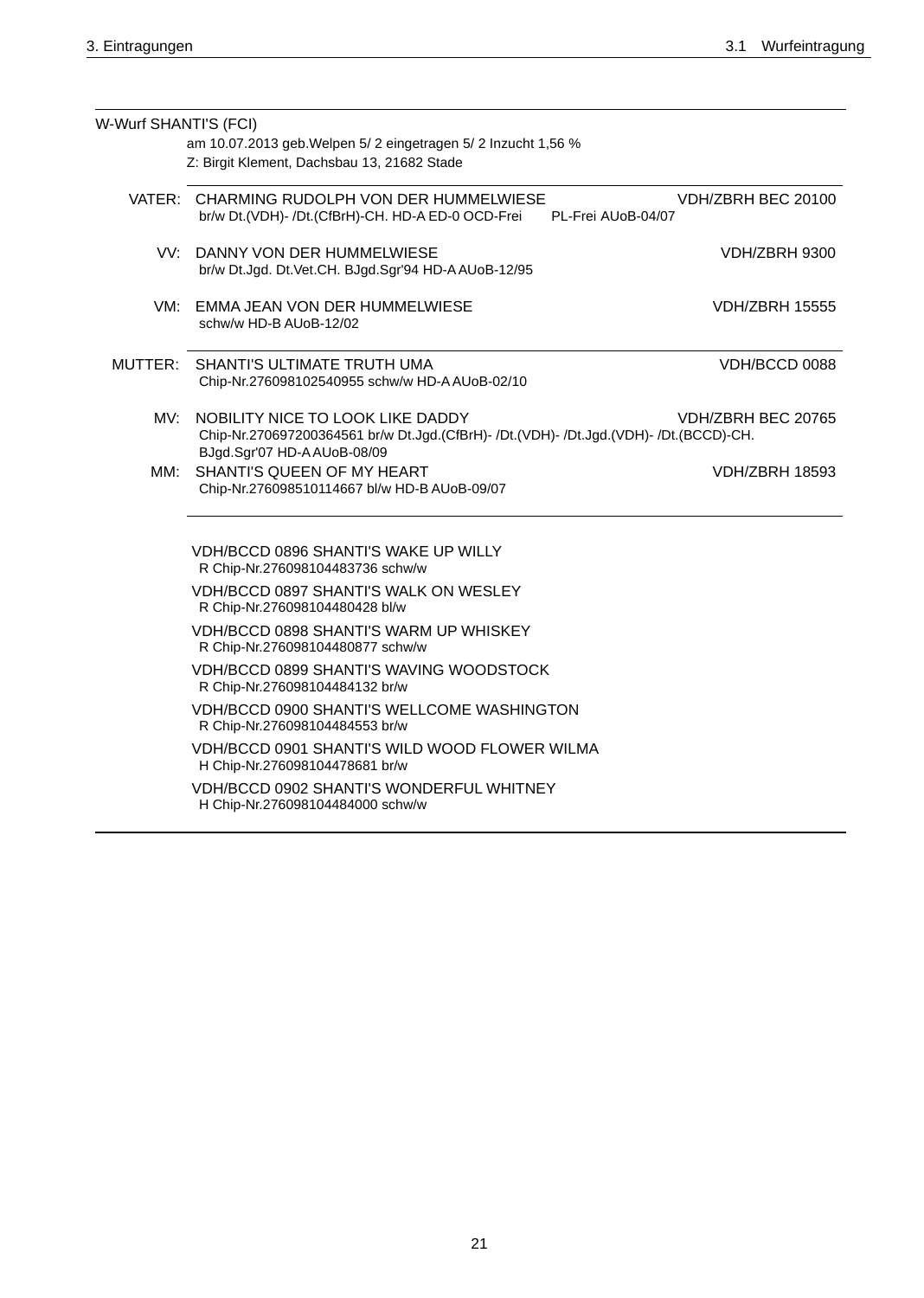W-Wurf SHANTI'S (FCI)

am 10.07.2013 geb.Welpen 5/ 2 eingetragen 5/ 2 Inzucht 1,56 %

Z: Birgit Klement, Dachsbau 13, 21682 Stade

VATER: CHARMING RUDOLPH VON DER HUMMELWIESE — VDH/ZBRH BEC 20100
br/w Dt.(VDH)- /Dt.(CfBrH)-CH. HD-A ED-0 OCD-Frei PL-Frei AUoB-04/07

VV: DANNY VON DER HUMMELWIESE — VDH/ZBRH 9300
br/w Dt.Jgd. Dt.Vet.CH. BJgd.Sgr'94 HD-A AUoB-12/95

VM: EMMA JEAN VON DER HUMMELWIESE — VDH/ZBRH 15555
schw/w HD-B AUoB-12/02

MUTTER: SHANTI'S ULTIMATE TRUTH UMA — VDH/BCCD 0088
Chip-Nr.276098102540955 schw/w HD-A AUoB-02/10

MV: NOBILITY NICE TO LOOK LIKE DADDY — VDH/ZBRH BEC 20765
Chip-Nr.270697200364561 br/w Dt.Jgd.(CfBrH)- /Dt.(VDH)- /Dt.Jgd.(VDH)- /Dt.(BCCD)-CH. BJgd.Sgr'07 HD-A AUoB-08/09

MM: SHANTI'S QUEEN OF MY HEART — VDH/ZBRH 18593
Chip-Nr.276098510114667 bl/w HD-B AUoB-09/07

VDH/BCCD 0896 SHANTI'S WAKE UP WILLY
R Chip-Nr.276098104483736 schw/w

VDH/BCCD 0897 SHANTI'S WALK ON WESLEY
R Chip-Nr.276098104480428 bl/w

VDH/BCCD 0898 SHANTI'S WARM UP WHISKEY
R Chip-Nr.276098104480877 schw/w

VDH/BCCD 0899 SHANTI'S WAVING WOODSTOCK
R Chip-Nr.276098104484132 br/w

VDH/BCCD 0900 SHANTI'S WELLCOME WASHINGTON
R Chip-Nr.276098104484553 br/w

VDH/BCCD 0901 SHANTI'S WILD WOOD FLOWER WILMA
H Chip-Nr.276098104478681 br/w

VDH/BCCD 0902 SHANTI'S WONDERFUL WHITNEY
H Chip-Nr.276098104484000 schw/w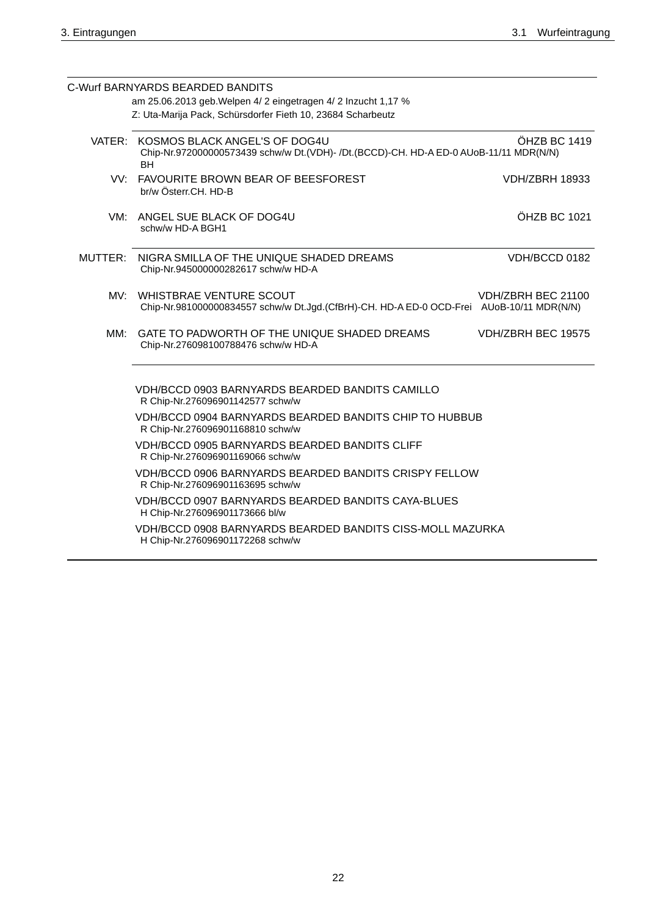C-Wurf BARNYARDS BEARDED BANDITS

am 25.06.2013 geb.Welpen 4/ 2 eingetragen 4/ 2 Inzucht 1,17 %

Z: Uta-Marija Pack, Schürsdorfer Fieth 10, 23684 Scharbeutz

| | | |
|---|---|---|
| VATER: | KOSMOS BLACK ANGEL'S OF DOG4U<br>Chip-Nr.972000000573439 schw/w Dt.(VDH)- /Dt.(BCCD)-CH. HD-A ED-0 AUoB-11/11 MDR(N/N) BH | ÖHZB BC 1419 |
| VV: | FAVOURITE BROWN BEAR OF BEESFOREST<br>br/w Österr.CH. HD-B | VDH/ZBRH 18933 |
| VM: | ANGEL SUE BLACK OF DOG4U<br>schw/w HD-A BGH1 | ÖHZB BC 1021 |
| MUTTER: | NIGRA SMILLA OF THE UNIQUE SHADED DREAMS<br>Chip-Nr.945000000282617 schw/w HD-A | VDH/BCCD 0182 |
| MV: | WHISTBRAE VENTURE SCOUT<br>Chip-Nr.981000000834557 schw/w Dt.Jgd.(CfBrH)-CH. HD-A ED-0 OCD-Frei AUoB-10/11 MDR(N/N) | VDH/ZBRH BEC 21100 |
| MM: | GATE TO PADWORTH OF THE UNIQUE SHADED DREAMS<br>Chip-Nr.276098100788476 schw/w HD-A | VDH/ZBRH BEC 19575 |

VDH/BCCD 0903 BARNYARDS BEARDED BANDITS CAMILLO
R Chip-Nr.276096901142577 schw/w

VDH/BCCD 0904 BARNYARDS BEARDED BANDITS CHIP TO HUBBUB
R Chip-Nr.276096901168810 schw/w

VDH/BCCD 0905 BARNYARDS BEARDED BANDITS CLIFF
R Chip-Nr.276096901169066 schw/w

VDH/BCCD 0906 BARNYARDS BEARDED BANDITS CRISPY FELLOW
R Chip-Nr.276096901163695 schw/w

VDH/BCCD 0907 BARNYARDS BEARDED BANDITS CAYA-BLUES
H Chip-Nr.276096901173666 bl/w

VDH/BCCD 0908 BARNYARDS BEARDED BANDITS CISS-MOLL MAZURKA
H Chip-Nr.276096901172268 schw/w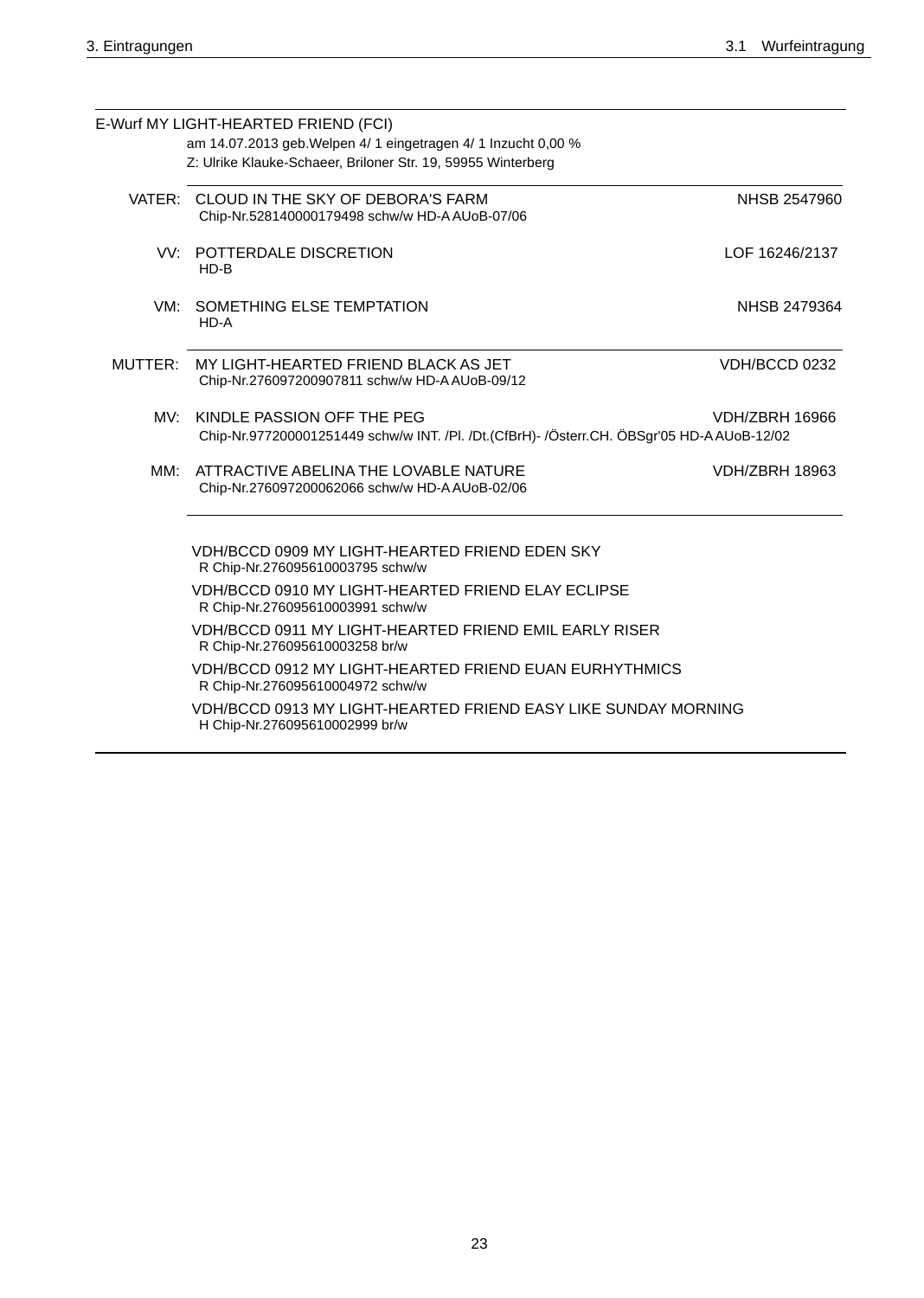E-Wurf MY LIGHT-HEARTED FRIEND (FCI)

am 14.07.2013 geb.Welpen 4/ 1 eingetragen 4/ 1 Inzucht 0,00 %

Z: Ulrike Klauke-Schaeer, Briloner Str. 19, 59955 Winterberg

| | | |
|---|---|---|
| VATER: | CLOUD IN THE SKY OF DEBORA'S FARM<br>Chip-Nr.528140000179498 schw/w HD-A AUoB-07/06 | NHSB 2547960 |
| VV: | POTTERDALE DISCRETION<br>HD-B | LOF 16246/2137 |
| VM: | SOMETHING ELSE TEMPTATION<br>HD-A | NHSB 2479364 |
| MUTTER: | MY LIGHT-HEARTED FRIEND BLACK AS JET<br>Chip-Nr.276097200907811 schw/w HD-A AUoB-09/12 | VDH/BCCD 0232 |
| MV: | KINDLE PASSION OFF THE PEG<br>Chip-Nr.977200001251449 schw/w INT. /Pl. /Dt.(CfBrH)- /Österr.CH. ÖBSgr'05 HD-A AUoB-12/02 | VDH/ZBRH 16966 |
| MM: | ATTRACTIVE ABELINA THE LOVABLE NATURE<br>Chip-Nr.276097200062066 schw/w HD-A AUoB-02/06 | VDH/ZBRH 18963 |

VDH/BCCD 0909 MY LIGHT-HEARTED FRIEND EDEN SKY
R Chip-Nr.276095610003795 schw/w

VDH/BCCD 0910 MY LIGHT-HEARTED FRIEND ELAY ECLIPSE
R Chip-Nr.276095610003991 schw/w

VDH/BCCD 0911 MY LIGHT-HEARTED FRIEND EMIL EARLY RISER
R Chip-Nr.276095610003258 br/w

VDH/BCCD 0912 MY LIGHT-HEARTED FRIEND EUAN EURHYTHMICS
R Chip-Nr.276095610004972 schw/w

VDH/BCCD 0913 MY LIGHT-HEARTED FRIEND EASY LIKE SUNDAY MORNING
H Chip-Nr.276095610002999 br/w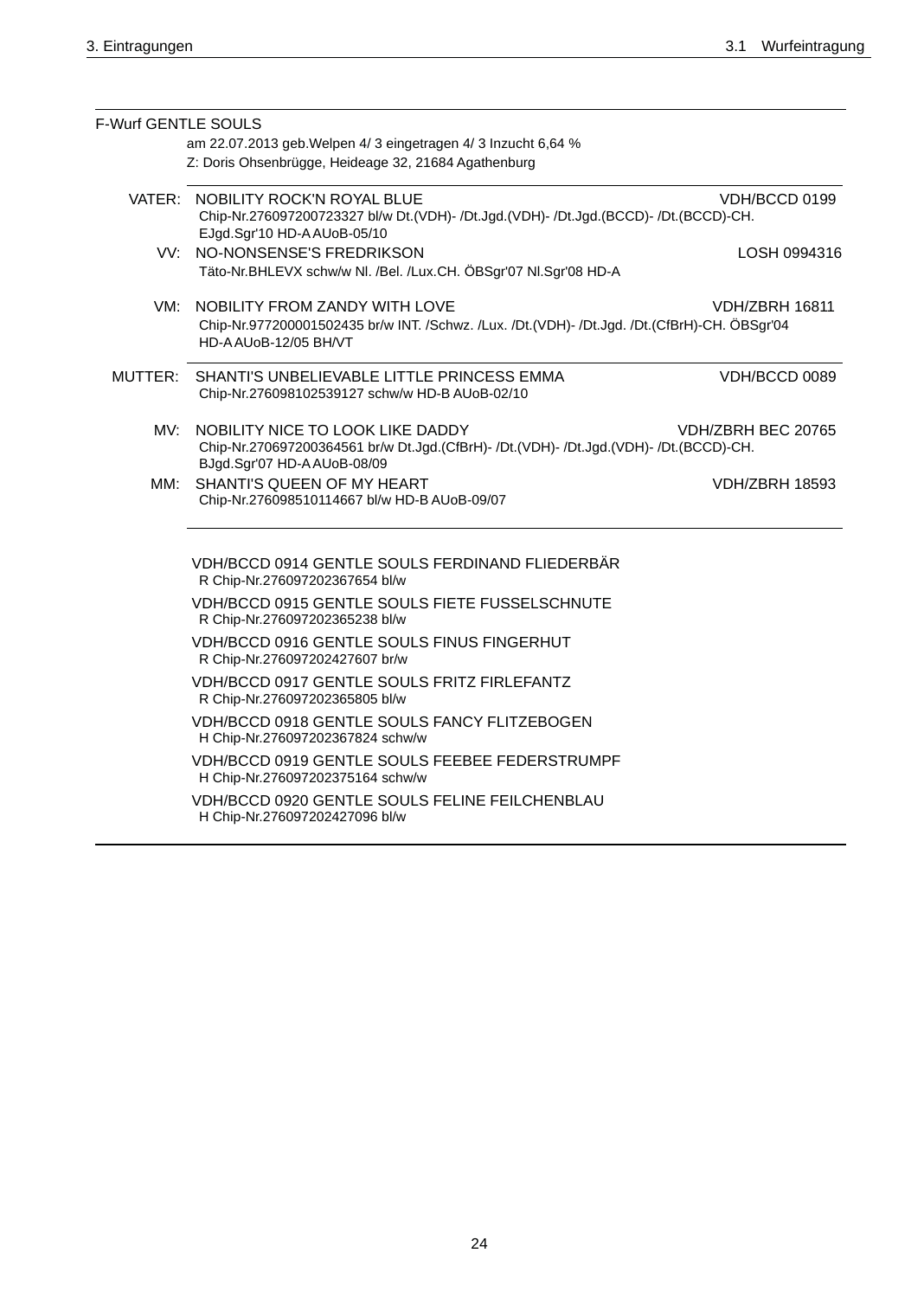F-Wurf GENTLE SOULS

am 22.07.2013 geb.Welpen 4/ 3 eingetragen 4/ 3 Inzucht 6,64 %

Z: Doris Ohsenbrügge, Heideage 32, 21684 Agathenburg

VATER: NOBILITY ROCK'N ROYAL BLUE — VDH/BCCD 0199
Chip-Nr.276097200723327 bl/w Dt.(VDH)- /Dt.Jgd.(VDH)- /Dt.Jgd.(BCCD)- /Dt.(BCCD)-CH. EJgd.Sgr'10 HD-A AUoB-05/10

VV: NO-NONSENSE'S FREDRIKSON — LOSH 0994316
Täto-Nr.BHLEVX schw/w Nl. /Bel. /Lux.CH. ÖBSgr'07 Nl.Sgr'08 HD-A

VM: NOBILITY FROM ZANDY WITH LOVE — VDH/ZBRH 16811
Chip-Nr.977200001502435 br/w INT. /Schwz. /Lux. /Dt.(VDH)- /Dt.Jgd. /Dt.(CfBrH)-CH. ÖBSgr'04 HD-A AUoB-12/05 BH/VT

MUTTER: SHANTI'S UNBELIEVABLE LITTLE PRINCESS EMMA — VDH/BCCD 0089
Chip-Nr.276098102539127 schw/w HD-B AUoB-02/10

MV: NOBILITY NICE TO LOOK LIKE DADDY — VDH/ZBRH BEC 20765
Chip-Nr.270697200364561 br/w Dt.Jgd.(CfBrH)- /Dt.(VDH)- /Dt.Jgd.(VDH)- /Dt.(BCCD)-CH. BJgd.Sgr'07 HD-A AUoB-08/09

MM: SHANTI'S QUEEN OF MY HEART — VDH/ZBRH 18593
Chip-Nr.276098510114667 bl/w HD-B AUoB-09/07

VDH/BCCD 0914 GENTLE SOULS FERDINAND FLIEDERBÄR
R Chip-Nr.276097202367654 bl/w

VDH/BCCD 0915 GENTLE SOULS FIETE FUSSELSCHNUTE
R Chip-Nr.276097202365238 bl/w

VDH/BCCD 0916 GENTLE SOULS FINUS FINGERHUT
R Chip-Nr.276097202427607 br/w

VDH/BCCD 0917 GENTLE SOULS FRITZ FIRLEFANTZ
R Chip-Nr.276097202365805 bl/w

VDH/BCCD 0918 GENTLE SOULS FANCY FLITZEBOGEN
H Chip-Nr.276097202367824 schw/w

VDH/BCCD 0919 GENTLE SOULS FEEBEE FEDERSTRUMPF
H Chip-Nr.276097202375164 schw/w

VDH/BCCD 0920 GENTLE SOULS FELINE FEILCHENBLAU
H Chip-Nr.276097202427096 bl/w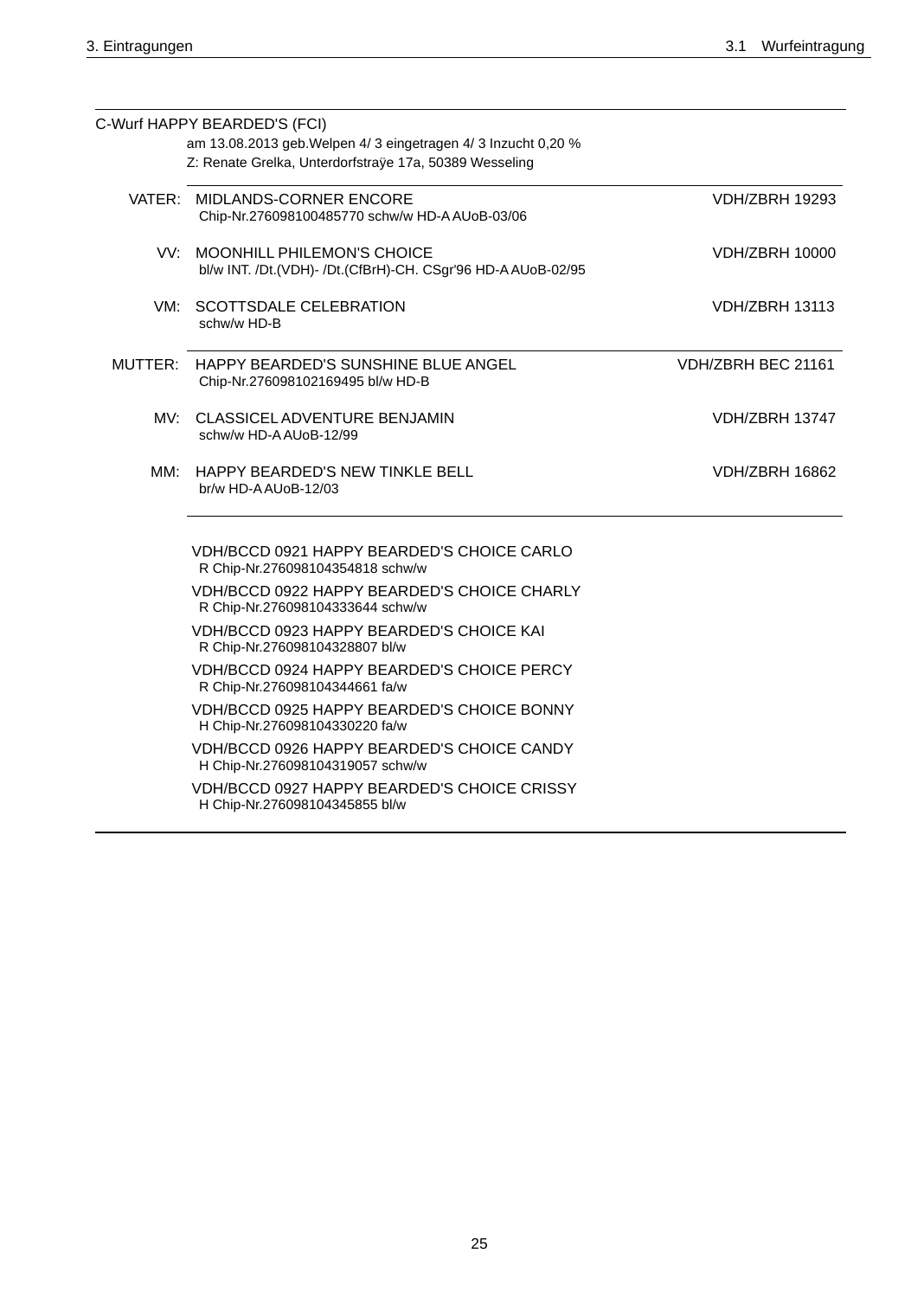C-Wurf HAPPY BEARDED'S (FCI)

am 13.08.2013 geb.Welpen 4/ 3 eingetragen 4/ 3 Inzucht 0,20 %

Z: Renate Grelka, Unterdorfstraÿe 17a, 50389 Wesseling

| | | |
|---|---|---|
| VATER: | MIDLANDS-CORNER ENCORE<br>Chip-Nr.276098100485770 schw/w HD-A AUoB-03/06 | VDH/ZBRH 19293 |
| VV: | MOONHILL PHILEMON'S CHOICE<br>bl/w INT. /Dt.(VDH)- /Dt.(CfBrH)-CH. CSgr'96 HD-A AUoB-02/95 | VDH/ZBRH 10000 |
| VM: | SCOTTSDALE CELEBRATION<br>schw/w HD-B | VDH/ZBRH 13113 |
| MUTTER: | HAPPY BEARDED'S SUNSHINE BLUE ANGEL<br>Chip-Nr.276098102169495 bl/w HD-B | VDH/ZBRH BEC 21161 |
| MV: | CLASSICEL ADVENTURE BENJAMIN<br>schw/w HD-A AUoB-12/99 | VDH/ZBRH 13747 |
| MM: | HAPPY BEARDED'S NEW TINKLE BELL<br>br/w HD-A AUoB-12/03 | VDH/ZBRH 16862 |

VDH/BCCD 0921 HAPPY BEARDED'S CHOICE CARLO
R Chip-Nr.276098104354818 schw/w

VDH/BCCD 0922 HAPPY BEARDED'S CHOICE CHARLY
R Chip-Nr.276098104333644 schw/w

VDH/BCCD 0923 HAPPY BEARDED'S CHOICE KAI
R Chip-Nr.276098104328807 bl/w

VDH/BCCD 0924 HAPPY BEARDED'S CHOICE PERCY
R Chip-Nr.276098104344661 fa/w

VDH/BCCD 0925 HAPPY BEARDED'S CHOICE BONNY
H Chip-Nr.276098104330220 fa/w

VDH/BCCD 0926 HAPPY BEARDED'S CHOICE CANDY
H Chip-Nr.276098104319057 schw/w

VDH/BCCD 0927 HAPPY BEARDED'S CHOICE CRISSY
H Chip-Nr.276098104345855 bl/w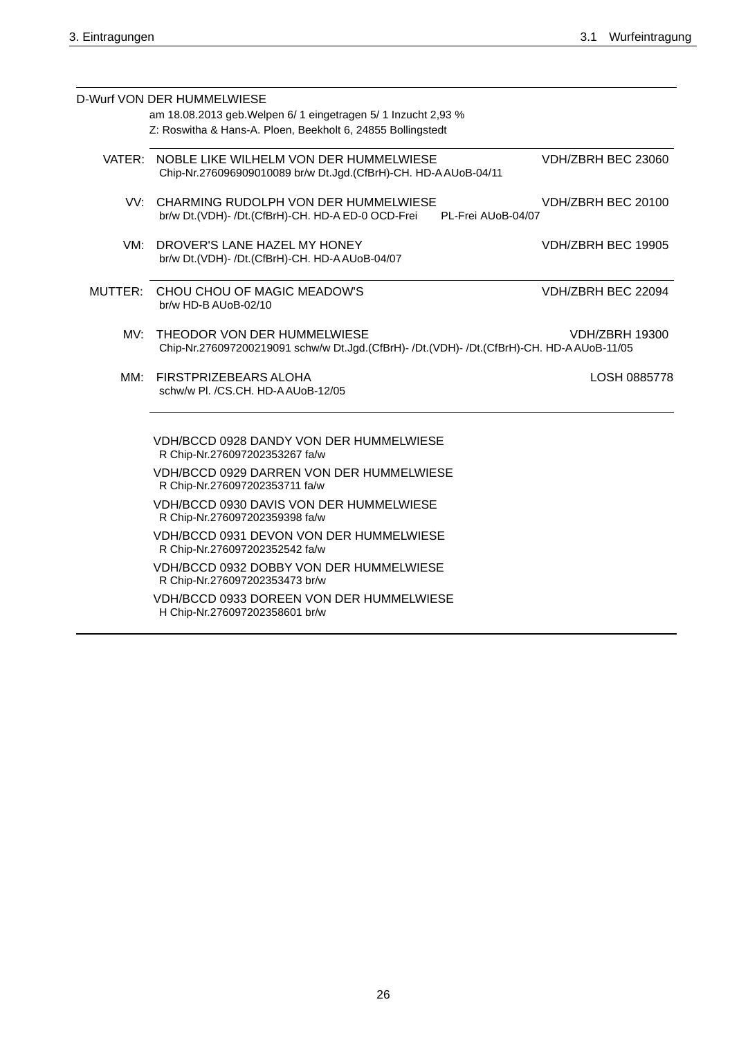D-Wurf VON DER HUMMELWIESE

am 18.08.2013 geb.Welpen 6/ 1 eingetragen 5/ 1 Inzucht 2,93 %

Z: Roswitha & Hans-A. Ploen, Beekholt 6, 24855 Bollingstedt

VATER: NOBLE LIKE WILHELM VON DER HUMMELWIESE — VDH/ZBRH BEC 23060
Chip-Nr.276096909010089 br/w Dt.Jgd.(CfBrH)-CH. HD-A AUoB-04/11

VV: CHARMING RUDOLPH VON DER HUMMELWIESE — VDH/ZBRH BEC 20100
br/w Dt.(VDH)- /Dt.(CfBrH)-CH. HD-A ED-0 OCD-Frei PL-Frei AUoB-04/07

VM: DROVER'S LANE HAZEL MY HONEY — VDH/ZBRH BEC 19905
br/w Dt.(VDH)- /Dt.(CfBrH)-CH. HD-A AUoB-04/07

MUTTER: CHOU CHOU OF MAGIC MEADOW'S — VDH/ZBRH BEC 22094
br/w HD-B AUoB-02/10

MV: THEODOR VON DER HUMMELWIESE — VDH/ZBRH 19300
Chip-Nr.276097200219091 schw/w Dt.Jgd.(CfBrH)- /Dt.(VDH)- /Dt.(CfBrH)-CH. HD-A AUoB-11/05

MM: FIRSTPRIZEBEARS ALOHA — LOSH 0885778
schw/w Pl. /CS.CH. HD-A AUoB-12/05

VDH/BCCD 0928 DANDY VON DER HUMMELWIESE
R Chip-Nr.276097202353267 fa/w

VDH/BCCD 0929 DARREN VON DER HUMMELWIESE
R Chip-Nr.276097202353711 fa/w

VDH/BCCD 0930 DAVIS VON DER HUMMELWIESE
R Chip-Nr.276097202359398 fa/w

VDH/BCCD 0931 DEVON VON DER HUMMELWIESE
R Chip-Nr.276097202352542 fa/w

VDH/BCCD 0932 DOBBY VON DER HUMMELWIESE
R Chip-Nr.276097202353473 br/w

VDH/BCCD 0933 DOREEN VON DER HUMMELWIESE
H Chip-Nr.276097202358601 br/w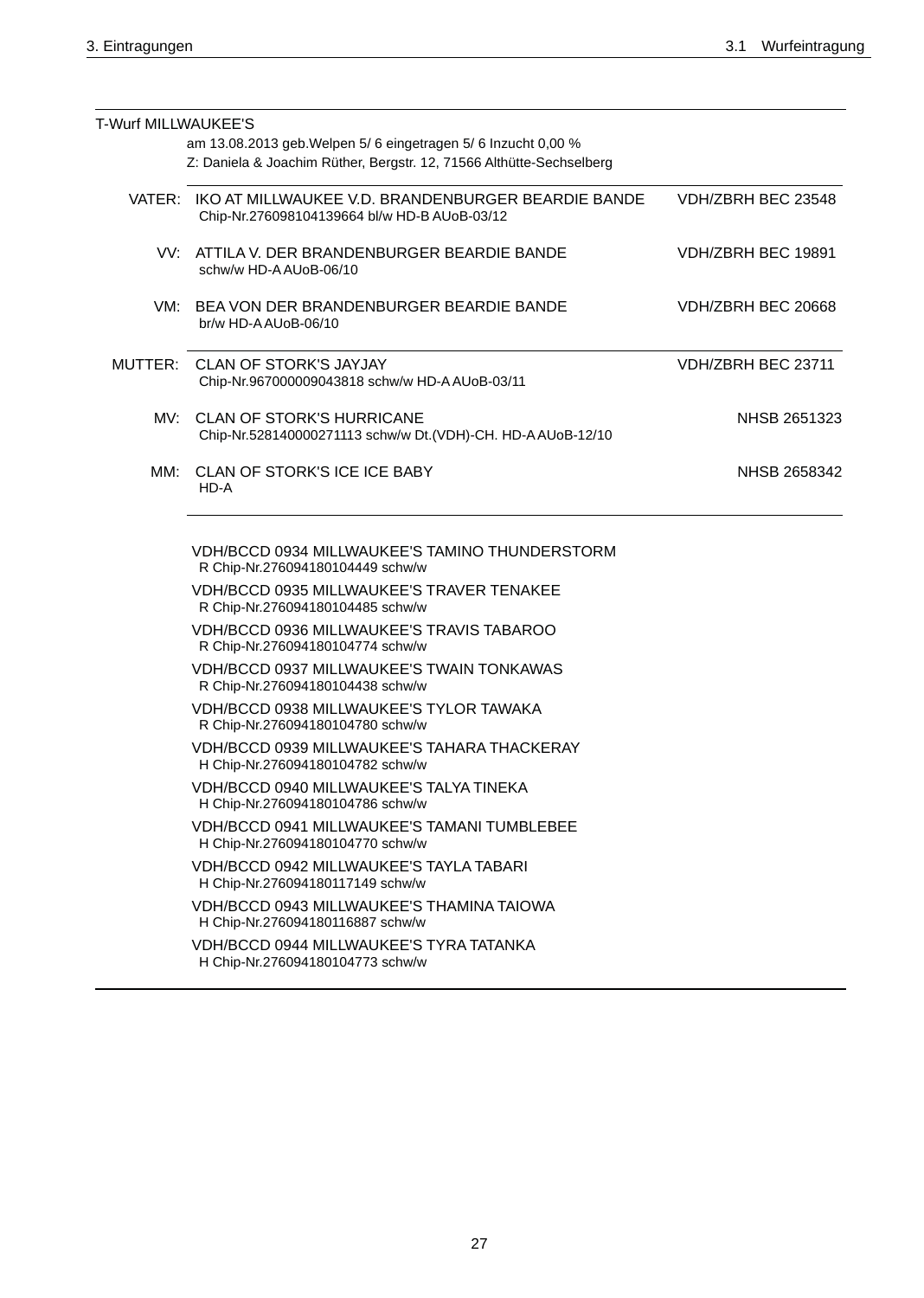T-Wurf MILLWAUKEE'S

am 13.08.2013 geb.Welpen 5/ 6 eingetragen 5/ 6 Inzucht 0,00 %
Z: Daniela & Joachim Rüther, Bergstr. 12, 71566 Althütte-Sechselberg

| | | |
|---|---|---|
| VATER: | IKO AT MILLWAUKEE V.D. BRANDENBURGER BEARDIE BANDE<br>Chip-Nr.276098104139664 bl/w HD-B AUoB-03/12 | VDH/ZBRH BEC 23548 |
| VV: | ATTILA V. DER BRANDENBURGER BEARDIE BANDE<br>schw/w HD-A AUoB-06/10 | VDH/ZBRH BEC 19891 |
| VM: | BEA VON DER BRANDENBURGER BEARDIE BANDE<br>br/w HD-A AUoB-06/10 | VDH/ZBRH BEC 20668 |
| MUTTER: | CLAN OF STORK'S JAYJAY<br>Chip-Nr.967000009043818 schw/w HD-A AUoB-03/11 | VDH/ZBRH BEC 23711 |
| MV: | CLAN OF STORK'S HURRICANE<br>Chip-Nr.528140000271113 schw/w Dt.(VDH)-CH. HD-A AUoB-12/10 | NHSB 2651323 |
| MM: | CLAN OF STORK'S ICE ICE BABY<br>HD-A | NHSB 2658342 |

VDH/BCCD 0934 MILLWAUKEE'S TAMINO THUNDERSTORM
R Chip-Nr.276094180104449 schw/w

VDH/BCCD 0935 MILLWAUKEE'S TRAVER TENAKEE
R Chip-Nr.276094180104485 schw/w

VDH/BCCD 0936 MILLWAUKEE'S TRAVIS TABAROO
R Chip-Nr.276094180104774 schw/w

VDH/BCCD 0937 MILLWAUKEE'S TWAIN TONKAWAS
R Chip-Nr.276094180104438 schw/w

VDH/BCCD 0938 MILLWAUKEE'S TYLOR TAWAKA
R Chip-Nr.276094180104780 schw/w

VDH/BCCD 0939 MILLWAUKEE'S TAHARA THACKERAY
H Chip-Nr.276094180104782 schw/w

VDH/BCCD 0940 MILLWAUKEE'S TALYA TINEKA
H Chip-Nr.276094180104786 schw/w

VDH/BCCD 0941 MILLWAUKEE'S TAMANI TUMBLEBEE
H Chip-Nr.276094180104770 schw/w

VDH/BCCD 0942 MILLWAUKEE'S TAYLA TABARI
H Chip-Nr.276094180117149 schw/w

VDH/BCCD 0943 MILLWAUKEE'S THAMINA TAIOWA
H Chip-Nr.276094180116887 schw/w

VDH/BCCD 0944 MILLWAUKEE'S TYRA TATANKA
H Chip-Nr.276094180104773 schw/w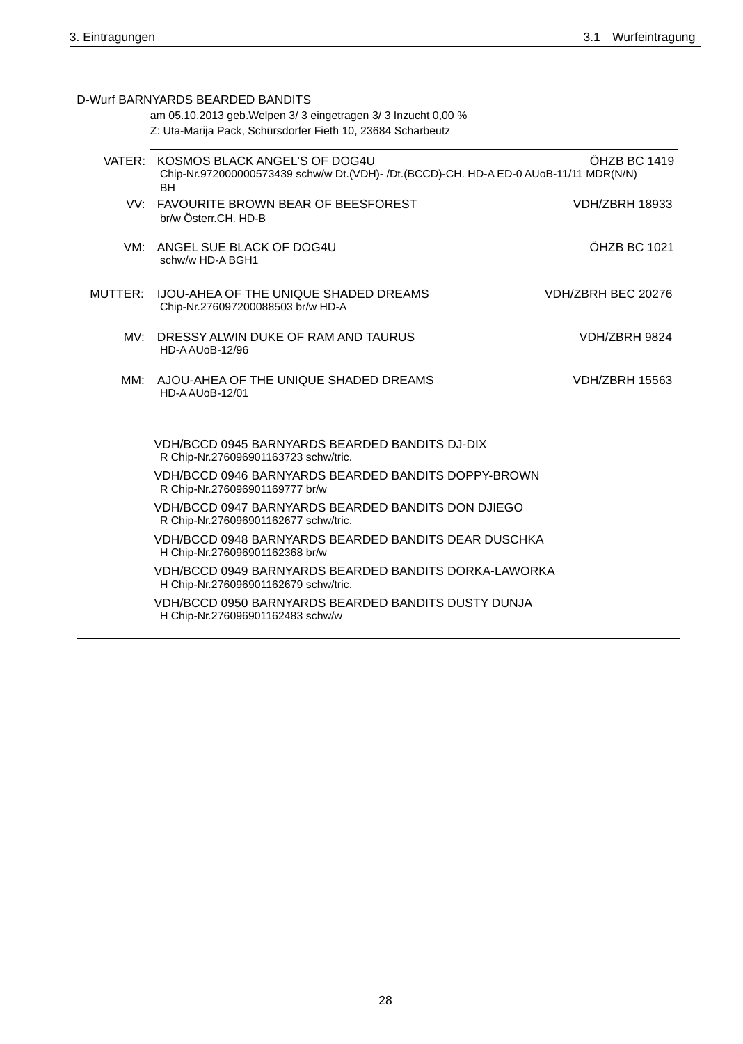D-Wurf BARNYARDS BEARDED BANDITS

am 05.10.2013 geb.Welpen 3/ 3 eingetragen 3/ 3 Inzucht 0,00 %

Z: Uta-Marija Pack, Schürsdorfer Fieth 10, 23684 Scharbeutz

| | | |
|---|---|---|
| VATER: | KOSMOS BLACK ANGEL'S OF DOG4U<br>Chip-Nr.972000000573439 schw/w Dt.(VDH)- /Dt.(BCCD)-CH. HD-A ED-0 AUoB-11/11 MDR(N/N) BH | ÖHZB BC 1419 |
| VV: | FAVOURITE BROWN BEAR OF BEESFOREST<br>br/w Österr.CH. HD-B | VDH/ZBRH 18933 |
| VM: | ANGEL SUE BLACK OF DOG4U<br>schw/w HD-A BGH1 | ÖHZB BC 1021 |
| MUTTER: | IJOU-AHEA OF THE UNIQUE SHADED DREAMS<br>Chip-Nr.276097200088503 br/w HD-A | VDH/ZBRH BEC 20276 |
| MV: | DRESSY ALWIN DUKE OF RAM AND TAURUS<br>HD-A AUoB-12/96 | VDH/ZBRH 9824 |
| MM: | AJOU-AHEA OF THE UNIQUE SHADED DREAMS<br>HD-A AUoB-12/01 | VDH/ZBRH 15563 |

VDH/BCCD 0945 BARNYARDS BEARDED BANDITS DJ-DIX
R Chip-Nr.276096901163723 schw/tric.

VDH/BCCD 0946 BARNYARDS BEARDED BANDITS DOPPY-BROWN
R Chip-Nr.276096901169777 br/w

VDH/BCCD 0947 BARNYARDS BEARDED BANDITS DON DJIEGO
R Chip-Nr.276096901162677 schw/tric.

VDH/BCCD 0948 BARNYARDS BEARDED BANDITS DEAR DUSCHKA
H Chip-Nr.276096901162368 br/w

VDH/BCCD 0949 BARNYARDS BEARDED BANDITS DORKA-LAWORKA
H Chip-Nr.276096901162679 schw/tric.

VDH/BCCD 0950 BARNYARDS BEARDED BANDITS DUSTY DUNJA
H Chip-Nr.276096901162483 schw/w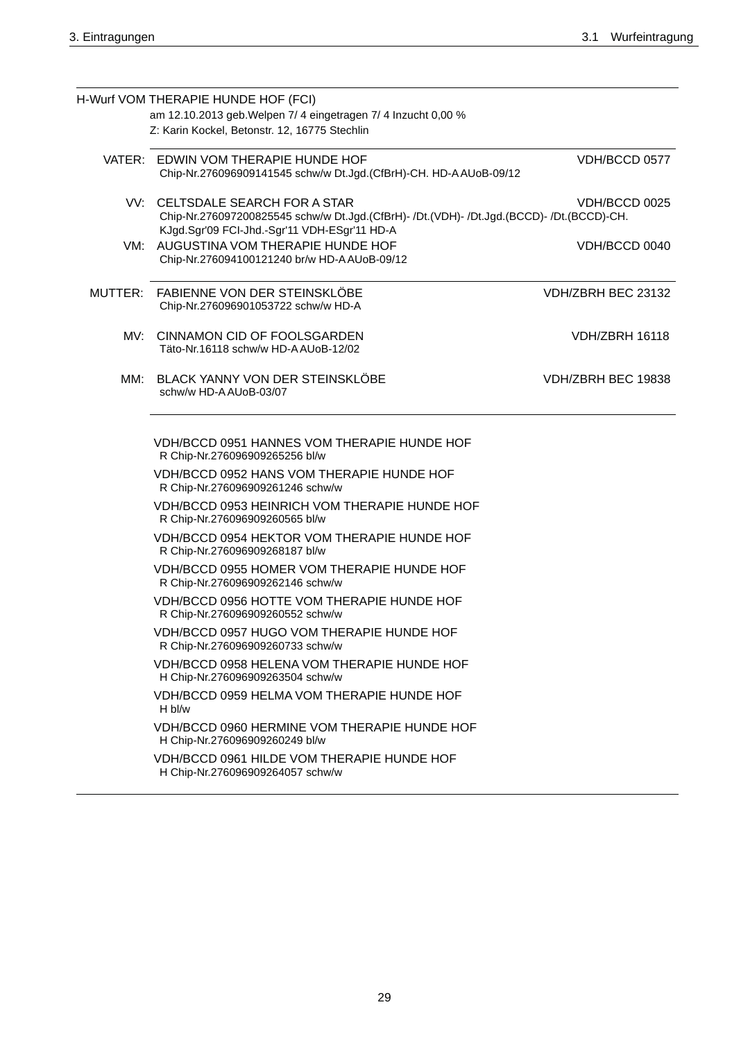H-Wurf VOM THERAPIE HUNDE HOF (FCI)

am 12.10.2013 geb.Welpen 7/ 4 eingetragen 7/ 4 Inzucht 0,00 %

Z: Karin Kockel, Betonstr. 12, 16775 Stechlin

| | | |
|---|---|---|
| VATER: | EDWIN VOM THERAPIE HUNDE HOF<br>Chip-Nr.276096909141545 schw/w Dt.Jgd.(CfBrH)-CH. HD-A AUoB-09/12 | VDH/BCCD 0577 |
| VV: | CELTSDALE SEARCH FOR A STAR<br>Chip-Nr.276097200825545 schw/w Dt.Jgd.(CfBrH)- /Dt.(VDH)- /Dt.Jgd.(BCCD)- /Dt.(BCCD)-CH. KJgd.Sgr'09 FCI-Jhd.-Sgr'11 VDH-ESgr'11 HD-A | VDH/BCCD 0025 |
| VM: | AUGUSTINA VOM THERAPIE HUNDE HOF<br>Chip-Nr.276094100121240 br/w HD-A AUoB-09/12 | VDH/BCCD 0040 |
| MUTTER: | FABIENNE VON DER STEINSKLÖBE<br>Chip-Nr.276096901053722 schw/w HD-A | VDH/ZBRH BEC 23132 |
| MV: | CINNAMON CID OF FOOLSGARDEN<br>Täto-Nr.16118 schw/w HD-A AUoB-12/02 | VDH/ZBRH 16118 |
| MM: | BLACK YANNY VON DER STEINSKLÖBE<br>schw/w HD-A AUoB-03/07 | VDH/ZBRH BEC 19838 |

VDH/BCCD 0951 HANNES VOM THERAPIE HUNDE HOF
R Chip-Nr.276096909265256 bl/w

VDH/BCCD 0952 HANS VOM THERAPIE HUNDE HOF
R Chip-Nr.276096909261246 schw/w

VDH/BCCD 0953 HEINRICH VOM THERAPIE HUNDE HOF
R Chip-Nr.276096909260565 bl/w

VDH/BCCD 0954 HEKTOR VOM THERAPIE HUNDE HOF
R Chip-Nr.276096909268187 bl/w

VDH/BCCD 0955 HOMER VOM THERAPIE HUNDE HOF
R Chip-Nr.276096909262146 schw/w

VDH/BCCD 0956 HOTTE VOM THERAPIE HUNDE HOF
R Chip-Nr.276096909260552 schw/w

VDH/BCCD 0957 HUGO VOM THERAPIE HUNDE HOF
R Chip-Nr.276096909260733 schw/w

VDH/BCCD 0958 HELENA VOM THERAPIE HUNDE HOF
H Chip-Nr.276096909263504 schw/w

VDH/BCCD 0959 HELMA VOM THERAPIE HUNDE HOF
H bl/w

VDH/BCCD 0960 HERMINE VOM THERAPIE HUNDE HOF
H Chip-Nr.276096909260249 bl/w

VDH/BCCD 0961 HILDE VOM THERAPIE HUNDE HOF
H Chip-Nr.276096909264057 schw/w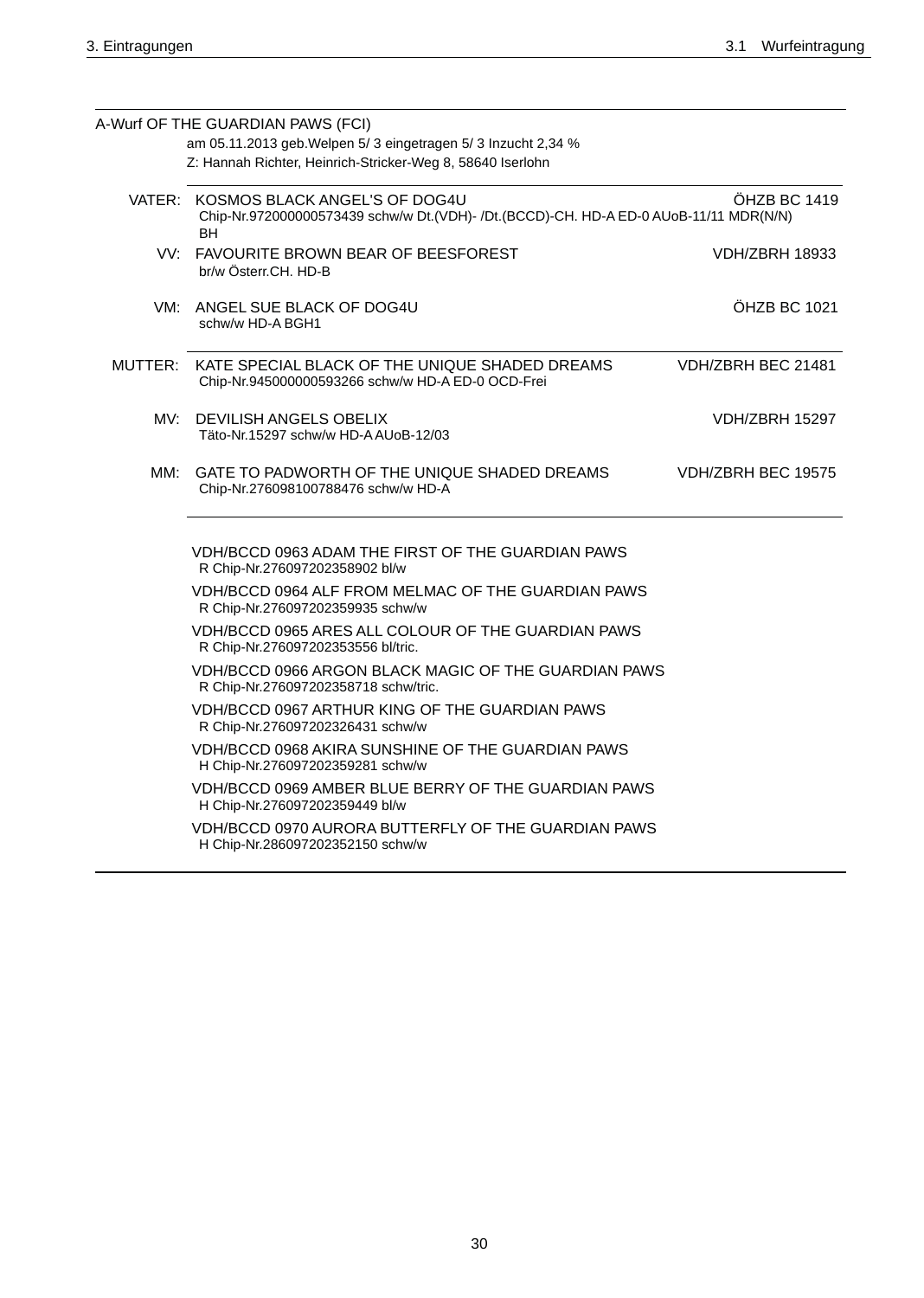A-Wurf OF THE GUARDIAN PAWS (FCI)

am 05.11.2013 geb.Welpen 5/ 3 eingetragen 5/ 3 Inzucht 2,34 %

Z: Hannah Richter, Heinrich-Stricker-Weg 8, 58640 Iserlohn

| | | |
|---|---|---|
| VATER: | KOSMOS BLACK ANGEL'S OF DOG4U<br>Chip-Nr.972000000573439 schw/w Dt.(VDH)- /Dt.(BCCD)-CH. HD-A ED-0 AUoB-11/11 MDR(N/N) BH | ÖHZB BC 1419 |
| VV: | FAVOURITE BROWN BEAR OF BEESFOREST<br>br/w Österr.CH. HD-B | VDH/ZBRH 18933 |
| VM: | ANGEL SUE BLACK OF DOG4U<br>schw/w HD-A BGH1 | ÖHZB BC 1021 |
| MUTTER: | KATE SPECIAL BLACK OF THE UNIQUE SHADED DREAMS<br>Chip-Nr.945000000593266 schw/w HD-A ED-0 OCD-Frei | VDH/ZBRH BEC 21481 |
| MV: | DEVILISH ANGELS OBELIX<br>Täto-Nr.15297 schw/w HD-A AUoB-12/03 | VDH/ZBRH 15297 |
| MM: | GATE TO PADWORTH OF THE UNIQUE SHADED DREAMS<br>Chip-Nr.276098100788476 schw/w HD-A | VDH/ZBRH BEC 19575 |

VDH/BCCD 0963 ADAM THE FIRST OF THE GUARDIAN PAWS
R Chip-Nr.276097202358902 bl/w

VDH/BCCD 0964 ALF FROM MELMAC OF THE GUARDIAN PAWS
R Chip-Nr.276097202359935 schw/w

VDH/BCCD 0965 ARES ALL COLOUR OF THE GUARDIAN PAWS
R Chip-Nr.276097202353556 bl/tric.

VDH/BCCD 0966 ARGON BLACK MAGIC OF THE GUARDIAN PAWS
R Chip-Nr.276097202358718 schw/tric.

VDH/BCCD 0967 ARTHUR KING OF THE GUARDIAN PAWS
R Chip-Nr.276097202326431 schw/w

VDH/BCCD 0968 AKIRA SUNSHINE OF THE GUARDIAN PAWS
H Chip-Nr.276097202359281 schw/w

VDH/BCCD 0969 AMBER BLUE BERRY OF THE GUARDIAN PAWS
H Chip-Nr.276097202359449 bl/w

VDH/BCCD 0970 AURORA BUTTERFLY OF THE GUARDIAN PAWS
H Chip-Nr.286097202352150 schw/w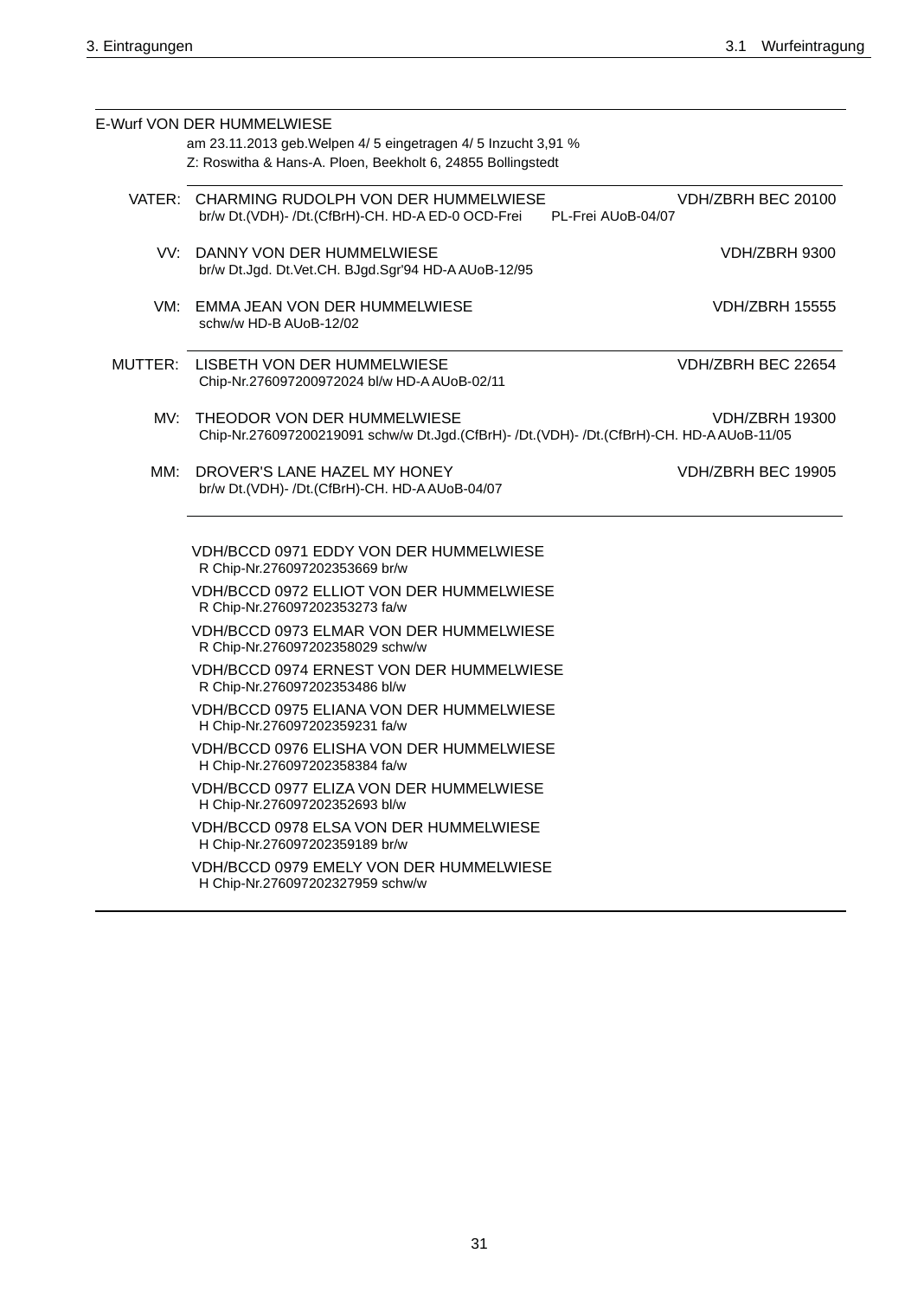E-Wurf VON DER HUMMELWIESE

am 23.11.2013 geb.Welpen 4/ 5 eingetragen 4/ 5 Inzucht 3,91 %

Z: Roswitha & Hans-A. Ploen, Beekholt 6, 24855 Bollingstedt

VATER: CHARMING RUDOLPH VON DER HUMMELWIESE — VDH/ZBRH BEC 20100
br/w Dt.(VDH)- /Dt.(CfBrH)-CH. HD-A ED-0 OCD-Frei PL-Frei AUoB-04/07

VV: DANNY VON DER HUMMELWIESE — VDH/ZBRH 9300
br/w Dt.Jgd. Dt.Vet.CH. BJgd.Sgr'94 HD-A AUoB-12/95

VM: EMMA JEAN VON DER HUMMELWIESE — VDH/ZBRH 15555
schw/w HD-B AUoB-12/02

MUTTER: LISBETH VON DER HUMMELWIESE — VDH/ZBRH BEC 22654
Chip-Nr.276097200972024 bl/w HD-A AUoB-02/11

MV: THEODOR VON DER HUMMELWIESE — VDH/ZBRH 19300
Chip-Nr.276097200219091 schw/w Dt.Jgd.(CfBrH)- /Dt.(VDH)- /Dt.(CfBrH)-CH. HD-A AUoB-11/05

MM: DROVER'S LANE HAZEL MY HONEY — VDH/ZBRH BEC 19905
br/w Dt.(VDH)- /Dt.(CfBrH)-CH. HD-A AUoB-04/07

VDH/BCCD 0971 EDDY VON DER HUMMELWIESE
R Chip-Nr.276097202353669 br/w

VDH/BCCD 0972 ELLIOT VON DER HUMMELWIESE
R Chip-Nr.276097202353273 fa/w

VDH/BCCD 0973 ELMAR VON DER HUMMELWIESE
R Chip-Nr.276097202358029 schw/w

VDH/BCCD 0974 ERNEST VON DER HUMMELWIESE
R Chip-Nr.276097202353486 bl/w

VDH/BCCD 0975 ELIANA VON DER HUMMELWIESE
H Chip-Nr.276097202359231 fa/w

VDH/BCCD 0976 ELISHA VON DER HUMMELWIESE
H Chip-Nr.276097202358384 fa/w

VDH/BCCD 0977 ELIZA VON DER HUMMELWIESE
H Chip-Nr.276097202352693 bl/w

VDH/BCCD 0978 ELSA VON DER HUMMELWIESE
H Chip-Nr.276097202359189 br/w

VDH/BCCD 0979 EMELY VON DER HUMMELWIESE
H Chip-Nr.276097202327959 schw/w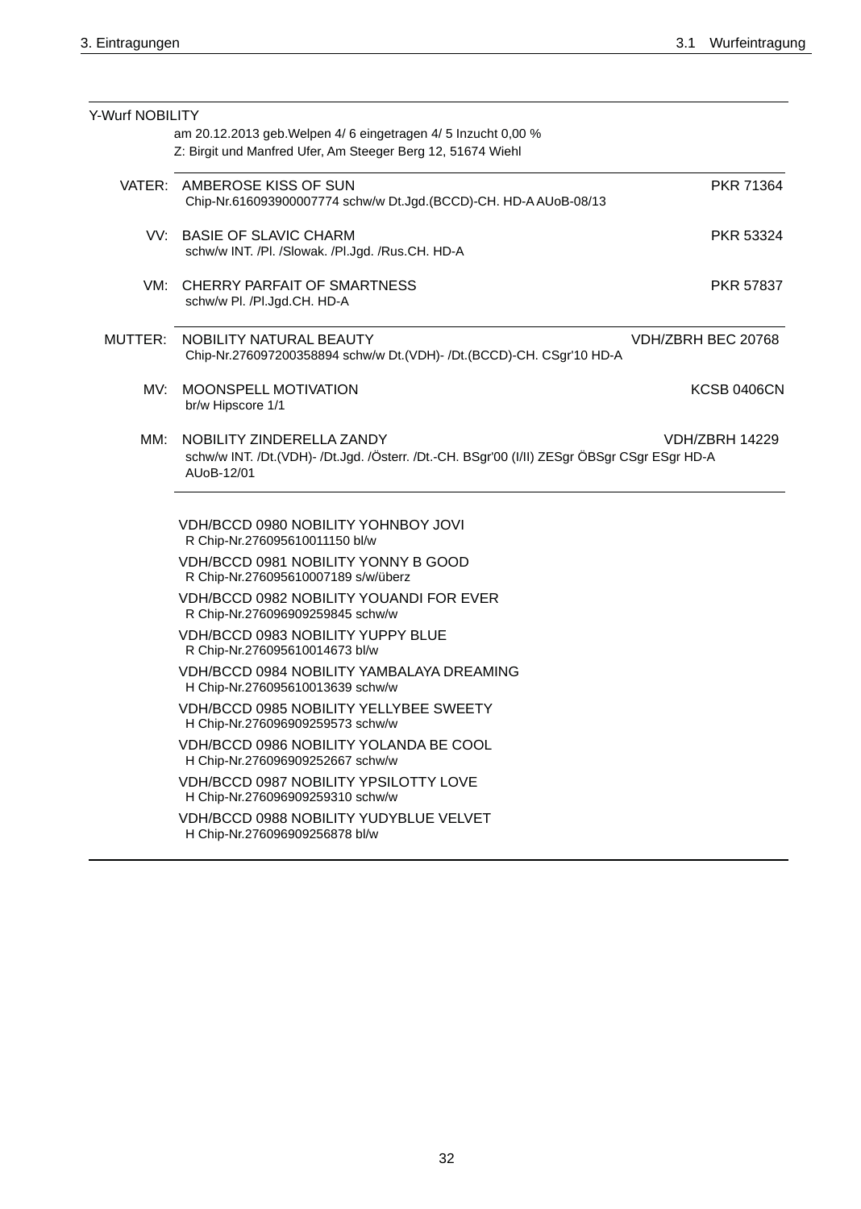## Y-Wurf NOBILITY

am 20.12.2013 geb.Welpen 4/ 6 eingetragen 4/ 5 Inzucht 0,00 %
Z: Birgit und Manfred Ufer, Am Steeger Berg 12, 51674 Wiehl

**VATER:** AMBEROSE KISS OF SUN — PKR 71364
Chip-Nr.616093900007774 schw/w Dt.Jgd.(BCCD)-CH. HD-A AUoB-08/13

**VV:** BASIE OF SLAVIC CHARM — PKR 53324
schw/w INT. /Pl. /Slowak. /Pl.Jgd. /Rus.CH. HD-A

**VM:** CHERRY PARFAIT OF SMARTNESS — PKR 57837
schw/w Pl. /Pl.Jgd.CH. HD-A

**MUTTER:** NOBILITY NATURAL BEAUTY — VDH/ZBRH BEC 20768
Chip-Nr.276097200358894 schw/w Dt.(VDH)- /Dt.(BCCD)-CH. CSgr'10 HD-A

**MV:** MOONSPELL MOTIVATION — KCSB 0406CN
br/w Hipscore 1/1

**MM:** NOBILITY ZINDERELLA ZANDY — VDH/ZBRH 14229
schw/w INT. /Dt.(VDH)- /Dt.Jgd. /Österr. /Dt.-CH. BSgr'00 (I/II) ZESgr ÖBSgr CSgr ESgr HD-A AUoB-12/01

VDH/BCCD 0980 NOBILITY YOHNBOY JOVI
R Chip-Nr.276095610011150 bl/w

VDH/BCCD 0981 NOBILITY YONNY B GOOD
R Chip-Nr.276095610007189 s/w/überz

VDH/BCCD 0982 NOBILITY YOUANDI FOR EVER
R Chip-Nr.276096909259845 schw/w

VDH/BCCD 0983 NOBILITY YUPPY BLUE
R Chip-Nr.276095610014673 bl/w

VDH/BCCD 0984 NOBILITY YAMBALAYA DREAMING
H Chip-Nr.276095610013639 schw/w

VDH/BCCD 0985 NOBILITY YELLYBEE SWEETY
H Chip-Nr.276096909259573 schw/w

VDH/BCCD 0986 NOBILITY YOLANDA BE COOL
H Chip-Nr.276096909252667 schw/w

VDH/BCCD 0987 NOBILITY YPSILOTTY LOVE
H Chip-Nr.276096909259310 schw/w

VDH/BCCD 0988 NOBILITY YUDYBLUE VELVET
H Chip-Nr.276096909256878 bl/w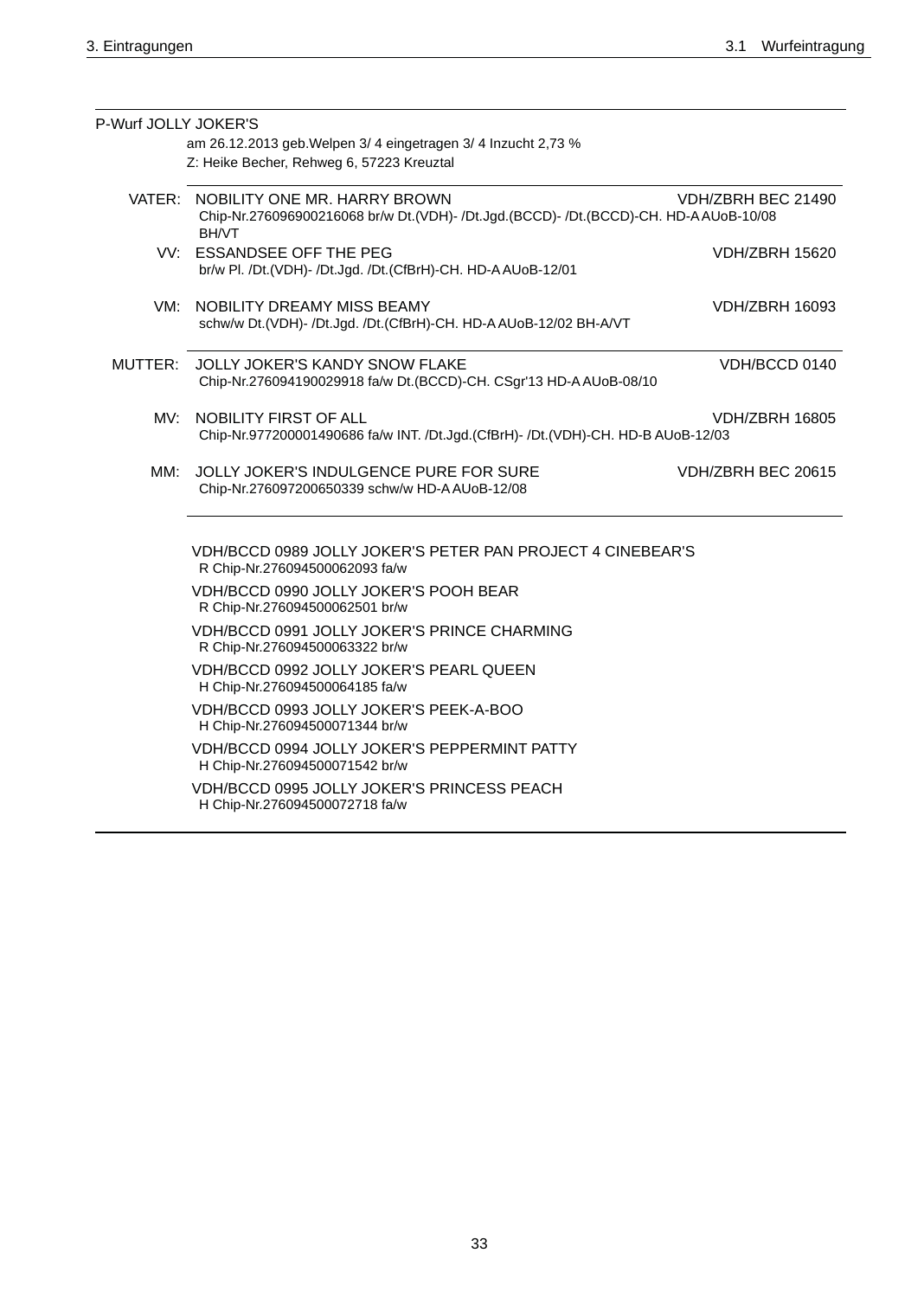## P-Wurf JOLLY JOKER'S

am 26.12.2013 geb.Welpen 3/ 4 eingetragen 3/ 4 Inzucht 2,73 %
Z: Heike Becher, Rehweg 6, 57223 Kreuztal

| | | |
|---|---|---|
| VATER: | NOBILITY ONE MR. HARRY BROWN<br>Chip-Nr.276096900216068 br/w Dt.(VDH)- /Dt.Jgd.(BCCD)- /Dt.(BCCD)-CH. HD-A AUoB-10/08 BH/VT | VDH/ZBRH BEC 21490 |
| VV: | ESSANDSEE OFF THE PEG<br>br/w Pl. /Dt.(VDH)- /Dt.Jgd. /Dt.(CfBrH)-CH. HD-A AUoB-12/01 | VDH/ZBRH 15620 |
| VM: | NOBILITY DREAMY MISS BEAMY<br>schw/w Dt.(VDH)- /Dt.Jgd. /Dt.(CfBrH)-CH. HD-A AUoB-12/02 BH-A/VT | VDH/ZBRH 16093 |
| MUTTER: | JOLLY JOKER'S KANDY SNOW FLAKE<br>Chip-Nr.276094190029918 fa/w Dt.(BCCD)-CH. CSgr'13 HD-A AUoB-08/10 | VDH/BCCD 0140 |
| MV: | NOBILITY FIRST OF ALL<br>Chip-Nr.977200001490686 fa/w INT. /Dt.Jgd.(CfBrH)- /Dt.(VDH)-CH. HD-B AUoB-12/03 | VDH/ZBRH 16805 |
| MM: | JOLLY JOKER'S INDULGENCE PURE FOR SURE<br>Chip-Nr.276097200650339 schw/w HD-A AUoB-12/08 | VDH/ZBRH BEC 20615 |

VDH/BCCD 0989 JOLLY JOKER'S PETER PAN PROJECT 4 CINEBEAR'S
R Chip-Nr.276094500062093 fa/w

VDH/BCCD 0990 JOLLY JOKER'S POOH BEAR
R Chip-Nr.276094500062501 br/w

VDH/BCCD 0991 JOLLY JOKER'S PRINCE CHARMING
R Chip-Nr.276094500063322 br/w

VDH/BCCD 0992 JOLLY JOKER'S PEARL QUEEN
H Chip-Nr.276094500064185 fa/w

VDH/BCCD 0993 JOLLY JOKER'S PEEK-A-BOO
H Chip-Nr.276094500071344 br/w

VDH/BCCD 0994 JOLLY JOKER'S PEPPERMINT PATTY
H Chip-Nr.276094500071542 br/w

VDH/BCCD 0995 JOLLY JOKER'S PRINCESS PEACH
H Chip-Nr.276094500072718 fa/w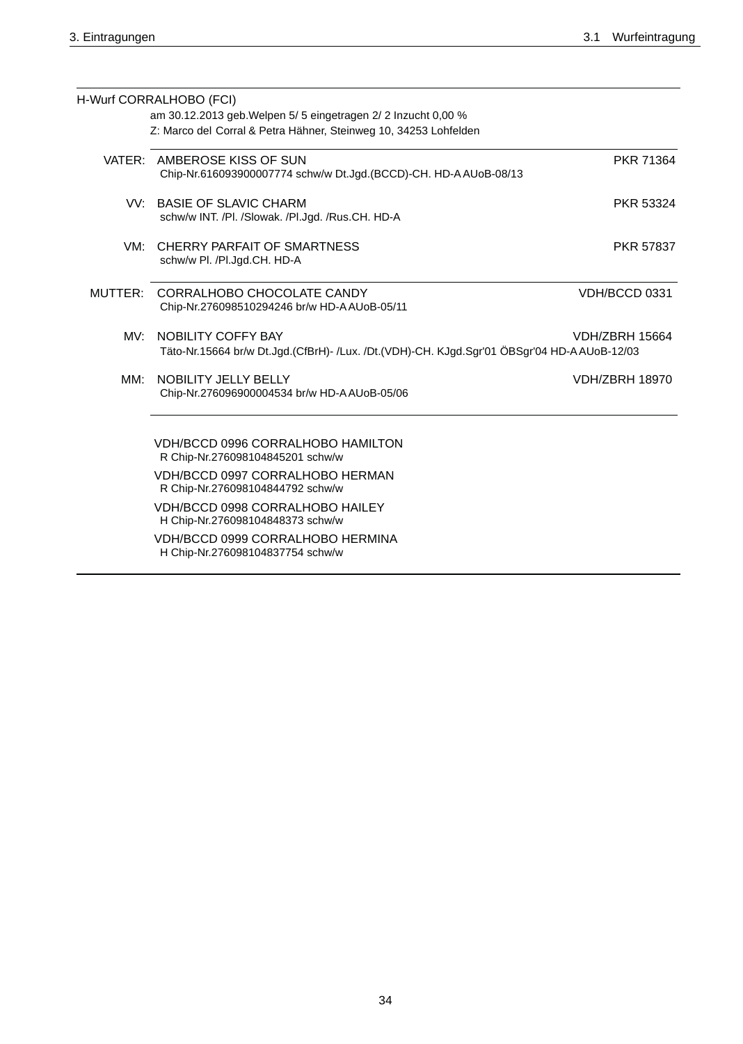H-Wurf CORRALHOBO (FCI)

am 30.12.2013 geb.Welpen 5/ 5 eingetragen 2/ 2 Inzucht 0,00 %

Z: Marco del Corral & Petra Hähner, Steinweg 10, 34253 Lohfelden

---

VATER: AMBEROSE KISS OF SUN — PKR 71364
Chip-Nr.616093900007774 schw/w Dt.Jgd.(BCCD)-CH. HD-A AUoB-08/13

VV: BASIE OF SLAVIC CHARM — PKR 53324
schw/w INT. /Pl. /Slowak. /Pl.Jgd. /Rus.CH. HD-A

VM: CHERRY PARFAIT OF SMARTNESS — PKR 57837
schw/w Pl. /Pl.Jgd.CH. HD-A

---

MUTTER: CORRALHOBO CHOCOLATE CANDY — VDH/BCCD 0331
Chip-Nr.276098510294246 br/w HD-A AUoB-05/11

MV: NOBILITY COFFY BAY — VDH/ZBRH 15664
Täto-Nr.15664 br/w Dt.Jgd.(CfBrH)- /Lux. /Dt.(VDH)-CH. KJgd.Sgr'01 ÖBSgr'04 HD-A AUoB-12/03

MM: NOBILITY JELLY BELLY — VDH/ZBRH 18970
Chip-Nr.276096900004534 br/w HD-A AUoB-05/06

---

VDH/BCCD 0996 CORRALHOBO HAMILTON
R Chip-Nr.276098104845201 schw/w

VDH/BCCD 0997 CORRALHOBO HERMAN
R Chip-Nr.276098104844792 schw/w

VDH/BCCD 0998 CORRALHOBO HAILEY
H Chip-Nr.276098104848373 schw/w

VDH/BCCD 0999 CORRALHOBO HERMINA
H Chip-Nr.276098104837754 schw/w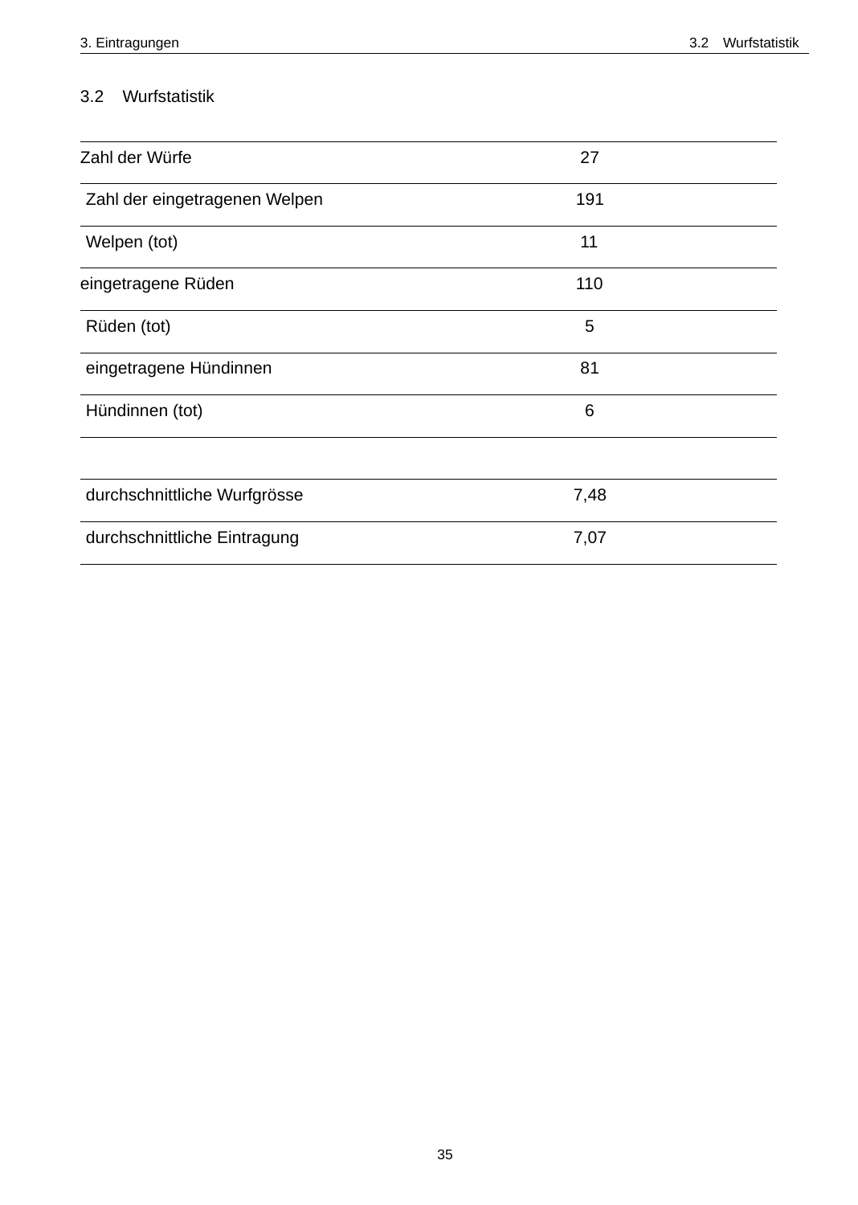## 3.2 Wurfstatistik

| | |
|---|---|
| Zahl der Würfe | 27 |
| Zahl der eingetragenen Welpen | 191 |
| Welpen (tot) | 11 |
| eingetragene Rüden | 110 |
| Rüden (tot) | 5 |
| eingetragene Hündinnen | 81 |
| Hündinnen (tot) | 6 |
| | |
| durchschnittliche Wurfgrösse | 7,48 |
| durchschnittliche Eintragung | 7,07 |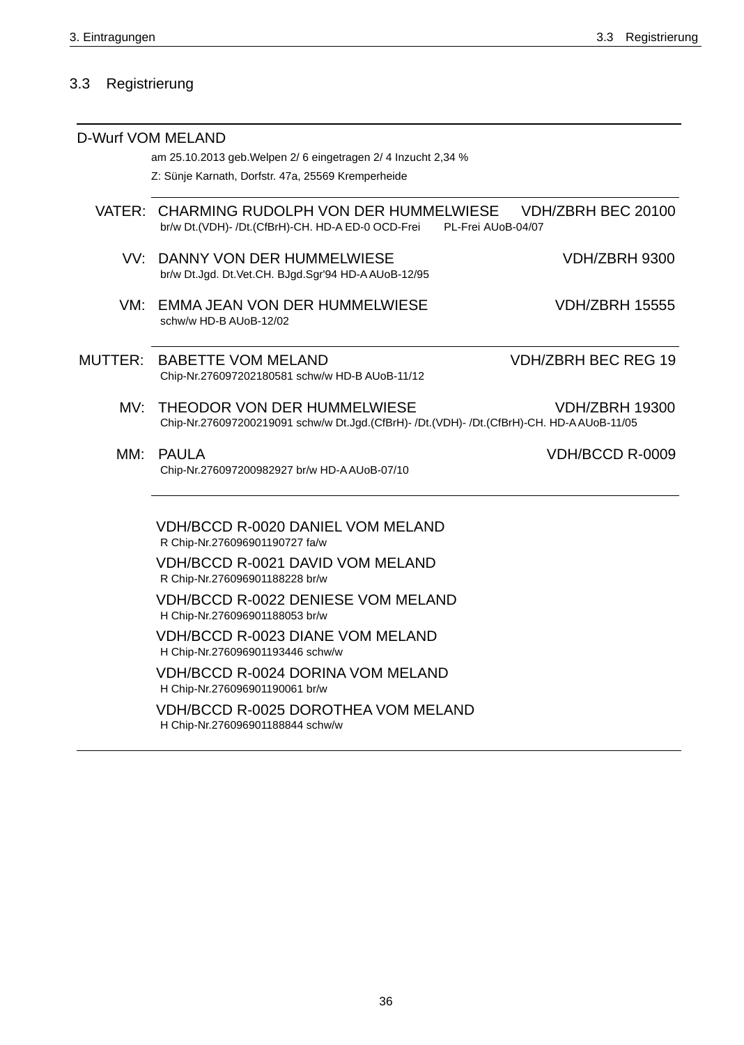## 3.3 Registrierung

---

**D-Wurf VOM MELAND**

am 25.10.2013 geb.Welpen 2/ 6 eingetragen 2/ 4 Inzucht 2,34 %

Z: Sünje Karnath, Dorfstr. 47a, 25569 Kremperheide

---

VATER: CHARMING RUDOLPH VON DER HUMMELWIESE VDH/ZBRH BEC 20100
br/w Dt.(VDH)- /Dt.(CfBrH)-CH. HD-A ED-0 OCD-Frei PL-Frei AUoB-04/07

VV: DANNY VON DER HUMMELWIESE VDH/ZBRH 9300
br/w Dt.Jgd. Dt.Vet.CH. BJgd.Sgr'94 HD-A AUoB-12/95

VM: EMMA JEAN VON DER HUMMELWIESE VDH/ZBRH 15555
schw/w HD-B AUoB-12/02

---

MUTTER: BABETTE VOM MELAND VDH/ZBRH BEC REG 19
Chip-Nr.276097202180581 schw/w HD-B AUoB-11/12

MV: THEODOR VON DER HUMMELWIESE VDH/ZBRH 19300
Chip-Nr.276097200219091 schw/w Dt.Jgd.(CfBrH)- /Dt.(VDH)- /Dt.(CfBrH)-CH. HD-A AUoB-11/05

MM: PAULA VDH/BCCD R-0009
Chip-Nr.276097200982927 br/w HD-A AUoB-07/10

---

VDH/BCCD R-0020 DANIEL VOM MELAND
R Chip-Nr.276096901190727 fa/w

VDH/BCCD R-0021 DAVID VOM MELAND
R Chip-Nr.276096901188228 br/w

VDH/BCCD R-0022 DENIESE VOM MELAND
H Chip-Nr.276096901188053 br/w

VDH/BCCD R-0023 DIANE VOM MELAND
H Chip-Nr.276096901193446 schw/w

VDH/BCCD R-0024 DORINA VOM MELAND
H Chip-Nr.276096901190061 br/w

VDH/BCCD R-0025 DOROTHEA VOM MELAND
H Chip-Nr.276096901188844 schw/w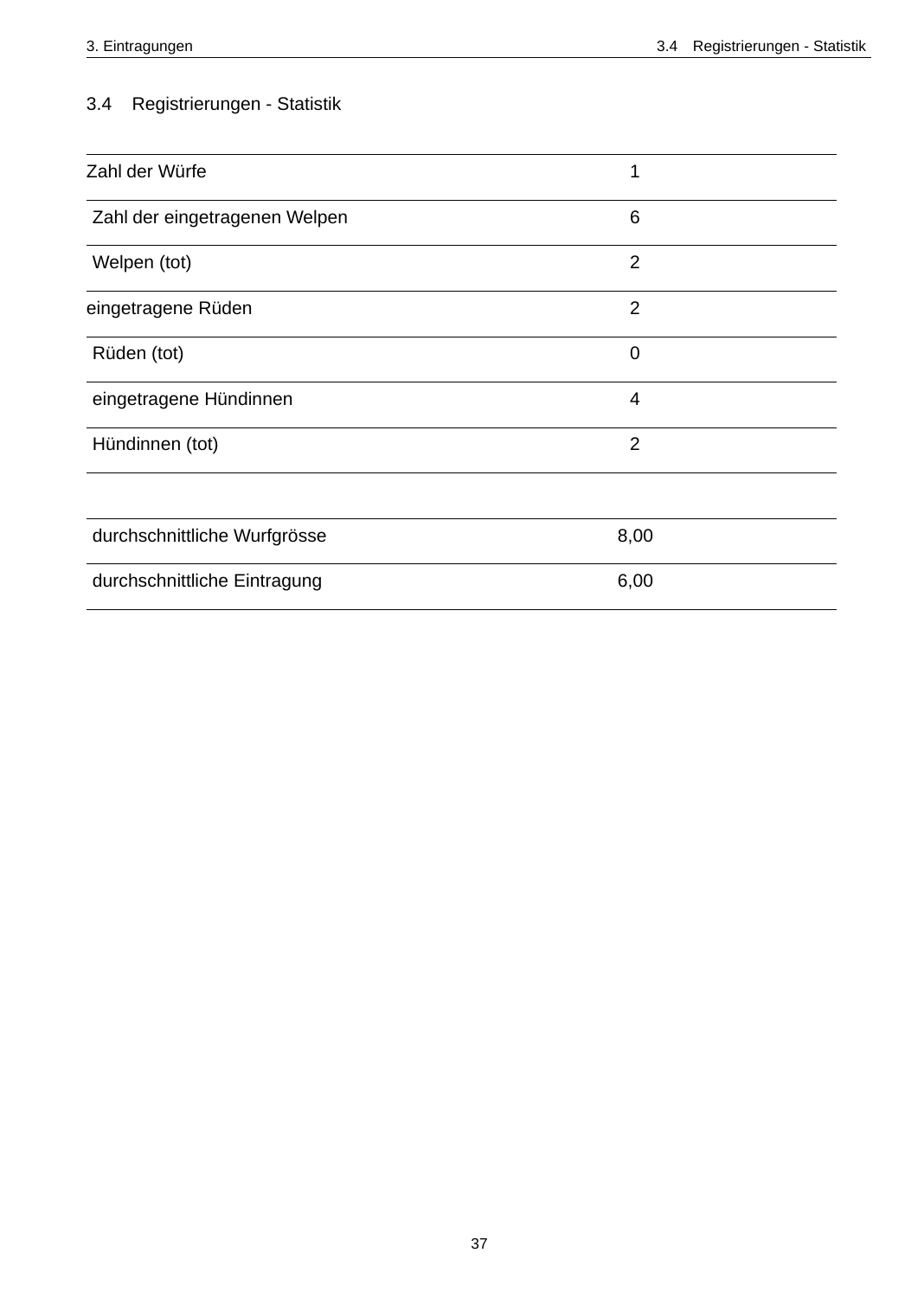## 3.4 Registrierungen - Statistik

| | |
|---|---|
| Zahl der Würfe | 1 |
| Zahl der eingetragenen Welpen | 6 |
| Welpen (tot) | 2 |
| eingetragene Rüden | 2 |
| Rüden (tot) | 0 |
| eingetragene Hündinnen | 4 |
| Hündinnen (tot) | 2 |

| | |
|---|---|
| durchschnittliche Wurfgrösse | 8,00 |
| durchschnittliche Eintragung | 6,00 |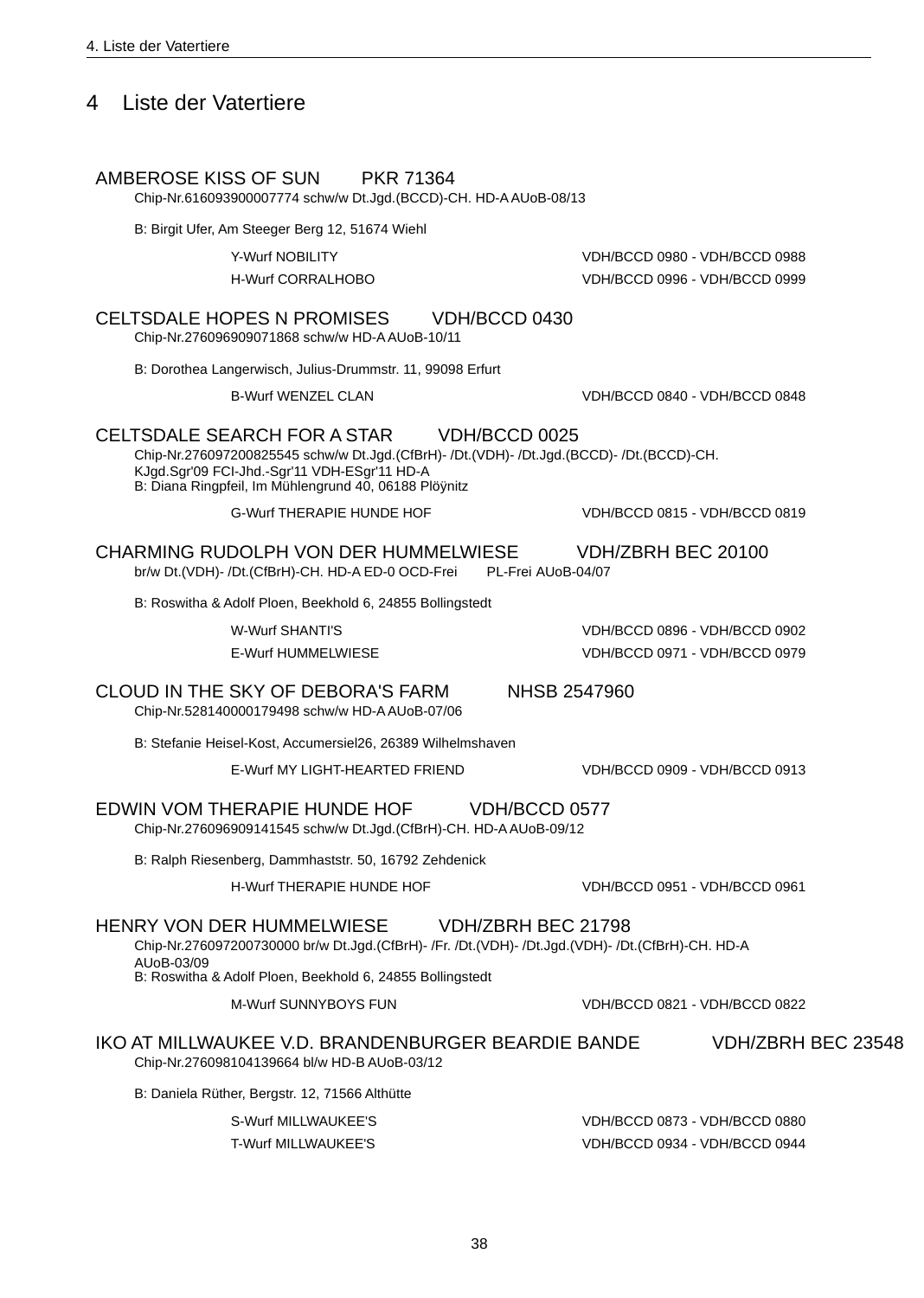# 4 Liste der Vatertiere

**AMBEROSE KISS OF SUN    PKR 71364**
Chip-Nr.616093900007774 schw/w Dt.Jgd.(BCCD)-CH. HD-A AUoB-08/13

B: Birgit Ufer, Am Steeger Berg 12, 51674 Wiehl

| | |
|---|---|
| Y-Wurf NOBILITY | VDH/BCCD 0980 - VDH/BCCD 0988 |
| H-Wurf CORRALHOBO | VDH/BCCD 0996 - VDH/BCCD 0999 |

**CELTSDALE HOPES N PROMISES    VDH/BCCD 0430**
Chip-Nr.276096909071868 schw/w HD-A AUoB-10/11

B: Dorothea Langerwisch, Julius-Drummstr. 11, 99098 Erfurt

| | |
|---|---|
| B-Wurf WENZEL CLAN | VDH/BCCD 0840 - VDH/BCCD 0848 |

**CELTSDALE SEARCH FOR A STAR    VDH/BCCD 0025**
Chip-Nr.276097200825545 schw/w Dt.Jgd.(CfBrH)- /Dt.(VDH)- /Dt.Jgd.(BCCD)- /Dt.(BCCD)-CH. KJgd.Sgr'09 FCI-Jhd.-Sgr'11 VDH-ESgr'11 HD-A
B: Diana Ringpfeil, Im Mühlengrund 40, 06188 Plöÿnitz

| | |
|---|---|
| G-Wurf THERAPIE HUNDE HOF | VDH/BCCD 0815 - VDH/BCCD 0819 |

**CHARMING RUDOLPH VON DER HUMMELWIESE    VDH/ZBRH BEC 20100**
br/w Dt.(VDH)- /Dt.(CfBrH)-CH. HD-A ED-0 OCD-Frei    PL-Frei AUoB-04/07

B: Roswitha & Adolf Ploen, Beekhold 6, 24855 Bollingstedt

| | |
|---|---|
| W-Wurf SHANTI'S | VDH/BCCD 0896 - VDH/BCCD 0902 |
| E-Wurf HUMMELWIESE | VDH/BCCD 0971 - VDH/BCCD 0979 |

**CLOUD IN THE SKY OF DEBORA'S FARM    NHSB 2547960**
Chip-Nr.528140000179498 schw/w HD-A AUoB-07/06

B: Stefanie Heisel-Kost, Accumersiel26, 26389 Wilhelmshaven

| | |
|---|---|
| E-Wurf MY LIGHT-HEARTED FRIEND | VDH/BCCD 0909 - VDH/BCCD 0913 |

**EDWIN VOM THERAPIE HUNDE HOF    VDH/BCCD 0577**
Chip-Nr.276096909141545 schw/w Dt.Jgd.(CfBrH)-CH. HD-A AUoB-09/12

B: Ralph Riesenberg, Dammhaststr. 50, 16792 Zehdenick

| | |
|---|---|
| H-Wurf THERAPIE HUNDE HOF | VDH/BCCD 0951 - VDH/BCCD 0961 |

**HENRY VON DER HUMMELWIESE    VDH/ZBRH BEC 21798**
Chip-Nr.276097200730000 br/w Dt.Jgd.(CfBrH)- /Fr. /Dt.(VDH)- /Dt.Jgd.(VDH)- /Dt.(CfBrH)-CH. HD-A AUoB-03/09
B: Roswitha & Adolf Ploen, Beekhold 6, 24855 Bollingstedt

| | |
|---|---|
| M-Wurf SUNNYBOYS FUN | VDH/BCCD 0821 - VDH/BCCD 0822 |

**IKO AT MILLWAUKEE V.D. BRANDENBURGER BEARDIE BANDE    VDH/ZBRH BEC 23548**
Chip-Nr.276098104139664 bl/w HD-B AUoB-03/12

B: Daniela Rüther, Bergstr. 12, 71566 Althütte

| | |
|---|---|
| S-Wurf MILLWAUKEE'S | VDH/BCCD 0873 - VDH/BCCD 0880 |
| T-Wurf MILLWAUKEE'S | VDH/BCCD 0934 - VDH/BCCD 0944 |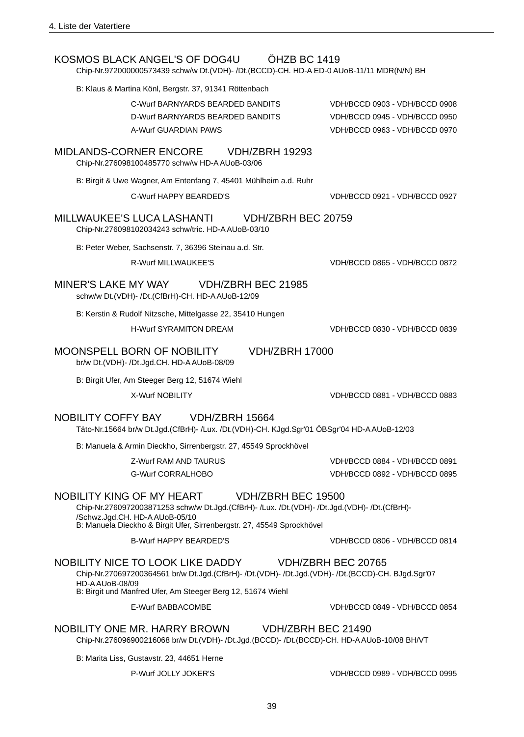### KOSMOS BLACK ANGEL'S OF DOG4U ÖHZB BC 1419

Chip-Nr.972000000573439 schw/w Dt.(VDH)- /Dt.(BCCD)-CH. HD-A ED-0 AUoB-11/11 MDR(N/N) BH

B: Klaus & Martina Könl, Bergstr. 37, 91341 Röttenbach

| | |
|---|---|
| C-Wurf BARNYARDS BEARDED BANDITS | VDH/BCCD 0903 - VDH/BCCD 0908 |
| D-Wurf BARNYARDS BEARDED BANDITS | VDH/BCCD 0945 - VDH/BCCD 0950 |
| A-Wurf GUARDIAN PAWS | VDH/BCCD 0963 - VDH/BCCD 0970 |

### MIDLANDS-CORNER ENCORE VDH/ZBRH 19293

Chip-Nr.276098100485770 schw/w HD-A AUoB-03/06

B: Birgit & Uwe Wagner, Am Entenfang 7, 45401 Mühlheim a.d. Ruhr

| | |
|---|---|
| C-Wurf HAPPY BEARDED'S | VDH/BCCD 0921 - VDH/BCCD 0927 |

### MILLWAUKEE'S LUCA LASHANTI VDH/ZBRH BEC 20759

Chip-Nr.276098102034243 schw/tric. HD-A AUoB-03/10

B: Peter Weber, Sachsenstr. 7, 36396 Steinau a.d. Str.

| | |
|---|---|
| R-Wurf MILLWAUKEE'S | VDH/BCCD 0865 - VDH/BCCD 0872 |

### MINER'S LAKE MY WAY VDH/ZBRH BEC 21985

schw/w Dt.(VDH)- /Dt.(CfBrH)-CH. HD-A AUoB-12/09

B: Kerstin & Rudolf Nitzsche, Mittelgasse 22, 35410 Hungen

| | |
|---|---|
| H-Wurf SYRAMITON DREAM | VDH/BCCD 0830 - VDH/BCCD 0839 |

### MOONSPELL BORN OF NOBILITY VDH/ZBRH 17000

br/w Dt.(VDH)- /Dt.Jgd.CH. HD-A AUoB-08/09

B: Birgit Ufer, Am Steeger Berg 12, 51674 Wiehl

| | |
|---|---|
| X-Wurf NOBILITY | VDH/BCCD 0881 - VDH/BCCD 0883 |

### NOBILITY COFFY BAY VDH/ZBRH 15664

Täto-Nr.15664 br/w Dt.Jgd.(CfBrH)- /Lux. /Dt.(VDH)-CH. KJgd.Sgr'01 ÖBSgr'04 HD-A AUoB-12/03

B: Manuela & Armin Dieckho, Sirrenbergstr. 27, 45549 Sprockhövel

| | |
|---|---|
| Z-Wurf RAM AND TAURUS | VDH/BCCD 0884 - VDH/BCCD 0891 |
| G-Wurf CORRALHOBO | VDH/BCCD 0892 - VDH/BCCD 0895 |

### NOBILITY KING OF MY HEART VDH/ZBRH BEC 19500

Chip-Nr.2760972003871253 schw/w Dt.Jgd.(CfBrH)- /Lux. /Dt.(VDH)- /Dt.Jgd.(VDH)- /Dt.(CfBrH)- /Schwz.Jgd.CH. HD-A AUoB-05/10

B: Manuela Dieckho & Birgit Ufer, Sirrenbergstr. 27, 45549 Sprockhövel

| | |
|---|---|
| B-Wurf HAPPY BEARDED'S | VDH/BCCD 0806 - VDH/BCCD 0814 |

### NOBILITY NICE TO LOOK LIKE DADDY VDH/ZBRH BEC 20765

Chip-Nr.270697200364561 br/w Dt.Jgd.(CfBrH)- /Dt.(VDH)- /Dt.Jgd.(VDH)- /Dt.(BCCD)-CH. BJgd.Sgr'07 HD-A AUoB-08/09

B: Birgit und Manfred Ufer, Am Steeger Berg 12, 51674 Wiehl

| | |
|---|---|
| E-Wurf BABBACOMBE | VDH/BCCD 0849 - VDH/BCCD 0854 |

### NOBILITY ONE MR. HARRY BROWN VDH/ZBRH BEC 21490

Chip-Nr.276096900216068 br/w Dt.(VDH)- /Dt.Jgd.(BCCD)- /Dt.(BCCD)-CH. HD-A AUoB-10/08 BH/VT

B: Marita Liss, Gustavstr. 23, 44651 Herne

| | |
|---|---|
| P-Wurf JOLLY JOKER'S | VDH/BCCD 0989 - VDH/BCCD 0995 |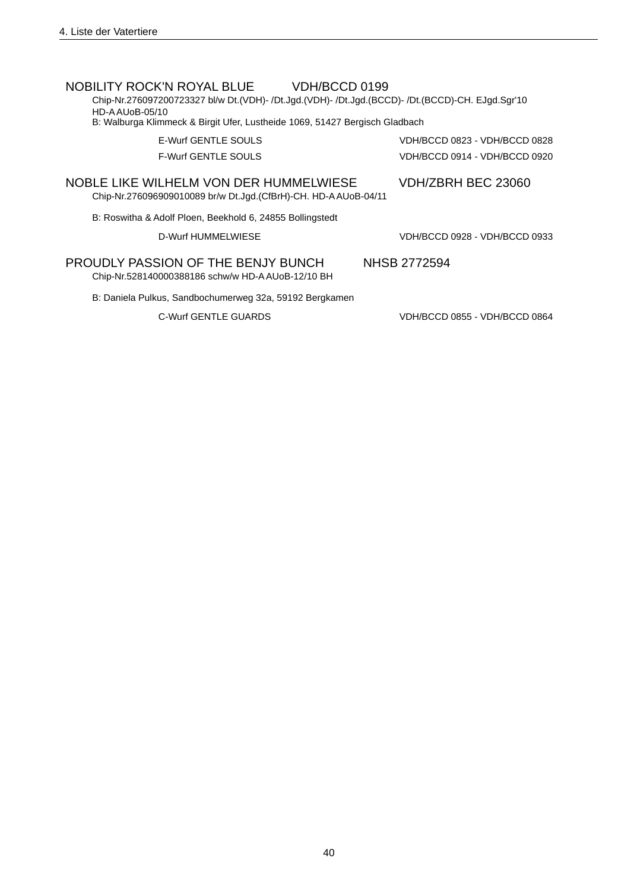## NOBILITY ROCK'N ROYAL BLUE VDH/BCCD 0199

Chip-Nr.276097200723327 bl/w Dt.(VDH)- /Dt.Jgd.(VDH)- /Dt.Jgd.(BCCD)- /Dt.(BCCD)-CH. EJgd.Sgr'10
HD-A AUoB-05/10
B: Walburga Klimmeck & Birgit Ufer, Lustheide 1069, 51427 Bergisch Gladbach

| | |
|---|---|
| E-Wurf GENTLE SOULS | VDH/BCCD 0823 - VDH/BCCD 0828 |
| F-Wurf GENTLE SOULS | VDH/BCCD 0914 - VDH/BCCD 0920 |

## NOBLE LIKE WILHELM VON DER HUMMELWIESE VDH/ZBRH BEC 23060

Chip-Nr.276096909010089 br/w Dt.Jgd.(CfBrH)-CH. HD-A AUoB-04/11

B: Roswitha & Adolf Ploen, Beekhold 6, 24855 Bollingstedt

| | |
|---|---|
| D-Wurf HUMMELWIESE | VDH/BCCD 0928 - VDH/BCCD 0933 |

## PROUDLY PASSION OF THE BENJY BUNCH NHSB 2772594

Chip-Nr.528140000388186 schw/w HD-A AUoB-12/10 BH

B: Daniela Pulkus, Sandbochumerweg 32a, 59192 Bergkamen

| | |
|---|---|
| C-Wurf GENTLE GUARDS | VDH/BCCD 0855 - VDH/BCCD 0864 |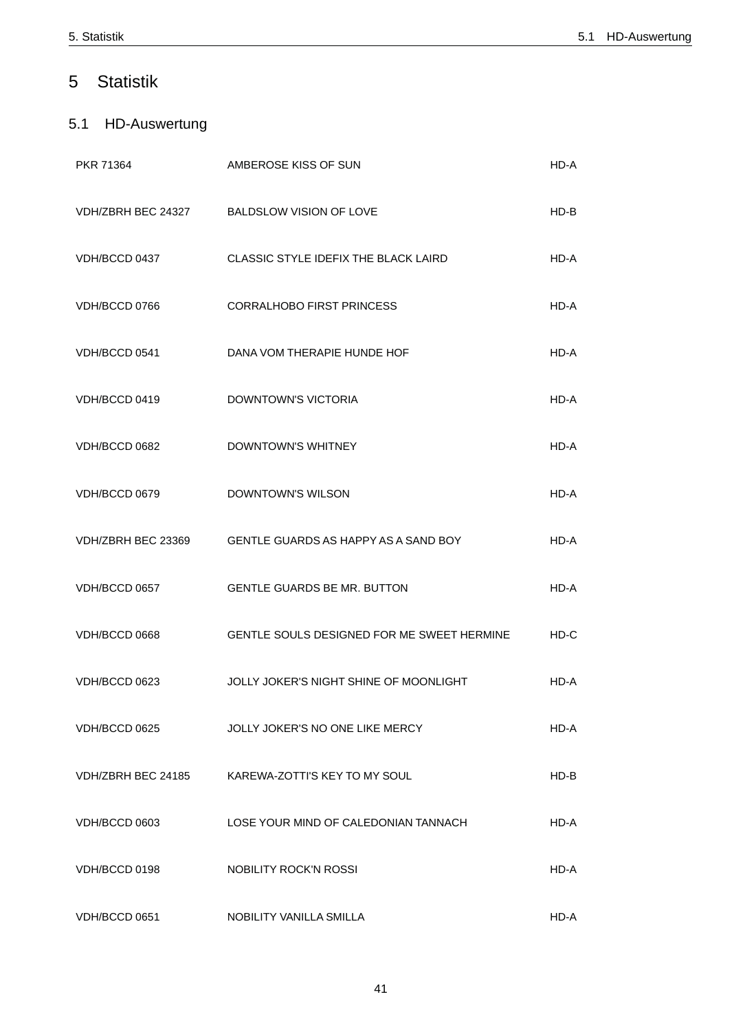# 5 Statistik

## 5.1 HD-Auswertung

| | | |
|---|---|---|
| PKR 71364 | AMBEROSE KISS OF SUN | HD-A |
| VDH/ZBRH BEC 24327 | BALDSLOW VISION OF LOVE | HD-B |
| VDH/BCCD 0437 | CLASSIC STYLE IDEFIX THE BLACK LAIRD | HD-A |
| VDH/BCCD 0766 | CORRALHOBO FIRST PRINCESS | HD-A |
| VDH/BCCD 0541 | DANA VOM THERAPIE HUNDE HOF | HD-A |
| VDH/BCCD 0419 | DOWNTOWN'S VICTORIA | HD-A |
| VDH/BCCD 0682 | DOWNTOWN'S WHITNEY | HD-A |
| VDH/BCCD 0679 | DOWNTOWN'S WILSON | HD-A |
| VDH/ZBRH BEC 23369 | GENTLE GUARDS AS HAPPY AS A SAND BOY | HD-A |
| VDH/BCCD 0657 | GENTLE GUARDS BE MR. BUTTON | HD-A |
| VDH/BCCD 0668 | GENTLE SOULS DESIGNED FOR ME SWEET HERMINE | HD-C |
| VDH/BCCD 0623 | JOLLY JOKER'S NIGHT SHINE OF MOONLIGHT | HD-A |
| VDH/BCCD 0625 | JOLLY JOKER'S NO ONE LIKE MERCY | HD-A |
| VDH/ZBRH BEC 24185 | KAREWA-ZOTTI'S KEY TO MY SOUL | HD-B |
| VDH/BCCD 0603 | LOSE YOUR MIND OF CALEDONIAN TANNACH | HD-A |
| VDH/BCCD 0198 | NOBILITY ROCK'N ROSSI | HD-A |
| VDH/BCCD 0651 | NOBILITY VANILLA SMILLA | HD-A |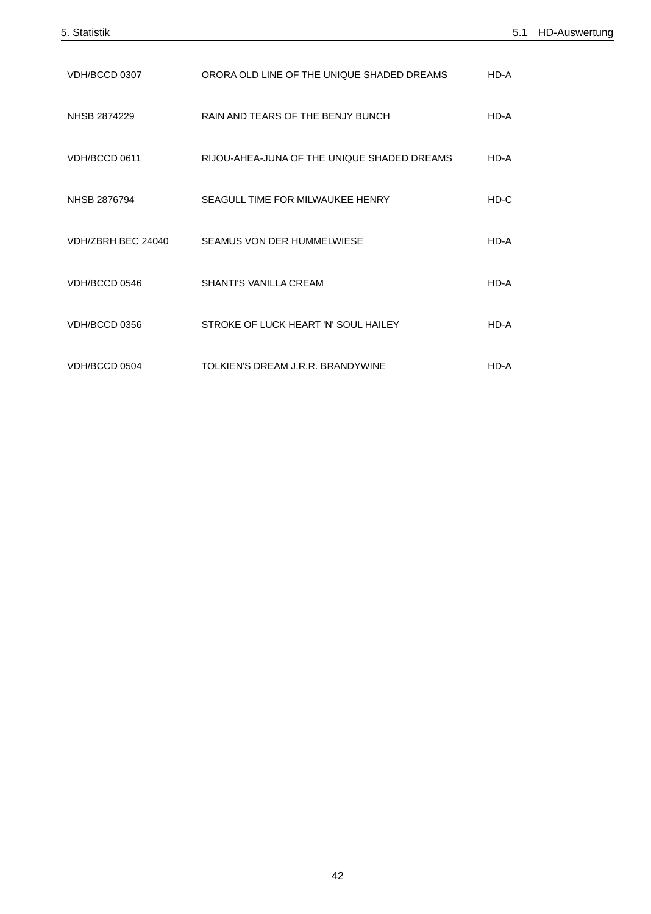| | | |
|---|---|---|
| VDH/BCCD 0307 | ORORA OLD LINE OF THE UNIQUE SHADED DREAMS | HD-A |
| NHSB 2874229 | RAIN AND TEARS OF THE BENJY BUNCH | HD-A |
| VDH/BCCD 0611 | RIJOU-AHEA-JUNA OF THE UNIQUE SHADED DREAMS | HD-A |
| NHSB 2876794 | SEAGULL TIME FOR MILWAUKEE HENRY | HD-C |
| VDH/ZBRH BEC 24040 | SEAMUS VON DER HUMMELWIESE | HD-A |
| VDH/BCCD 0546 | SHANTI'S VANILLA CREAM | HD-A |
| VDH/BCCD 0356 | STROKE OF LUCK HEART 'N' SOUL HAILEY | HD-A |
| VDH/BCCD 0504 | TOLKIEN'S DREAM J.R.R. BRANDYWINE | HD-A |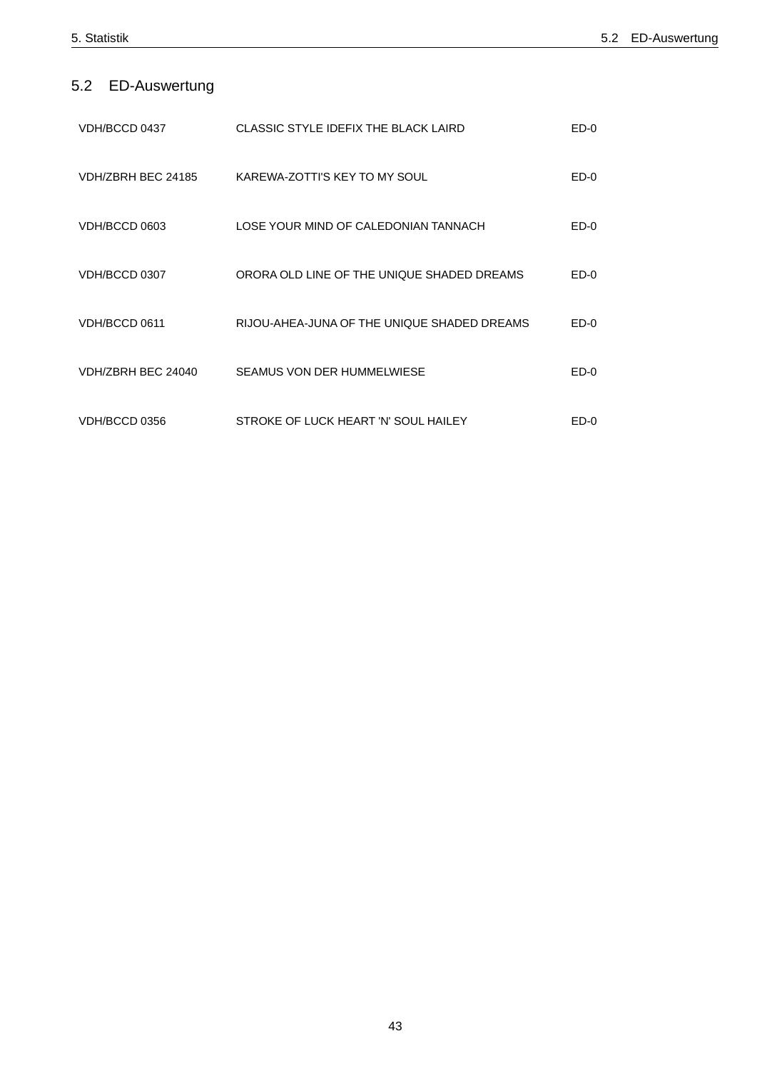## 5.2 ED-Auswertung

| | | |
|---|---|---|
| VDH/BCCD 0437 | CLASSIC STYLE IDEFIX THE BLACK LAIRD | ED-0 |
| VDH/ZBRH BEC 24185 | KAREWA-ZOTTI'S KEY TO MY SOUL | ED-0 |
| VDH/BCCD 0603 | LOSE YOUR MIND OF CALEDONIAN TANNACH | ED-0 |
| VDH/BCCD 0307 | ORORA OLD LINE OF THE UNIQUE SHADED DREAMS | ED-0 |
| VDH/BCCD 0611 | RIJOU-AHEA-JUNA OF THE UNIQUE SHADED DREAMS | ED-0 |
| VDH/ZBRH BEC 24040 | SEAMUS VON DER HUMMELWIESE | ED-0 |
| VDH/BCCD 0356 | STROKE OF LUCK HEART 'N' SOUL HAILEY | ED-0 |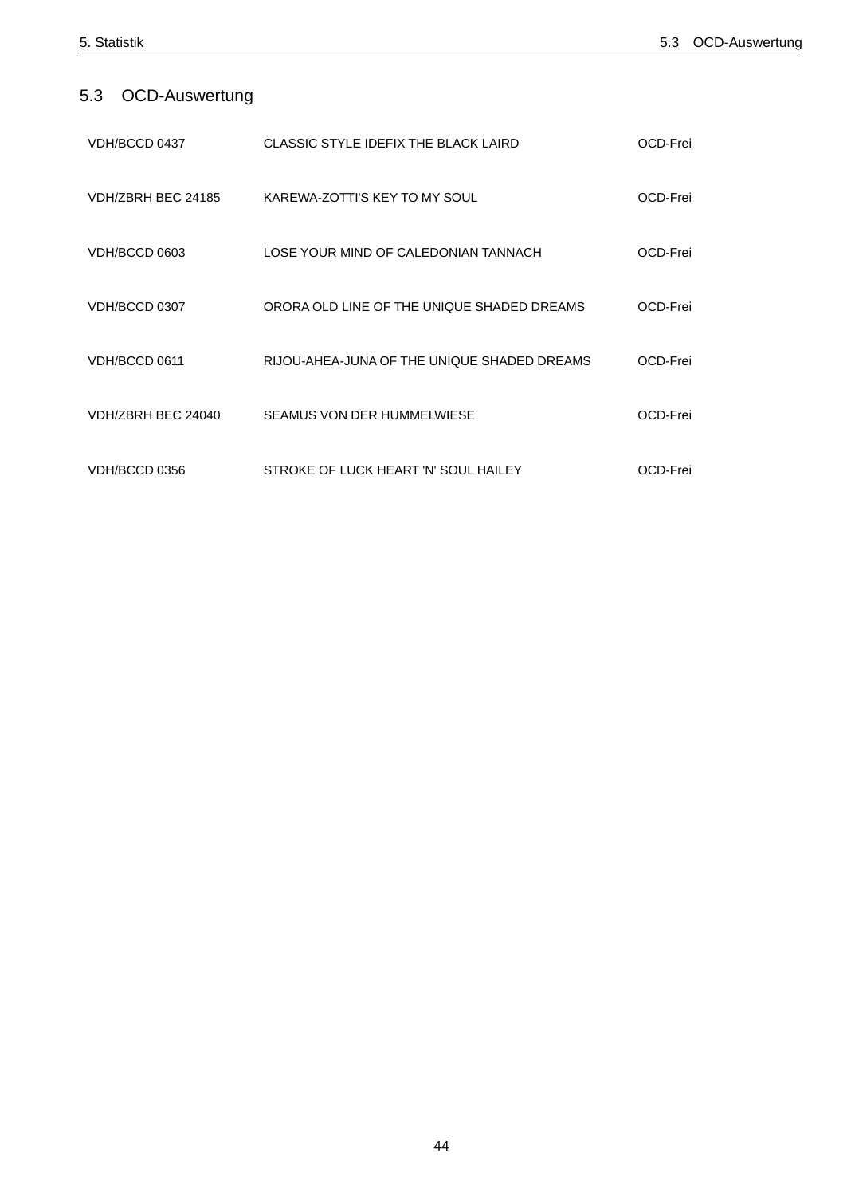## 5.3 OCD-Auswertung

| | | |
|---|---|---|
| VDH/BCCD 0437 | CLASSIC STYLE IDEFIX THE BLACK LAIRD | OCD-Frei |
| VDH/ZBRH BEC 24185 | KAREWA-ZOTTI'S KEY TO MY SOUL | OCD-Frei |
| VDH/BCCD 0603 | LOSE YOUR MIND OF CALEDONIAN TANNACH | OCD-Frei |
| VDH/BCCD 0307 | ORORA OLD LINE OF THE UNIQUE SHADED DREAMS | OCD-Frei |
| VDH/BCCD 0611 | RIJOU-AHEA-JUNA OF THE UNIQUE SHADED DREAMS | OCD-Frei |
| VDH/ZBRH BEC 24040 | SEAMUS VON DER HUMMELWIESE | OCD-Frei |
| VDH/BCCD 0356 | STROKE OF LUCK HEART 'N' SOUL HAILEY | OCD-Frei |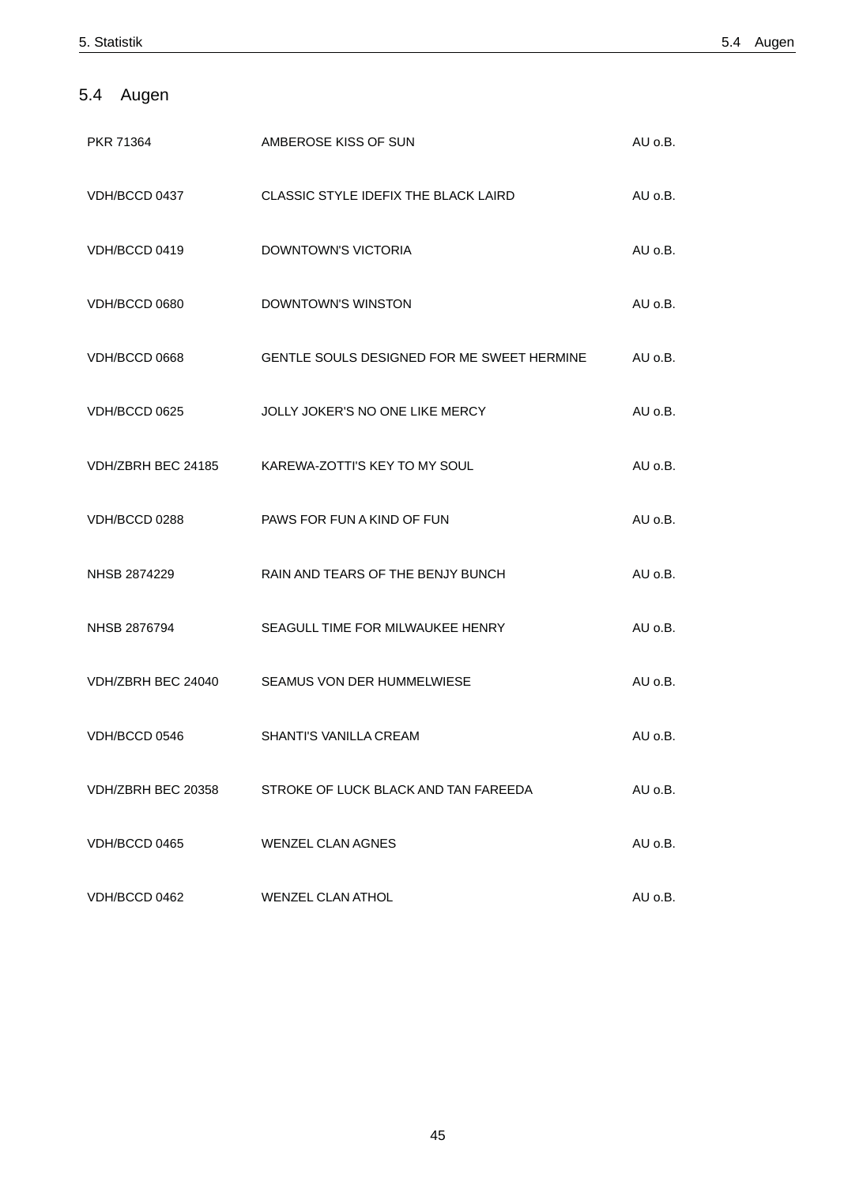## 5.4 Augen

| | | |
|---|---|---|
| PKR 71364 | AMBEROSE KISS OF SUN | AU o.B. |
| VDH/BCCD 0437 | CLASSIC STYLE IDEFIX THE BLACK LAIRD | AU o.B. |
| VDH/BCCD 0419 | DOWNTOWN'S VICTORIA | AU o.B. |
| VDH/BCCD 0680 | DOWNTOWN'S WINSTON | AU o.B. |
| VDH/BCCD 0668 | GENTLE SOULS DESIGNED FOR ME SWEET HERMINE | AU o.B. |
| VDH/BCCD 0625 | JOLLY JOKER'S NO ONE LIKE MERCY | AU o.B. |
| VDH/ZBRH BEC 24185 | KAREWA-ZOTTI'S KEY TO MY SOUL | AU o.B. |
| VDH/BCCD 0288 | PAWS FOR FUN A KIND OF FUN | AU o.B. |
| NHSB 2874229 | RAIN AND TEARS OF THE BENJY BUNCH | AU o.B. |
| NHSB 2876794 | SEAGULL TIME FOR MILWAUKEE HENRY | AU o.B. |
| VDH/ZBRH BEC 24040 | SEAMUS VON DER HUMMELWIESE | AU o.B. |
| VDH/BCCD 0546 | SHANTI'S VANILLA CREAM | AU o.B. |
| VDH/ZBRH BEC 20358 | STROKE OF LUCK BLACK AND TAN FAREEDA | AU o.B. |
| VDH/BCCD 0465 | WENZEL CLAN AGNES | AU o.B. |
| VDH/BCCD 0462 | WENZEL CLAN ATHOL | AU o.B. |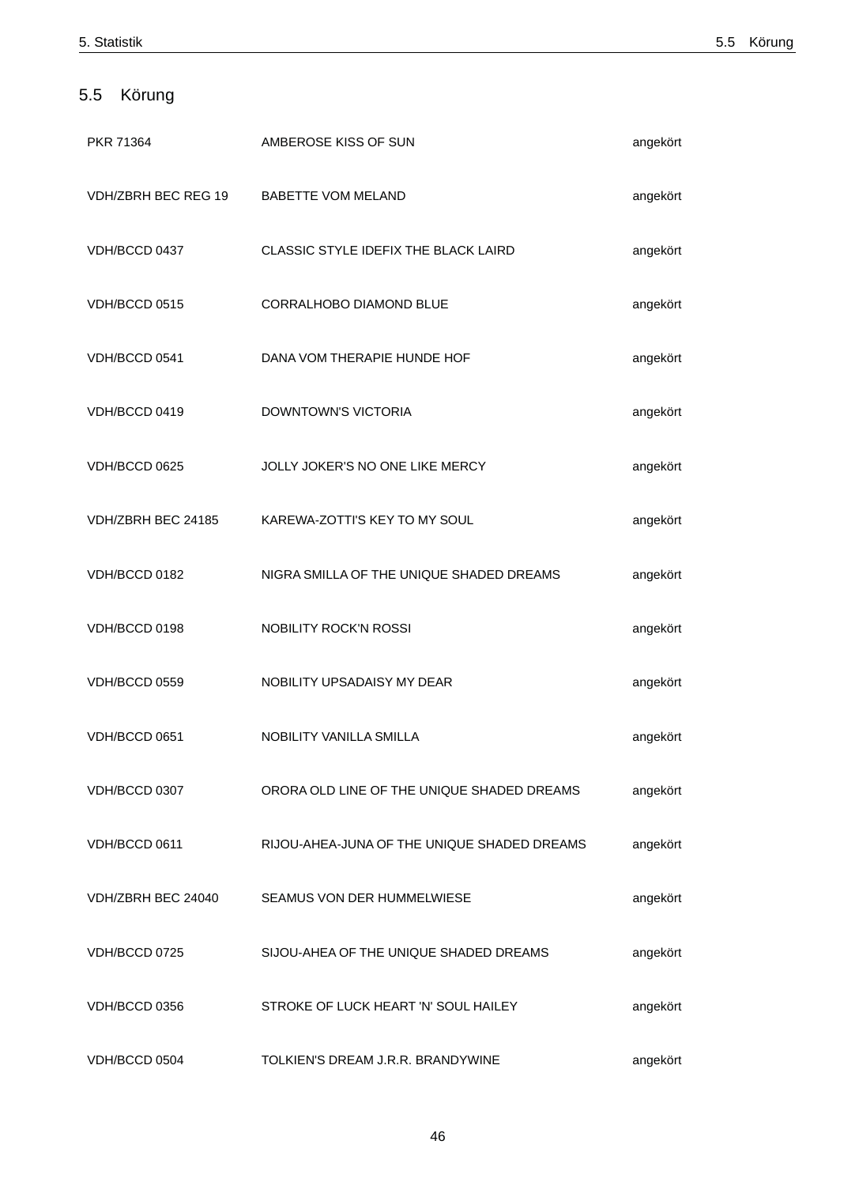## 5.5 Körung

| | | |
|---|---|---|
| PKR 71364 | AMBEROSE KISS OF SUN | angekört |
| VDH/ZBRH BEC REG 19 | BABETTE VOM MELAND | angekört |
| VDH/BCCD 0437 | CLASSIC STYLE IDEFIX THE BLACK LAIRD | angekört |
| VDH/BCCD 0515 | CORRALHOBO DIAMOND BLUE | angekört |
| VDH/BCCD 0541 | DANA VOM THERAPIE HUNDE HOF | angekört |
| VDH/BCCD 0419 | DOWNTOWN'S VICTORIA | angekört |
| VDH/BCCD 0625 | JOLLY JOKER'S NO ONE LIKE MERCY | angekört |
| VDH/ZBRH BEC 24185 | KAREWA-ZOTTI'S KEY TO MY SOUL | angekört |
| VDH/BCCD 0182 | NIGRA SMILLA OF THE UNIQUE SHADED DREAMS | angekört |
| VDH/BCCD 0198 | NOBILITY ROCK'N ROSSI | angekört |
| VDH/BCCD 0559 | NOBILITY UPSADAISY MY DEAR | angekört |
| VDH/BCCD 0651 | NOBILITY VANILLA SMILLA | angekört |
| VDH/BCCD 0307 | ORORA OLD LINE OF THE UNIQUE SHADED DREAMS | angekört |
| VDH/BCCD 0611 | RIJOU-AHEA-JUNA OF THE UNIQUE SHADED DREAMS | angekört |
| VDH/ZBRH BEC 24040 | SEAMUS VON DER HUMMELWIESE | angekört |
| VDH/BCCD 0725 | SIJOU-AHEA OF THE UNIQUE SHADED DREAMS | angekört |
| VDH/BCCD 0356 | STROKE OF LUCK HEART 'N' SOUL HAILEY | angekört |
| VDH/BCCD 0504 | TOLKIEN'S DREAM J.R.R. BRANDYWINE | angekört |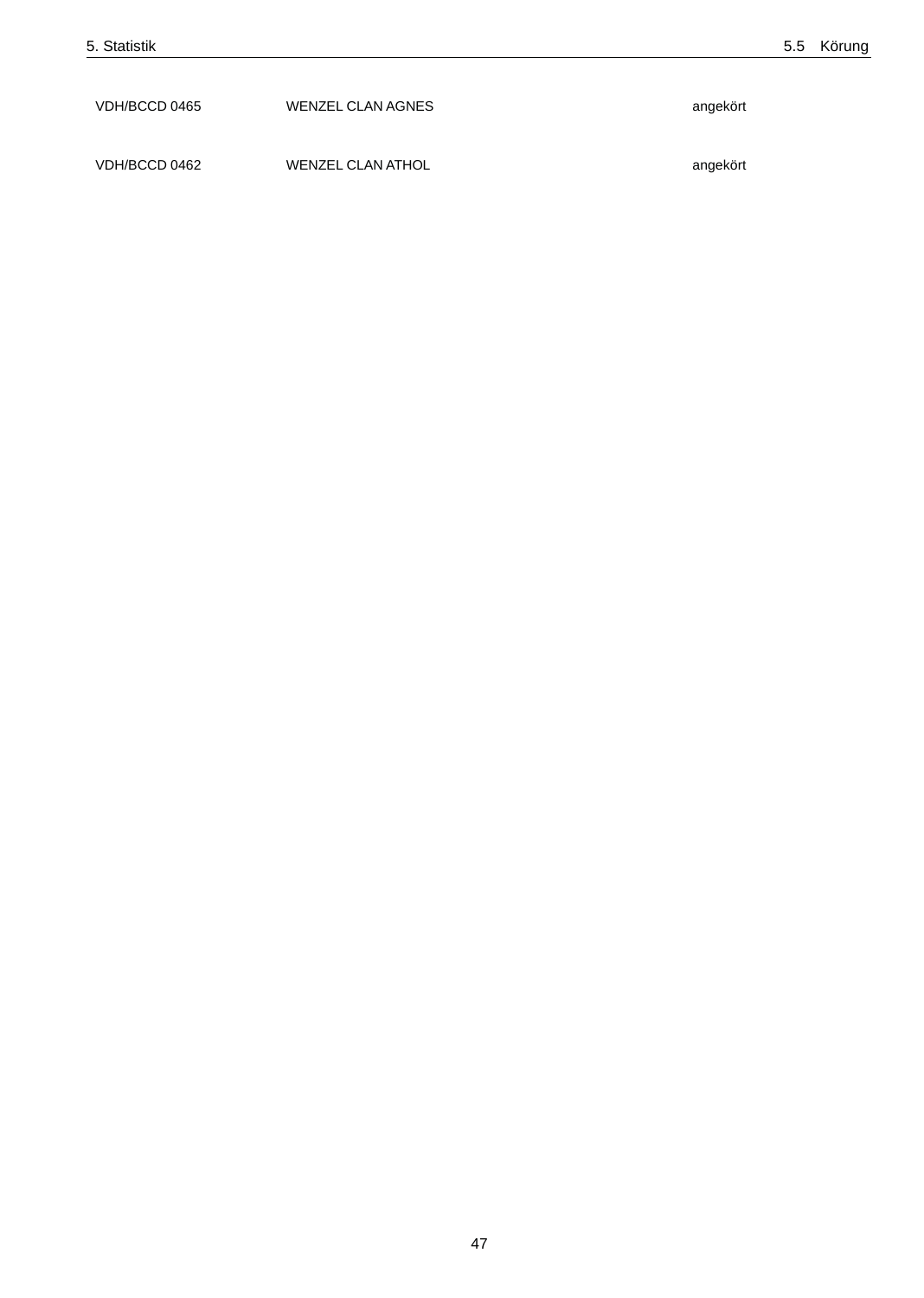| | | |
|---|---|---|
| VDH/BCCD 0465 | WENZEL CLAN AGNES | angekört |
| VDH/BCCD 0462 | WENZEL CLAN ATHOL | angekört |